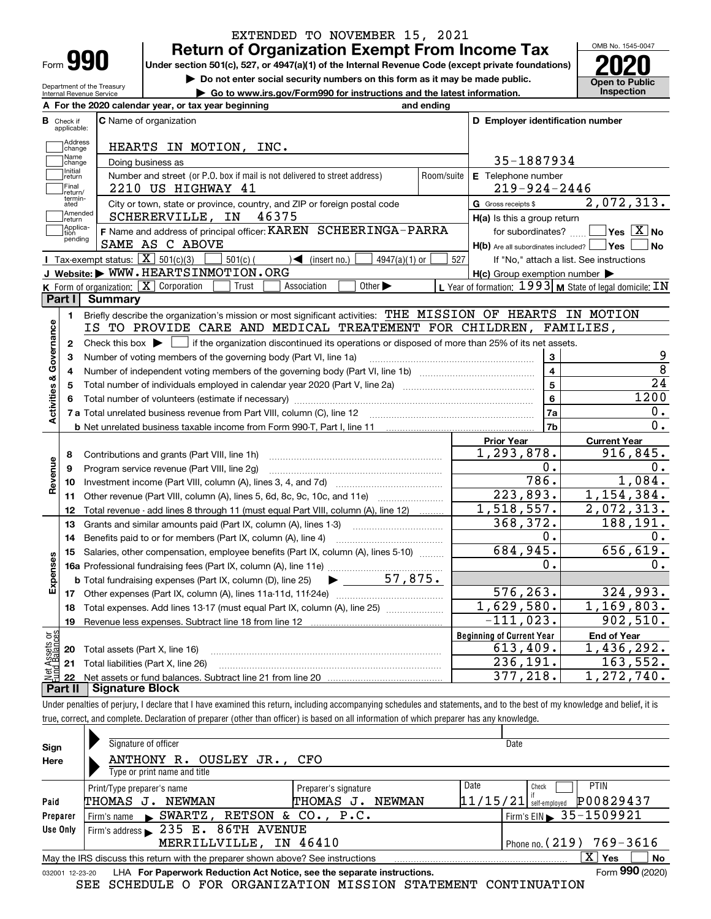EXTENDED TO NOVEMBER 15, 2021

# Form 990 — Return of Organization Exempt From Income Tax

**Under section 501(c), 527, or 4947(a)(1) of the Internal Revenue Code (except private foundations)**

▶ Do not enter social security numbers on this form as it may be made public.

▶ Go to www.irs.gov/Form990 for instructions and the latest information.

OMB No. 1545-0047

**2020**

**Open to Public Inspection**

Department of the Treasury
Internal Revenue Service

**A** For the 2020 calendar year, or tax year beginning and ending

**B** Check if applicable: Address change, Name change, Initial return, Final return/terminated, Amended return, Application pending

**C** Name of organization: HEARTS IN MOTION, INC.

Doing business as

Number and street (or P.O. box if mail is not delivered to street address) / Room/suite: 2210 US HIGHWAY 41

City or town, state or province, country, and ZIP or foreign postal code: SCHERERVILLE, IN 46375

**D** Employer identification number: 35-1887934

**E** Telephone number: 219-924-2446

**G** Gross receipts $ 2,072,313.

**F** Name and address of principal officer: KAREN SCHEERINGA-PARRA
SAME AS C ABOVE

**H(a)** Is this a group return for subordinates? ☐ Yes ☒ No

**H(b)** Are all subordinates included? ☐ Yes ☐ No
If "No," attach a list. See instructions

**H(c)** Group exemption number ▶

**I** Tax-exempt status: ☒ 501(c)(3) ☐ 501(c) ( ) ◀ (insert no.) ☐ 4947(a)(1) or ☐ 527

**J** Website: ▶ WWW.HEARTSINMOTION.ORG

**K** Form of organization: ☒ Corporation ☐ Trust ☐ Association ☐ Other ▶

**L** Year of formation: 1993 **M** State of legal domicile: IN

## Part I Summary

**Activities & Governance**

1 Briefly describe the organization's mission or most significant activities: THE MISSION OF HEARTS IN MOTION IS TO PROVIDE CARE AND MEDICAL TREATEMENT FOR CHILDREN, FAMILIES,

2 Check this box ▶ ☐ if the organization discontinued its operations or disposed of more than 25% of its net assets.

| | | | |
|---|---|---|---|
| 3 | Number of voting members of the governing body (Part VI, line 1a) | 3 | 9 |
| 4 | Number of independent voting members of the governing body (Part VI, line 1b) | 4 | 8 |
| 5 | Total number of individuals employed in calendar year 2020 (Part V, line 2a) | 5 | 24 |
| 6 | Total number of volunteers (estimate if necessary) | 6 | 1200 |
| 7a | Total unrelated business revenue from Part VIII, column (C), line 12 | 7a | 0. |
| b | Net unrelated business taxable income from Form 990-T, Part I, line 11 | 7b | 0. |

| | | | Prior Year | Current Year |
|---|---|---|---|---|
| **Revenue** | 8 | Contributions and grants (Part VIII, line 1h) | 1,293,878. | 916,845. |
| | 9 | Program service revenue (Part VIII, line 2g) | 0. | 0. |
| | 10 | Investment income (Part VIII, column (A), lines 3, 4, and 7d) | 786. | 1,084. |
| | 11 | Other revenue (Part VIII, column (A), lines 5, 6d, 8c, 9c, 10c, and 11e) | 223,893. | 1,154,384. |
| | 12 | Total revenue - add lines 8 through 11 (must equal Part VIII, column (A), line 12) | 1,518,557. | 2,072,313. |
| **Expenses** | 13 | Grants and similar amounts paid (Part IX, column (A), lines 1-3) | 368,372. | 188,191. |
| | 14 | Benefits paid to or for members (Part IX, column (A), line 4) | 0. | 0. |
| | 15 | Salaries, other compensation, employee benefits (Part IX, column (A), lines 5-10) | 684,945. | 656,619. |
| | 16a | Professional fundraising fees (Part IX, column (A), line 11e) | 0. | 0. |
| | b | Total fundraising expenses (Part IX, column (D), line 25) ▶ 57,875. | | |
| | 17 | Other expenses (Part IX, column (A), lines 11a-11d, 11f-24e) | 576,263. | 324,993. |
| | 18 | Total expenses. Add lines 13-17 (must equal Part IX, column (A), line 25) | 1,629,580. | 1,169,803. |
| | 19 | Revenue less expenses. Subtract line 18 from line 12 | -111,023. | 902,510. |

| | | | Beginning of Current Year | End of Year |
|---|---|---|---|---|
| **Net Assets or Fund Balances** | 20 | Total assets (Part X, line 16) | 613,409. | 1,436,292. |
| | 21 | Total liabilities (Part X, line 26) | 236,191. | 163,552. |
| | 22 | Net assets or fund balances. Subtract line 21 from line 20 | 377,218. | 1,272,740. |

## Part II Signature Block

Under penalties of perjury, I declare that I have examined this return, including accompanying schedules and statements, and to the best of my knowledge and belief, it is true, correct, and complete. Declaration of preparer (other than officer) is based on all information of which preparer has any knowledge.

**Sign Here**

Signature of officer — Date

ANTHONY R. OUSLEY JR., CFO
Type or print name and title

**Paid Preparer Use Only**

| Print/Type preparer's name | Preparer's signature | Date | Check ☐ if self-employed | PTIN |
|---|---|---|---|---|
| THOMAS J. NEWMAN | THOMAS J. NEWMAN | 11/15/21 | | P00829437 |

Firm's name ▶ SWARTZ, RETSON & CO., P.C. — Firm's EIN ▶ 35-1509921

Firm's address ▶ 235 E. 86TH AVENUE, MERRILLVILLE, IN 46410 — Phone no. (219) 769-3616

May the IRS discuss this return with the preparer shown above? See instructions ☒ Yes ☐ No

032001 12-23-20 LHA **For Paperwork Reduction Act Notice, see the separate instructions.** Form **990** (2020)

SEE SCHEDULE O FOR ORGANIZATION MISSION STATEMENT CONTINUATION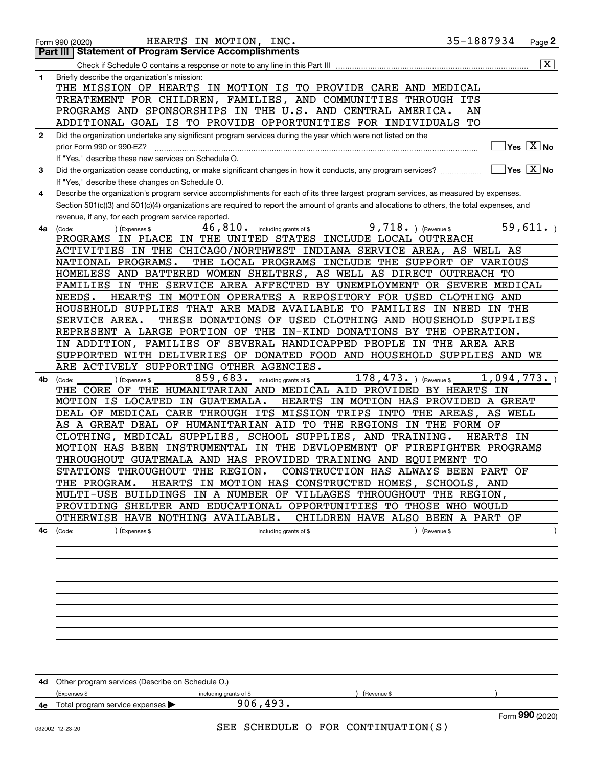Form 990 (2020) HEARTS IN MOTION, INC. 35-1887934 Page **2**

## Part III | Statement of Program Service Accomplishments

Check if Schedule O contains a response or note to any line in this Part III .......... [X]

**1** Briefly describe the organization's mission:

THE MISSION OF HEARTS IN MOTION IS TO PROVIDE CARE AND MEDICAL TREATEMENT FOR CHILDREN, FAMILIES, AND COMMUNITIES THROUGH ITS PROGRAMS AND SPONSORSHIPS IN THE U.S. AND CENTRAL AMERICA. AN ADDITIONAL GOAL IS TO PROVIDE OPPORTUNITIES FOR INDIVIDUALS TO

**2** Did the organization undertake any significant program services during the year which were not listed on the prior Form 990 or 990-EZ? .......... [ ] Yes [X] No

If "Yes," describe these new services on Schedule O.

**3** Did the organization cease conducting, or make significant changes in how it conducts, any program services? .......... [ ] Yes [X] No

If "Yes," describe these changes on Schedule O.

**4** Describe the organization's program service accomplishments for each of its three largest program services, as measured by expenses. Section 501(c)(3) and 501(c)(4) organizations are required to report the amount of grants and allocations to others, the total expenses, and revenue, if any, for each program service reported.

**4a** (Code: ) (Expenses $ 46,810. including grants of $ 9,718. ) (Revenue $ 59,611. )

PROGRAMS IN PLACE IN THE UNITED STATES INCLUDE LOCAL OUTREACH ACTIVITIES IN THE CHICAGO/NORTHWEST INDIANA SERVICE AREA, AS WELL AS NATIONAL PROGRAMS. THE LOCAL PROGRAMS INCLUDE THE SUPPORT OF VARIOUS HOMELESS AND BATTERED WOMEN SHELTERS, AS WELL AS DIRECT OUTREACH TO FAMILIES IN THE SERVICE AREA AFFECTED BY UNEMPLOYMENT OR SEVERE MEDICAL NEEDS. HEARTS IN MOTION OPERATES A REPOSITORY FOR USED CLOTHING AND HOUSEHOLD SUPPLIES THAT ARE MADE AVAILABLE TO FAMILIES IN NEED IN THE SERVICE AREA. THESE DONATIONS OF USED CLOTHING AND HOUSEHOLD SUPPLIES REPRESENT A LARGE PORTION OF THE IN-KIND DONATIONS BY THE OPERATION. IN ADDITION, FAMILIES OF SEVERAL HANDICAPPED PEOPLE IN THE AREA ARE SUPPORTED WITH DELIVERIES OF DONATED FOOD AND HOUSEHOLD SUPPLIES AND WE ARE ACTIVELY SUPPORTING OTHER AGENCIES.

**4b** (Code: ) (Expenses $ 859,683. including grants of $ 178,473. ) (Revenue $ 1,094,773. )

THE CORE OF THE HUMANITARIAN AND MEDICAL AID PROVIDED BY HEARTS IN MOTION IS LOCATED IN GUATEMALA. HEARTS IN MOTION HAS PROVIDED A GREAT DEAL OF MEDICAL CARE THROUGH ITS MISSION TRIPS INTO THE AREAS, AS WELL AS A GREAT DEAL OF HUMANITARIAN AID TO THE REGIONS IN THE FORM OF CLOTHING, MEDICAL SUPPLIES, SCHOOL SUPPLIES, AND TRAINING. HEARTS IN MOTION HAS BEEN INSTRUMENTAL IN THE DEVLOPEMENT OF FIREFIGHTER PROGRAMS THROUGHOUT GUATEMALA AND HAS PROVIDED TRAINING AND EQUIPMENT TO STATIONS THROUGHOUT THE REGION. CONSTRUCTION HAS ALWAYS BEEN PART OF THE PROGRAM. HEARTS IN MOTION HAS CONSTRUCTED HOMES, SCHOOLS, AND MULTI-USE BUILDINGS IN A NUMBER OF VILLAGES THROUGHOUT THE REGION, PROVIDING SHELTER AND EDUCATIONAL OPPORTUNITIES TO THOSE WHO WOULD OTHERWISE HAVE NOTHING AVAILABLE. CHILDREN HAVE ALSO BEEN A PART OF

**4c** (Code: ) (Expenses $ including grants of $ ) (Revenue $ )

**4d** Other program services (Describe on Schedule O.)

(Expenses $ including grants of $ ) (Revenue $ )

**4e** Total program service expenses ▶ 906,493.

SEE SCHEDULE O FOR CONTINUATION(S)

Form **990** (2020)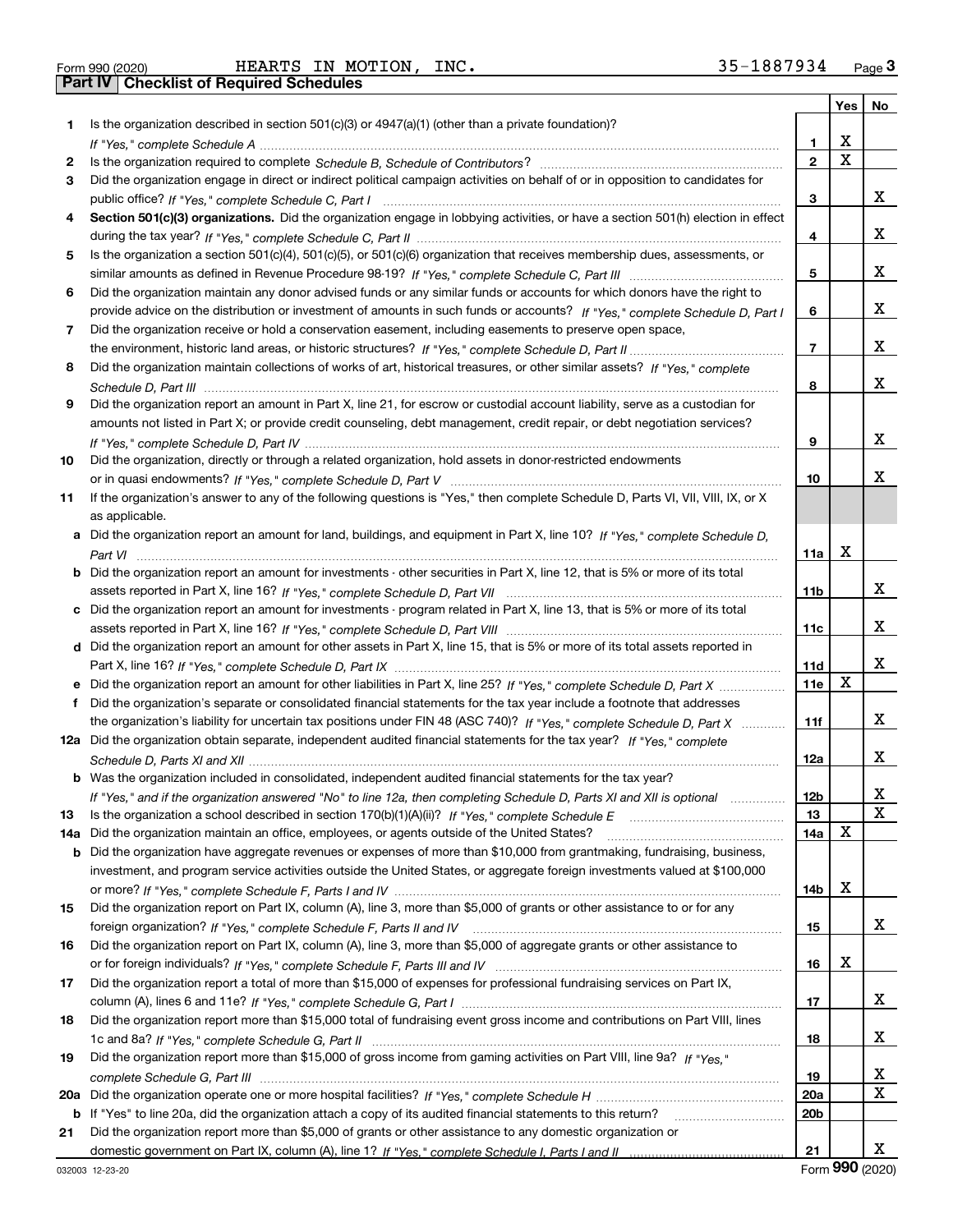Form 990 (2020) HEARTS IN MOTION, INC. 35-1887934 Page 3

## Part IV Checklist of Required Schedules

| | | | Yes | No |
|---|---|---|---|---|
| 1 | Is the organization described in section 501(c)(3) or 4947(a)(1) (other than a private foundation)? *If "Yes," complete Schedule A* | 1 | X | |
| 2 | Is the organization required to complete *Schedule B, Schedule of Contributors*? | 2 | X | |
| 3 | Did the organization engage in direct or indirect political campaign activities on behalf of or in opposition to candidates for public office? *If "Yes," complete Schedule C, Part I* | 3 | | X |
| 4 | **Section 501(c)(3) organizations.** Did the organization engage in lobbying activities, or have a section 501(h) election in effect during the tax year? *If "Yes," complete Schedule C, Part II* | 4 | | X |
| 5 | Is the organization a section 501(c)(4), 501(c)(5), or 501(c)(6) organization that receives membership dues, assessments, or similar amounts as defined in Revenue Procedure 98-19? *If "Yes," complete Schedule C, Part III* | 5 | | X |
| 6 | Did the organization maintain any donor advised funds or any similar funds or accounts for which donors have the right to provide advice on the distribution or investment of amounts in such funds or accounts? *If "Yes," complete Schedule D, Part I* | 6 | | X |
| 7 | Did the organization receive or hold a conservation easement, including easements to preserve open space, the environment, historic land areas, or historic structures? *If "Yes," complete Schedule D, Part II* | 7 | | X |
| 8 | Did the organization maintain collections of works of art, historical treasures, or other similar assets? *If "Yes," complete Schedule D, Part III* | 8 | | X |
| 9 | Did the organization report an amount in Part X, line 21, for escrow or custodial account liability, serve as a custodian for amounts not listed in Part X; or provide credit counseling, debt management, credit repair, or debt negotiation services? *If "Yes," complete Schedule D, Part IV* | 9 | | X |
| 10 | Did the organization, directly or through a related organization, hold assets in donor-restricted endowments or in quasi endowments? *If "Yes," complete Schedule D, Part V* | 10 | | X |
| 11 | If the organization's answer to any of the following questions is "Yes," then complete Schedule D, Parts VI, VII, VIII, IX, or X as applicable. | | | |
| a | Did the organization report an amount for land, buildings, and equipment in Part X, line 10? *If "Yes," complete Schedule D, Part VI* | 11a | X | |
| b | Did the organization report an amount for investments - other securities in Part X, line 12, that is 5% or more of its total assets reported in Part X, line 16? *If "Yes," complete Schedule D, Part VII* | 11b | | X |
| c | Did the organization report an amount for investments - program related in Part X, line 13, that is 5% or more of its total assets reported in Part X, line 16? *If "Yes," complete Schedule D, Part VIII* | 11c | | X |
| d | Did the organization report an amount for other assets in Part X, line 15, that is 5% or more of its total assets reported in Part X, line 16? *If "Yes," complete Schedule D, Part IX* | 11d | | X |
| e | Did the organization report an amount for other liabilities in Part X, line 25? *If "Yes," complete Schedule D, Part X* | 11e | X | |
| f | Did the organization's separate or consolidated financial statements for the tax year include a footnote that addresses the organization's liability for uncertain tax positions under FIN 48 (ASC 740)? *If "Yes," complete Schedule D, Part X* | 11f | | X |
| 12a | Did the organization obtain separate, independent audited financial statements for the tax year? *If "Yes," complete Schedule D, Parts XI and XII* | 12a | | X |
| b | Was the organization included in consolidated, independent audited financial statements for the tax year? *If "Yes," and if the organization answered "No" to line 12a, then completing Schedule D, Parts XI and XII is optional* | 12b | | X |
| 13 | Is the organization a school described in section 170(b)(1)(A)(ii)? *If "Yes," complete Schedule E* | 13 | | X |
| 14a | Did the organization maintain an office, employees, or agents outside of the United States? | 14a | X | |
| b | Did the organization have aggregate revenues or expenses of more than $10,000 from grantmaking, fundraising, business, investment, and program service activities outside the United States, or aggregate foreign investments valued at $100,000 or more? *If "Yes," complete Schedule F, Parts I and IV* | 14b | X | |
| 15 | Did the organization report on Part IX, column (A), line 3, more than $5,000 of grants or other assistance to or for any foreign organization? *If "Yes," complete Schedule F, Parts II and IV* | 15 | | X |
| 16 | Did the organization report on Part IX, column (A), line 3, more than $5,000 of aggregate grants or other assistance to or for foreign individuals? *If "Yes," complete Schedule F, Parts III and IV* | 16 | X | |
| 17 | Did the organization report a total of more than $15,000 of expenses for professional fundraising services on Part IX, column (A), lines 6 and 11e? *If "Yes," complete Schedule G, Part I* | 17 | | X |
| 18 | Did the organization report more than $15,000 total of fundraising event gross income and contributions on Part VIII, lines 1c and 8a? *If "Yes," complete Schedule G, Part II* | 18 | | X |
| 19 | Did the organization report more than $15,000 of gross income from gaming activities on Part VIII, line 9a? *If "Yes," complete Schedule G, Part III* | 19 | | X |
| 20a | Did the organization operate one or more hospital facilities? *If "Yes," complete Schedule H* | 20a | | X |
| b | If "Yes" to line 20a, did the organization attach a copy of its audited financial statements to this return? | 20b | | |
| 21 | Did the organization report more than $5,000 of grants or other assistance to any domestic organization or domestic government on Part IX, column (A), line 1? *If "Yes," complete Schedule I, Parts I and II* | 21 | | X |

032003 12-23-20 Form **990** (2020)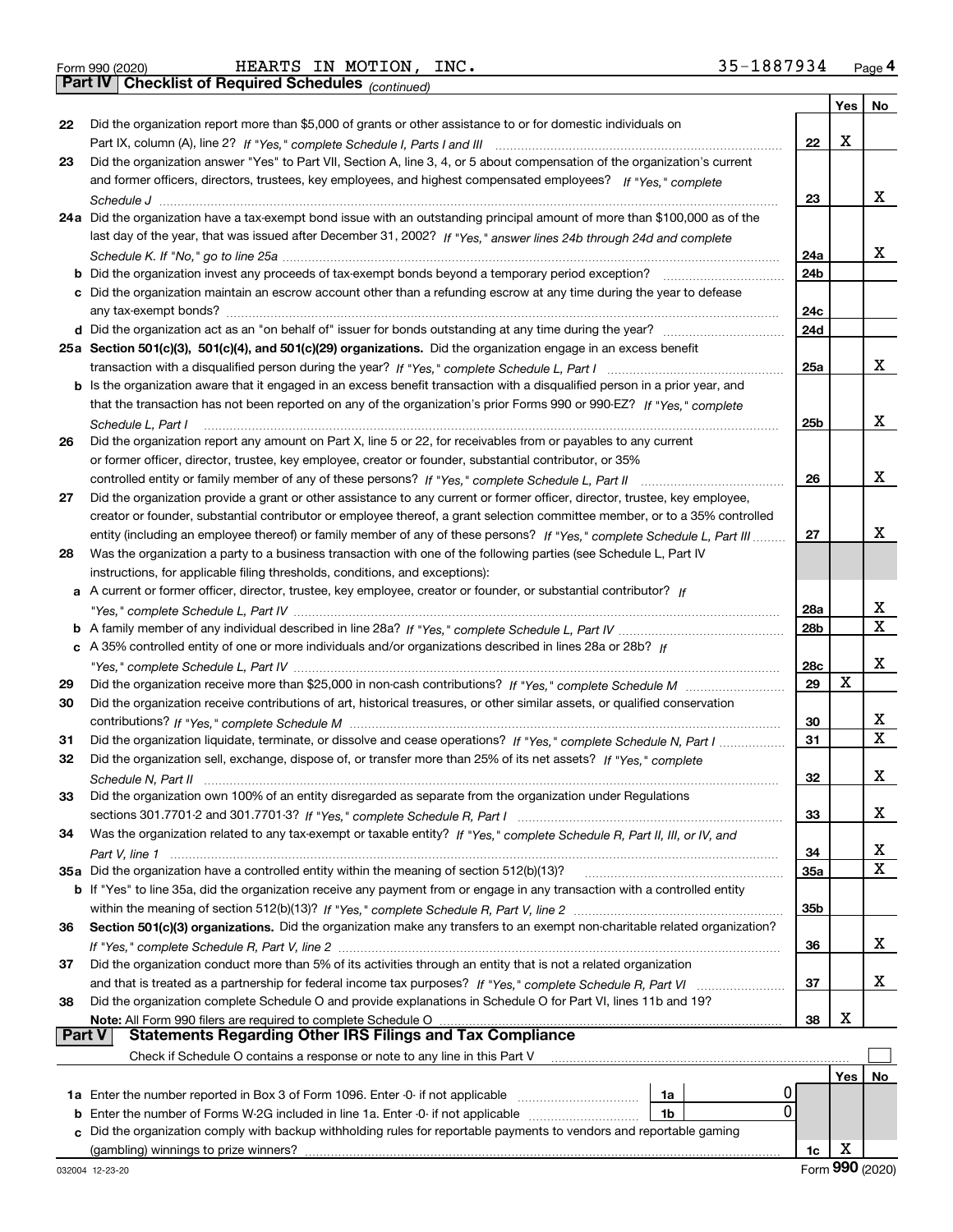Form 990 (2020) HEARTS IN MOTION, INC. 35-1887934 Page 4

**Part IV Checklist of Required Schedules** *(continued)*

| | | | Yes | No |
|---|---|---|---|---|
| 22 | Did the organization report more than $5,000 of grants or other assistance to or for domestic individuals on Part IX, column (A), line 2? *If "Yes," complete Schedule I, Parts I and III* | 22 | X | |
| 23 | Did the organization answer "Yes" to Part VII, Section A, line 3, 4, or 5 about compensation of the organization's current and former officers, directors, trustees, key employees, and highest compensated employees? *If "Yes," complete Schedule J* | 23 | | X |
| 24a | Did the organization have a tax-exempt bond issue with an outstanding principal amount of more than $100,000 as of the last day of the year, that was issued after December 31, 2002? *If "Yes," answer lines 24b through 24d and complete Schedule K. If "No," go to line 25a* | 24a | | X |
| b | Did the organization invest any proceeds of tax-exempt bonds beyond a temporary period exception? | 24b | | |
| c | Did the organization maintain an escrow account other than a refunding escrow at any time during the year to defease any tax-exempt bonds? | 24c | | |
| d | Did the organization act as an "on behalf of" issuer for bonds outstanding at any time during the year? | 24d | | |
| 25a | **Section 501(c)(3), 501(c)(4), and 501(c)(29) organizations.** Did the organization engage in an excess benefit transaction with a disqualified person during the year? *If "Yes," complete Schedule L, Part I* | 25a | | X |
| b | Is the organization aware that it engaged in an excess benefit transaction with a disqualified person in a prior year, and that the transaction has not been reported on any of the organization's prior Forms 990 or 990-EZ? *If "Yes," complete Schedule L, Part I* | 25b | | X |
| 26 | Did the organization report any amount on Part X, line 5 or 22, for receivables from or payables to any current or former officer, director, trustee, key employee, creator or founder, substantial contributor, or 35% controlled entity or family member of any of these persons? *If "Yes," complete Schedule L, Part II* | 26 | | X |
| 27 | Did the organization provide a grant or other assistance to any current or former officer, director, trustee, key employee, creator or founder, substantial contributor or employee thereof, a grant selection committee member, or to a 35% controlled entity (including an employee thereof) or family member of any of these persons? *If "Yes," complete Schedule L, Part III* | 27 | | X |
| 28 | Was the organization a party to a business transaction with one of the following parties (see Schedule L, Part IV instructions, for applicable filing thresholds, conditions, and exceptions): | | | |
| a | A current or former officer, director, trustee, key employee, creator or founder, or substantial contributor? *If "Yes," complete Schedule L, Part IV* | 28a | | X |
| b | A family member of any individual described in line 28a? *If "Yes," complete Schedule L, Part IV* | 28b | | X |
| c | A 35% controlled entity of one or more individuals and/or organizations described in lines 28a or 28b? *If "Yes," complete Schedule L, Part IV* | 28c | | X |
| 29 | Did the organization receive more than $25,000 in non-cash contributions? *If "Yes," complete Schedule M* | 29 | X | |
| 30 | Did the organization receive contributions of art, historical treasures, or other similar assets, or qualified conservation contributions? *If "Yes," complete Schedule M* | 30 | | X |
| 31 | Did the organization liquidate, terminate, or dissolve and cease operations? *If "Yes," complete Schedule N, Part I* | 31 | | X |
| 32 | Did the organization sell, exchange, dispose of, or transfer more than 25% of its net assets? *If "Yes," complete Schedule N, Part II* | 32 | | X |
| 33 | Did the organization own 100% of an entity disregarded as separate from the organization under Regulations sections 301.7701-2 and 301.7701-3? *If "Yes," complete Schedule R, Part I* | 33 | | X |
| 34 | Was the organization related to any tax-exempt or taxable entity? *If "Yes," complete Schedule R, Part II, III, or IV, and Part V, line 1* | 34 | | X |
| 35a | Did the organization have a controlled entity within the meaning of section 512(b)(13)? | 35a | | X |
| b | If "Yes" to line 35a, did the organization receive any payment from or engage in any transaction with a controlled entity within the meaning of section 512(b)(13)? *If "Yes," complete Schedule R, Part V, line 2* | 35b | | |
| 36 | **Section 501(c)(3) organizations.** Did the organization make any transfers to an exempt non-charitable related organization? *If "Yes," complete Schedule R, Part V, line 2* | 36 | | X |
| 37 | Did the organization conduct more than 5% of its activities through an entity that is not a related organization and that is treated as a partnership for federal income tax purposes? *If "Yes," complete Schedule R, Part VI* | 37 | | X |
| 38 | Did the organization complete Schedule O and provide explanations in Schedule O for Part VI, lines 11b and 19? **Note:** All Form 990 filers are required to complete Schedule O | 38 | X | |

**Part V Statements Regarding Other IRS Filings and Tax Compliance**

Check if Schedule O contains a response or note to any line in this Part V ☐

| | | | | | Yes | No |
|---|---|---|---|---|---|---|
| 1a | Enter the number reported in Box 3 of Form 1096. Enter -0- if not applicable | 1a | 0 | | | |
| b | Enter the number of Forms W-2G included in line 1a. Enter -0- if not applicable | 1b | 0 | | | |
| c | Did the organization comply with backup withholding rules for reportable payments to vendors and reportable gaming (gambling) winnings to prize winners? | | | 1c | X | |

032004 12-23-20 Form **990** (2020)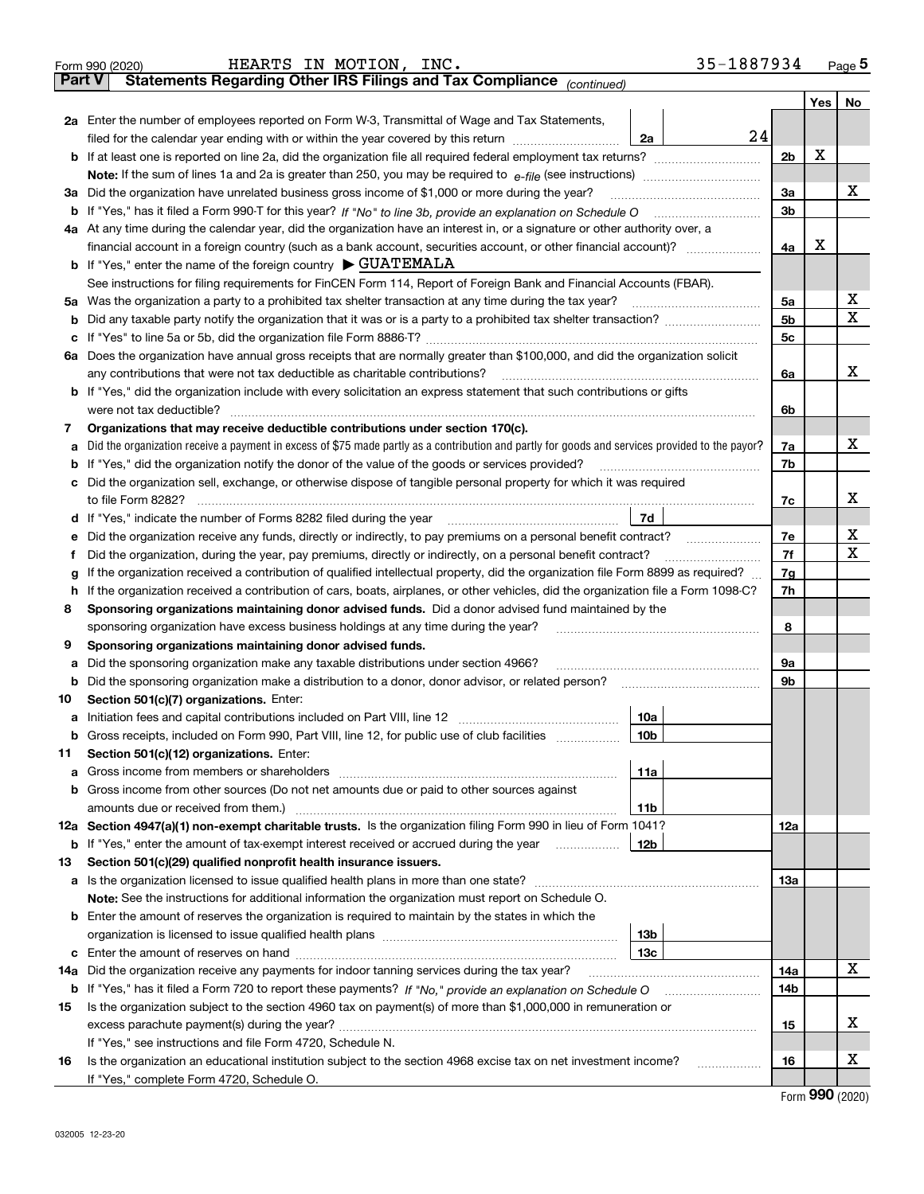Form 990 (2020) HEARTS IN MOTION, INC. 35-1887934 Page 5

**Part V Statements Regarding Other IRS Filings and Tax Compliance** *(continued)*

| | | | | | Yes | No |
|---|---|---|---|---|---|---|
| **2a** | Enter the number of employees reported on Form W-3, Transmittal of Wage and Tax Statements, filed for the calendar year ending with or within the year covered by this return | 2a | 24 | | | |
| **b** | If at least one is reported on line 2a, did the organization file all required federal employment tax returns? | | | 2b | X | |
| | **Note:** If the sum of lines 1a and 2a is greater than 250, you may be required to *e-file* (see instructions) | | | | | |
| **3a** | Did the organization have unrelated business gross income of $1,000 or more during the year? | | | 3a | | X |
| **b** | If "Yes," has it filed a Form 990-T for this year? *If "No" to line 3b, provide an explanation on Schedule O* | | | 3b | | |
| **4a** | At any time during the calendar year, did the organization have an interest in, or a signature or other authority over, a financial account in a foreign country (such as a bank account, securities account, or other financial account)? | | | 4a | X | |
| **b** | If "Yes," enter the name of the foreign country ▶ GUATEMALA | | | | | |
| | See instructions for filing requirements for FinCEN Form 114, Report of Foreign Bank and Financial Accounts (FBAR). | | | | | |
| **5a** | Was the organization a party to a prohibited tax shelter transaction at any time during the tax year? | | | 5a | | X |
| **b** | Did any taxable party notify the organization that it was or is a party to a prohibited tax shelter transaction? | | | 5b | | X |
| **c** | If "Yes" to line 5a or 5b, did the organization file Form 8886-T? | | | 5c | | |
| **6a** | Does the organization have annual gross receipts that are normally greater than $100,000, and did the organization solicit any contributions that were not tax deductible as charitable contributions? | | | 6a | | X |
| **b** | If "Yes," did the organization include with every solicitation an express statement that such contributions or gifts were not tax deductible? | | | 6b | | |
| **7** | **Organizations that may receive deductible contributions under section 170(c).** | | | | | |
| **a** | Did the organization receive a payment in excess of $75 made partly as a contribution and partly for goods and services provided to the payor? | | | 7a | | X |
| **b** | If "Yes," did the organization notify the donor of the value of the goods or services provided? | | | 7b | | |
| **c** | Did the organization sell, exchange, or otherwise dispose of tangible personal property for which it was required to file Form 8282? | | | 7c | | X |
| **d** | If "Yes," indicate the number of Forms 8282 filed during the year | 7d | | | | |
| **e** | Did the organization receive any funds, directly or indirectly, to pay premiums on a personal benefit contract? | | | 7e | | X |
| **f** | Did the organization, during the year, pay premiums, directly or indirectly, on a personal benefit contract? | | | 7f | | X |
| **g** | If the organization received a contribution of qualified intellectual property, did the organization file Form 8899 as required? | | | 7g | | |
| **h** | If the organization received a contribution of cars, boats, airplanes, or other vehicles, did the organization file a Form 1098-C? | | | 7h | | |
| **8** | **Sponsoring organizations maintaining donor advised funds.** Did a donor advised fund maintained by the sponsoring organization have excess business holdings at any time during the year? | | | 8 | | |
| **9** | **Sponsoring organizations maintaining donor advised funds.** | | | | | |
| **a** | Did the sponsoring organization make any taxable distributions under section 4966? | | | 9a | | |
| **b** | Did the sponsoring organization make a distribution to a donor, donor advisor, or related person? | | | 9b | | |
| **10** | **Section 501(c)(7) organizations.** Enter: | | | | | |
| **a** | Initiation fees and capital contributions included on Part VIII, line 12 | 10a | | | | |
| **b** | Gross receipts, included on Form 990, Part VIII, line 12, for public use of club facilities | 10b | | | | |
| **11** | **Section 501(c)(12) organizations.** Enter: | | | | | |
| **a** | Gross income from members or shareholders | 11a | | | | |
| **b** | Gross income from other sources (Do not net amounts due or paid to other sources against amounts due or received from them.) | 11b | | | | |
| **12a** | **Section 4947(a)(1) non-exempt charitable trusts.** Is the organization filing Form 990 in lieu of Form 1041? | | | 12a | | |
| **b** | If "Yes," enter the amount of tax-exempt interest received or accrued during the year | 12b | | | | |
| **13** | **Section 501(c)(29) qualified nonprofit health insurance issuers.** | | | | | |
| **a** | Is the organization licensed to issue qualified health plans in more than one state? | | | 13a | | |
| | **Note:** See the instructions for additional information the organization must report on Schedule O. | | | | | |
| **b** | Enter the amount of reserves the organization is required to maintain by the states in which the organization is licensed to issue qualified health plans | 13b | | | | |
| **c** | Enter the amount of reserves on hand | 13c | | | | |
| **14a** | Did the organization receive any payments for indoor tanning services during the tax year? | | | 14a | | X |
| **b** | If "Yes," has it filed a Form 720 to report these payments? *If "No," provide an explanation on Schedule O* | | | 14b | | |
| **15** | Is the organization subject to the section 4960 tax on payment(s) of more than $1,000,000 in remuneration or excess parachute payment(s) during the year? | | | 15 | | X |
| | If "Yes," see instructions and file Form 4720, Schedule N. | | | | | |
| **16** | Is the organization an educational institution subject to the section 4968 excise tax on net investment income? | | | 16 | | X |
| | If "Yes," complete Form 4720, Schedule O. | | | | | |

Form **990** (2020)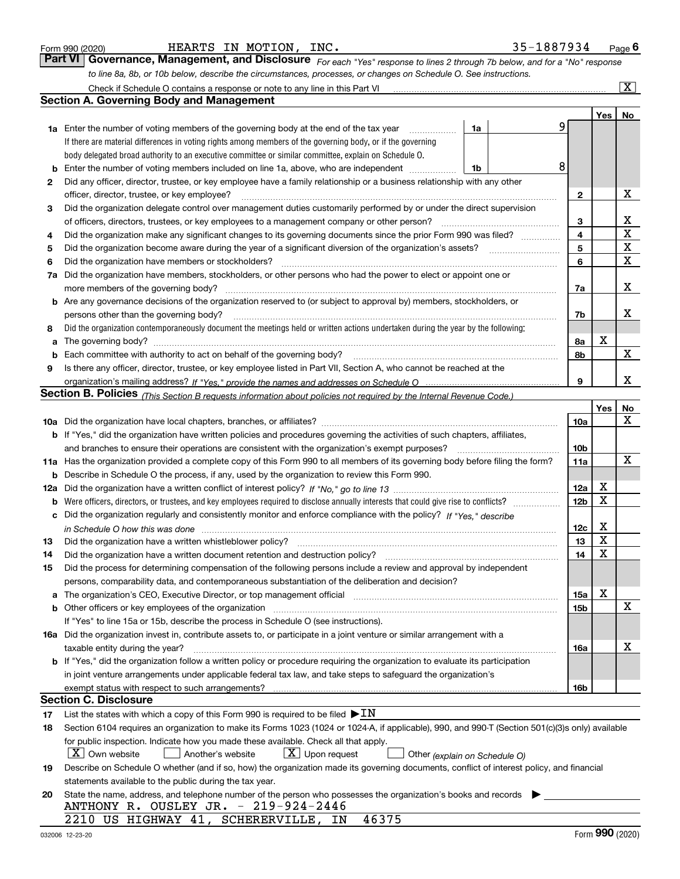Form 990 (2020) HEARTS IN MOTION, INC. 35-1887934 Page 6

## Part VI Governance, Management, and Disclosure

*For each "Yes" response to lines 2 through 7b below, and for a "No" response to line 8a, 8b, or 10b below, describe the circumstances, processes, or changes on Schedule O. See instructions.*

Check if Schedule O contains a response or note to any line in this Part VI .......... [X]

### Section A. Governing Body and Management

| | | | | Yes | No |
|---|---|---|---|---|---|
| **1a** | Enter the number of voting members of the governing body at the end of the tax year .......... **1a** 9<br>If there are material differences in voting rights among members of the governing body, or if the governing body delegated broad authority to an executive committee or similar committee, explain on Schedule O. | | | | |
| **b** | Enter the number of voting members included on line 1a, above, who are independent .......... **1b** 8 | | | | |
| **2** | Did any officer, director, trustee, or key employee have a family relationship or a business relationship with any other officer, director, trustee, or key employee? | | **2** | | X |
| **3** | Did the organization delegate control over management duties customarily performed by or under the direct supervision of officers, directors, trustees, or key employees to a management company or other person? | | **3** | | X |
| **4** | Did the organization make any significant changes to its governing documents since the prior Form 990 was filed? | | **4** | | X |
| **5** | Did the organization become aware during the year of a significant diversion of the organization's assets? | | **5** | | X |
| **6** | Did the organization have members or stockholders? | | **6** | | X |
| **7a** | Did the organization have members, stockholders, or other persons who had the power to elect or appoint one or more members of the governing body? | | **7a** | | X |
| **b** | Are any governance decisions of the organization reserved to (or subject to approval by) members, stockholders, or persons other than the governing body? | | **7b** | | X |
| **8** | Did the organization contemporaneously document the meetings held or written actions undertaken during the year by the following: | | | | |
| **a** | The governing body? | | **8a** | X | |
| **b** | Each committee with authority to act on behalf of the governing body? | | **8b** | | X |
| **9** | Is there any officer, director, trustee, or key employee listed in Part VII, Section A, who cannot be reached at the organization's mailing address? *If "Yes," provide the names and addresses on Schedule O* | | **9** | | X |

### Section B. Policies *(This Section B requests information about policies not required by the Internal Revenue Code.)*

| | | | Yes | No |
|---|---|---|---|---|
| **10a** | Did the organization have local chapters, branches, or affiliates? | **10a** | | X |
| **b** | If "Yes," did the organization have written policies and procedures governing the activities of such chapters, affiliates, and branches to ensure their operations are consistent with the organization's exempt purposes? | **10b** | | |
| **11a** | Has the organization provided a complete copy of this Form 990 to all members of its governing body before filing the form? | **11a** | | X |
| **b** | Describe in Schedule O the process, if any, used by the organization to review this Form 990. | | | |
| **12a** | Did the organization have a written conflict of interest policy? *If "No," go to line 13* | **12a** | X | |
| **b** | Were officers, directors, or trustees, and key employees required to disclose annually interests that could give rise to conflicts? | **12b** | X | |
| **c** | Did the organization regularly and consistently monitor and enforce compliance with the policy? *If "Yes," describe in Schedule O how this was done* | **12c** | X | |
| **13** | Did the organization have a written whistleblower policy? | **13** | X | |
| **14** | Did the organization have a written document retention and destruction policy? | **14** | X | |
| **15** | Did the process for determining compensation of the following persons include a review and approval by independent persons, comparability data, and contemporaneous substantiation of the deliberation and decision? | | | |
| **a** | The organization's CEO, Executive Director, or top management official | **15a** | X | |
| **b** | Other officers or key employees of the organization<br>If "Yes" to line 15a or 15b, describe the process in Schedule O (see instructions). | **15b** | | X |
| **16a** | Did the organization invest in, contribute assets to, or participate in a joint venture or similar arrangement with a taxable entity during the year? | **16a** | | X |
| **b** | If "Yes," did the organization follow a written policy or procedure requiring the organization to evaluate its participation in joint venture arrangements under applicable federal tax law, and take steps to safeguard the organization's exempt status with respect to such arrangements? | **16b** | | |

### Section C. Disclosure

**17** List the states with which a copy of this Form 990 is required to be filed ▶ IN

**18** Section 6104 requires an organization to make its Forms 1023 (1024 or 1024-A, if applicable), 990, and 990-T (Section 501(c)(3)s only) available for public inspection. Indicate how you made these available. Check all that apply.

[X] Own website [ ] Another's website [X] Upon request [ ] Other *(explain on Schedule O)*

**19** Describe on Schedule O whether (and if so, how) the organization made its governing documents, conflict of interest policy, and financial statements available to the public during the tax year.

**20** State the name, address, and telephone number of the person who possesses the organization's books and records ▶

ANTHONY R. OUSLEY JR. - 219-924-2446
2210 US HIGHWAY 41, SCHERERVILLE, IN 46375

032006 12-23-20 Form **990** (2020)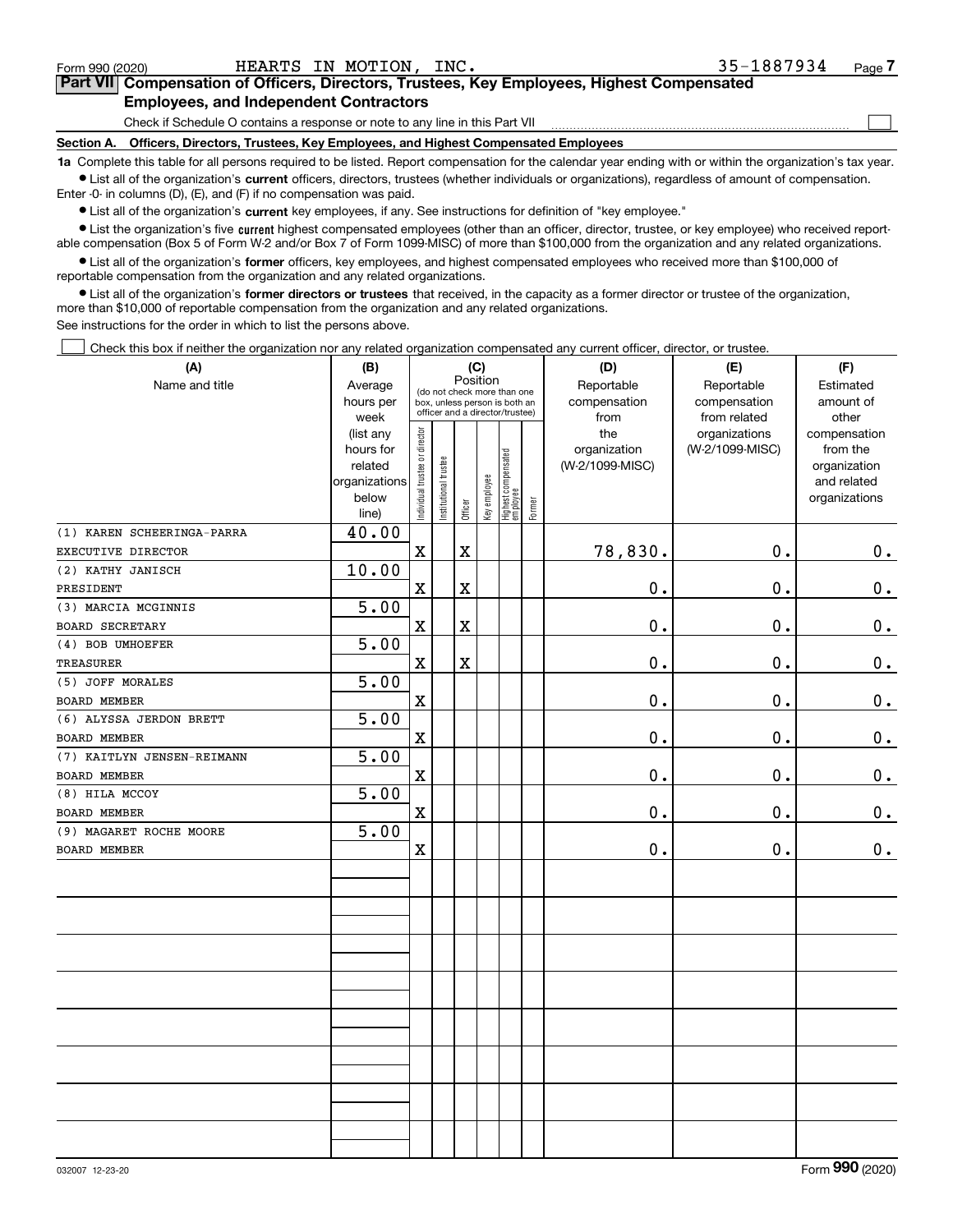Form 990 (2020) HEARTS IN MOTION, INC. 35-1887934

## Part VII Compensation of Officers, Directors, Trustees, Key Employees, Highest Compensated Employees, and Independent Contractors

Check if Schedule O contains a response or note to any line in this Part VII ☐

### Section A. Officers, Directors, Trustees, Key Employees, and Highest Compensated Employees

**1a** Complete this table for all persons required to be listed. Report compensation for the calendar year ending with or within the organization's tax year.

- List all of the organization's **current** officers, directors, trustees (whether individuals or organizations), regardless of amount of compensation. Enter -0- in columns (D), (E), and (F) if no compensation was paid.
- List all of the organization's **current** key employees, if any. See instructions for definition of "key employee."
- List the organization's five **current** highest compensated employees (other than an officer, director, trustee, or key employee) who received reportable compensation (Box 5 of Form W-2 and/or Box 7 of Form 1099-MISC) of more than $100,000 from the organization and any related organizations.
- List all of the organization's **former** officers, key employees, and highest compensated employees who received more than $100,000 of reportable compensation from the organization and any related organizations.
- List all of the organization's **former directors or trustees** that received, in the capacity as a former director or trustee of the organization, more than $10,000 of reportable compensation from the organization and any related organizations.

See instructions for the order in which to list the persons above.

☐ Check this box if neither the organization nor any related organization compensated any current officer, director, or trustee.

| (A) Name and title | (B) Average hours per week (list any hours for related organizations below line) | (C) Position: Individual trustee or director | Institutional trustee | Officer | Key employee | Highest compensated employee | Former | (D) Reportable compensation from the organization (W-2/1099-MISC) | (E) Reportable compensation from related organizations (W-2/1099-MISC) | (F) Estimated amount of other compensation from the organization and related organizations |
|---|---|---|---|---|---|---|---|---|---|---|
| (1) KAREN SCHEERINGA-PARRA<br>EXECUTIVE DIRECTOR | 40.00 | X | | X | | | | 78,830. | 0. | 0. |
| (2) KATHY JANISCH<br>PRESIDENT | 10.00 | X | | X | | | | 0. | 0. | 0. |
| (3) MARCIA MCGINNIS<br>BOARD SECRETARY | 5.00 | X | | X | | | | 0. | 0. | 0. |
| (4) BOB UMHOEFER<br>TREASURER | 5.00 | X | | X | | | | 0. | 0. | 0. |
| (5) JOFF MORALES<br>BOARD MEMBER | 5.00 | X | | | | | | 0. | 0. | 0. |
| (6) ALYSSA JERDON BRETT<br>BOARD MEMBER | 5.00 | X | | | | | | 0. | 0. | 0. |
| (7) KAITLYN JENSEN-REIMANN<br>BOARD MEMBER | 5.00 | X | | | | | | 0. | 0. | 0. |
| (8) HILA MCCOY<br>BOARD MEMBER | 5.00 | X | | | | | | 0. | 0. | 0. |
| (9) MAGARET ROCHE MOORE<br>BOARD MEMBER | 5.00 | X | | | | | | 0. | 0. | 0. |

032007 12-23-20 Form 990 (2020)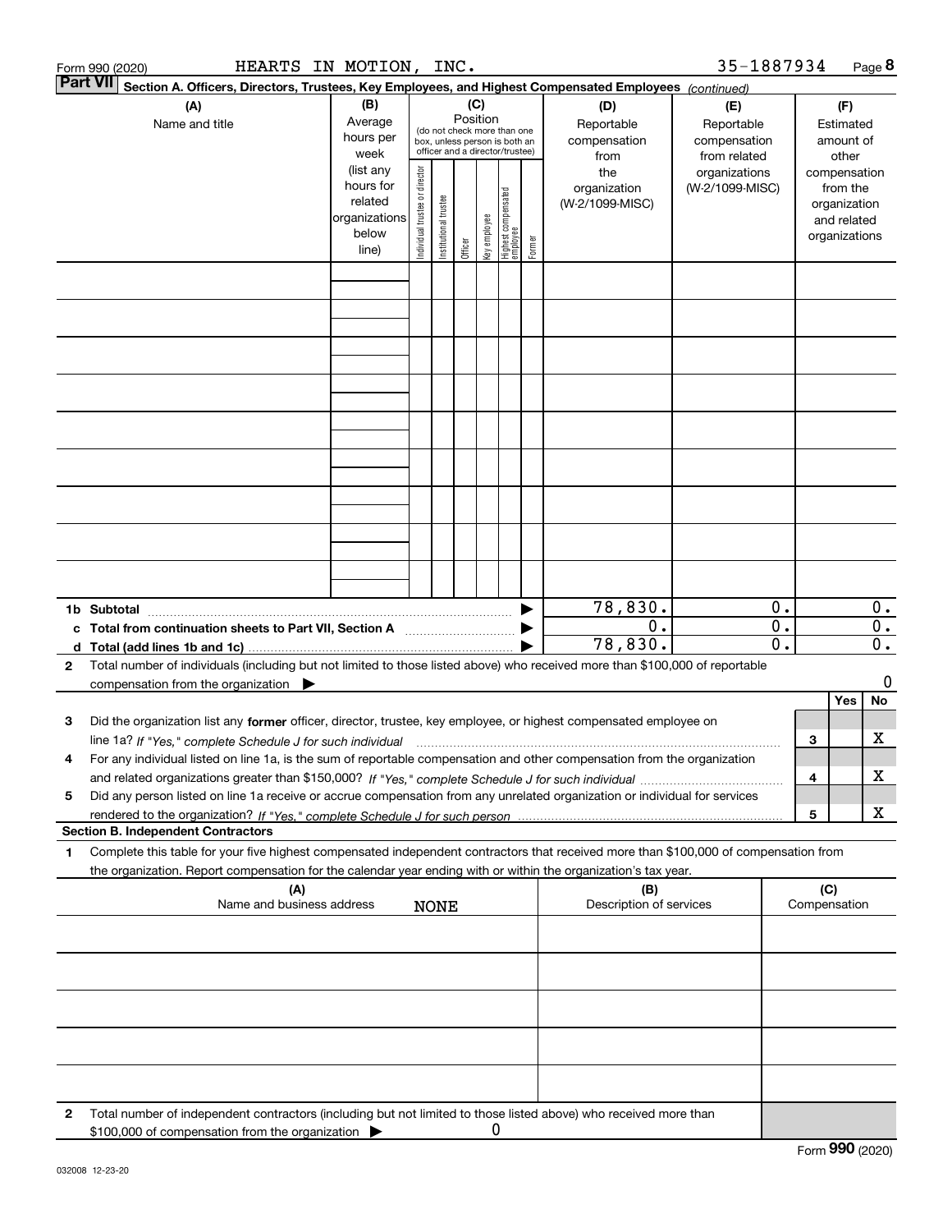Form 990 (2020) HEARTS IN MOTION, INC. 35-1887934

## Part VII Section A. Officers, Directors, Trustees, Key Employees, and Highest Compensated Employees *(continued)*

| (A) Name and title | (B) Average hours per week (list any hours for related organizations below line) | (C) Position (do not check more than one box, unless person is both an officer and a director/trustee): Individual trustee or director | Institutional trustee | Officer | Key employee | Highest compensated employee | Former | (D) Reportable compensation from the organization (W-2/1099-MISC) | (E) Reportable compensation from related organizations (W-2/1099-MISC) | (F) Estimated amount of other compensation from the organization and related organizations |
|---|---|---|---|---|---|---|---|---|---|---|
| | | | | | | | | | | |
| | | | | | | | | | | |
| | | | | | | | | | | |
| | | | | | | | | | | |
| | | | | | | | | | | |
| | | | | | | | | | | |
| | | | | | | | | | | |
| | | | | | | | | | | |
| | | | | | | | | | | |
| **1b Subtotal** | | | | | | | | 78,830. | 0. | 0. |
| **c Total from continuation sheets to Part VII, Section A** | | | | | | | | 0. | 0. | 0. |
| **d Total (add lines 1b and 1c)** | | | | | | | | 78,830. | 0. | 0. |

**2** Total number of individuals (including but not limited to those listed above) who received more than $100,000 of reportable compensation from the organization ▶ 0

| | | Yes | No |
|---|---|---|---|
| **3** Did the organization list any **former** officer, director, trustee, key employee, or highest compensated employee on line 1a? *If "Yes," complete Schedule J for such individual* | 3 | | X |
| **4** For any individual listed on line 1a, is the sum of reportable compensation and other compensation from the organization and related organizations greater than $150,000? *If "Yes," complete Schedule J for such individual* | 4 | | X |
| **5** Did any person listed on line 1a receive or accrue compensation from any unrelated organization or individual for services rendered to the organization? *If "Yes," complete Schedule J for such person* | 5 | | X |

### Section B. Independent Contractors

**1** Complete this table for your five highest compensated independent contractors that received more than $100,000 of compensation from the organization. Report compensation for the calendar year ending with or within the organization's tax year.

| (A) Name and business address | (B) Description of services | (C) Compensation |
|---|---|---|
| NONE | | |
| | | |
| | | |
| | | |
| | | |

**2** Total number of independent contractors (including but not limited to those listed above) who received more than $100,000 of compensation from the organization ▶ 0

Form **990** (2020)

032008 12-23-20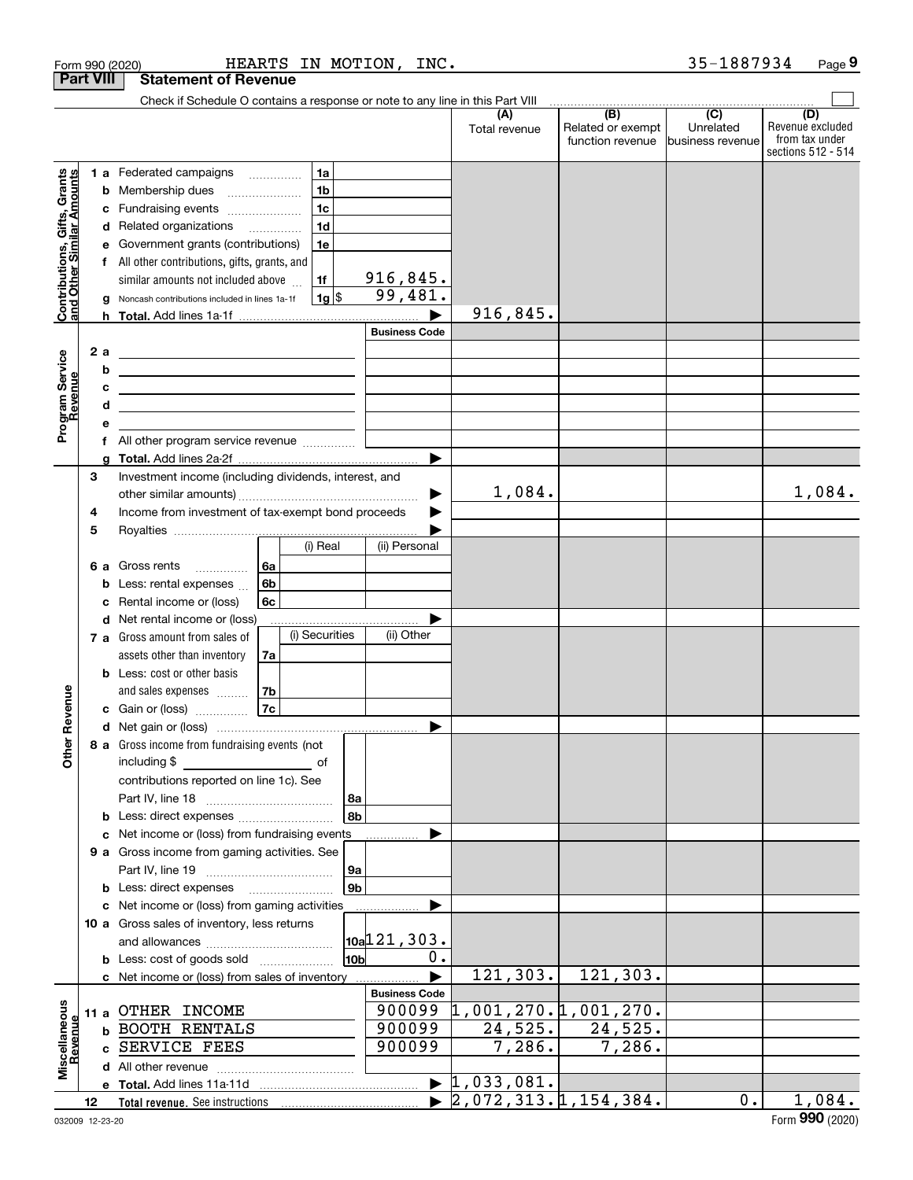Form 990 (2020) HEARTS IN MOTION, INC. 35-1887934 Page 9

## Part VIII Statement of Revenue

Check if Schedule O contains a response or note to any line in this Part VIII

| | | | (A) Total revenue | (B) Related or exempt function revenue | (C) Unrelated business revenue | (D) Revenue excluded from tax under sections 512 - 514 |
|---|---|---|---|---|---|---|
| **Contributions, Gifts, Grants and Other Similar Amounts** | | | | | | |
| 1 a | Federated campaigns | 1a | | | | |
| b | Membership dues | 1b | | | | |
| c | Fundraising events | 1c | | | | |
| d | Related organizations | 1d | | | | |
| e | Government grants (contributions) | 1e | | | | |
| f | All other contributions, gifts, grants, and similar amounts not included above | 1f 916,845. | | | | |
| g | Noncash contributions included in lines 1a-1f | 1g $ 99,481. | | | | |
| h | Total. Add lines 1a-1f | | 916,845. | | | |
| **Program Service Revenue** | | Business Code | | | | |
| 2 a | | | | | | |
| b | | | | | | |
| c | | | | | | |
| d | | | | | | |
| e | | | | | | |
| f | All other program service revenue | | | | | |
| g | Total. Add lines 2a-2f | | | | | |
| **Other Revenue** | | | | | | |
| 3 | Investment income (including dividends, interest, and other similar amounts) | | 1,084. | | | 1,084. |
| 4 | Income from investment of tax-exempt bond proceeds | | | | | |
| 5 | Royalties | | | | | |
| | | (i) Real / (ii) Personal | | | | |
| 6 a | Gross rents | 6a | | | | |
| b | Less: rental expenses | 6b | | | | |
| c | Rental income or (loss) | 6c | | | | |
| d | Net rental income or (loss) | | | | | |
| | | (i) Securities / (ii) Other | | | | |
| 7 a | Gross amount from sales of assets other than inventory | 7a | | | | |
| b | Less: cost or other basis and sales expenses | 7b | | | | |
| c | Gain or (loss) | 7c | | | | |
| d | Net gain or (loss) | | | | | |
| 8 a | Gross income from fundraising events (not including $ ____ of contributions reported on line 1c). See Part IV, line 18 | 8a | | | | |
| b | Less: direct expenses | 8b | | | | |
| c | Net income or (loss) from fundraising events | | | | | |
| 9 a | Gross income from gaming activities. See Part IV, line 19 | 9a | | | | |
| b | Less: direct expenses | 9b | | | | |
| c | Net income or (loss) from gaming activities | | | | | |
| 10 a | Gross sales of inventory, less returns and allowances | 10a 121,303. | | | | |
| b | Less: cost of goods sold | 10b 0. | | | | |
| c | Net income or (loss) from sales of inventory | | 121,303. | 121,303. | | |
| **Miscellaneous Revenue** | | Business Code | | | | |
| 11 a | OTHER INCOME | 900099 | 1,001,270. | 1,001,270. | | |
| b | BOOTH RENTALS | 900099 | 24,525. | 24,525. | | |
| c | SERVICE FEES | 900099 | 7,286. | 7,286. | | |
| d | All other revenue | | | | | |
| e | Total. Add lines 11a-11d | | 1,033,081. | | | |
| 12 | Total revenue. See instructions | | 2,072,313. | 1,154,384. | 0. | 1,084. |

032009 12-23-20 Form 990 (2020)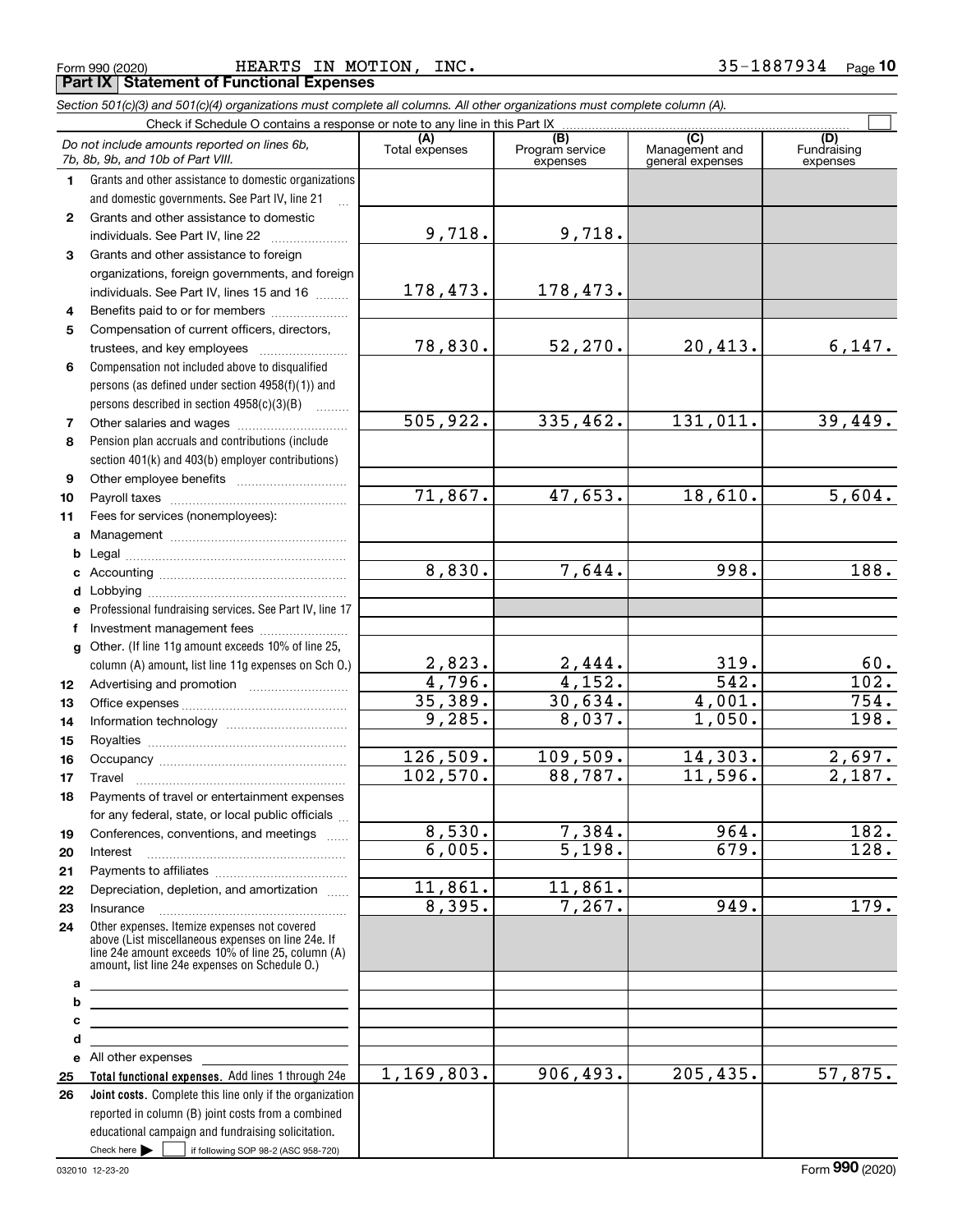Form 990 (2020) HEARTS IN MOTION, INC. 35-1887934 Page **10**

## Part IX Statement of Functional Expenses

*Section 501(c)(3) and 501(c)(4) organizations must complete all columns. All other organizations must complete column (A).*

Check if Schedule O contains a response or note to any line in this Part IX ☐

| *Do not include amounts reported on lines 6b, 7b, 8b, 9b, and 10b of Part VIII.* | (A) Total expenses | (B) Program service expenses | (C) Management and general expenses | (D) Fundraising expenses |
|---|---|---|---|---|
| **1** Grants and other assistance to domestic organizations and domestic governments. See Part IV, line 21 | | | | |
| **2** Grants and other assistance to domestic individuals. See Part IV, line 22 | 9,718. | 9,718. | | |
| **3** Grants and other assistance to foreign organizations, foreign governments, and foreign individuals. See Part IV, lines 15 and 16 | 178,473. | 178,473. | | |
| **4** Benefits paid to or for members | | | | |
| **5** Compensation of current officers, directors, trustees, and key employees | 78,830. | 52,270. | 20,413. | 6,147. |
| **6** Compensation not included above to disqualified persons (as defined under section 4958(f)(1)) and persons described in section 4958(c)(3)(B) | | | | |
| **7** Other salaries and wages | 505,922. | 335,462. | 131,011. | 39,449. |
| **8** Pension plan accruals and contributions (include section 401(k) and 403(b) employer contributions) | | | | |
| **9** Other employee benefits | | | | |
| **10** Payroll taxes | 71,867. | 47,653. | 18,610. | 5,604. |
| **11** Fees for services (nonemployees): | | | | |
| **a** Management | | | | |
| **b** Legal | | | | |
| **c** Accounting | 8,830. | 7,644. | 998. | 188. |
| **d** Lobbying | | | | |
| **e** Professional fundraising services. See Part IV, line 17 | | | | |
| **f** Investment management fees | | | | |
| **g** Other. (If line 11g amount exceeds 10% of line 25, column (A) amount, list line 11g expenses on Sch O.) | 2,823. | 2,444. | 319. | 60. |
| **12** Advertising and promotion | 4,796. | 4,152. | 542. | 102. |
| **13** Office expenses | 35,389. | 30,634. | 4,001. | 754. |
| **14** Information technology | 9,285. | 8,037. | 1,050. | 198. |
| **15** Royalties | | | | |
| **16** Occupancy | 126,509. | 109,509. | 14,303. | 2,697. |
| **17** Travel | 102,570. | 88,787. | 11,596. | 2,187. |
| **18** Payments of travel or entertainment expenses for any federal, state, or local public officials | | | | |
| **19** Conferences, conventions, and meetings | 8,530. | 7,384. | 964. | 182. |
| **20** Interest | 6,005. | 5,198. | 679. | 128. |
| **21** Payments to affiliates | | | | |
| **22** Depreciation, depletion, and amortization | 11,861. | 11,861. | | |
| **23** Insurance | 8,395. | 7,267. | 949. | 179. |
| **24** Other expenses. Itemize expenses not covered above (List miscellaneous expenses on line 24e. If line 24e amount exceeds 10% of line 25, column (A) amount, list line 24e expenses on Schedule O.) | | | | |
| **a** | | | | |
| **b** | | | | |
| **c** | | | | |
| **d** | | | | |
| **e** All other expenses | | | | |
| **25** **Total functional expenses.** Add lines 1 through 24e | 1,169,803. | 906,493. | 205,435. | 57,875. |
| **26** **Joint costs.** Complete this line only if the organization reported in column (B) joint costs from a combined educational campaign and fundraising solicitation. Check here ☐ if following SOP 98-2 (ASC 958-720) | | | | |

032010 12-23-20 Form **990** (2020)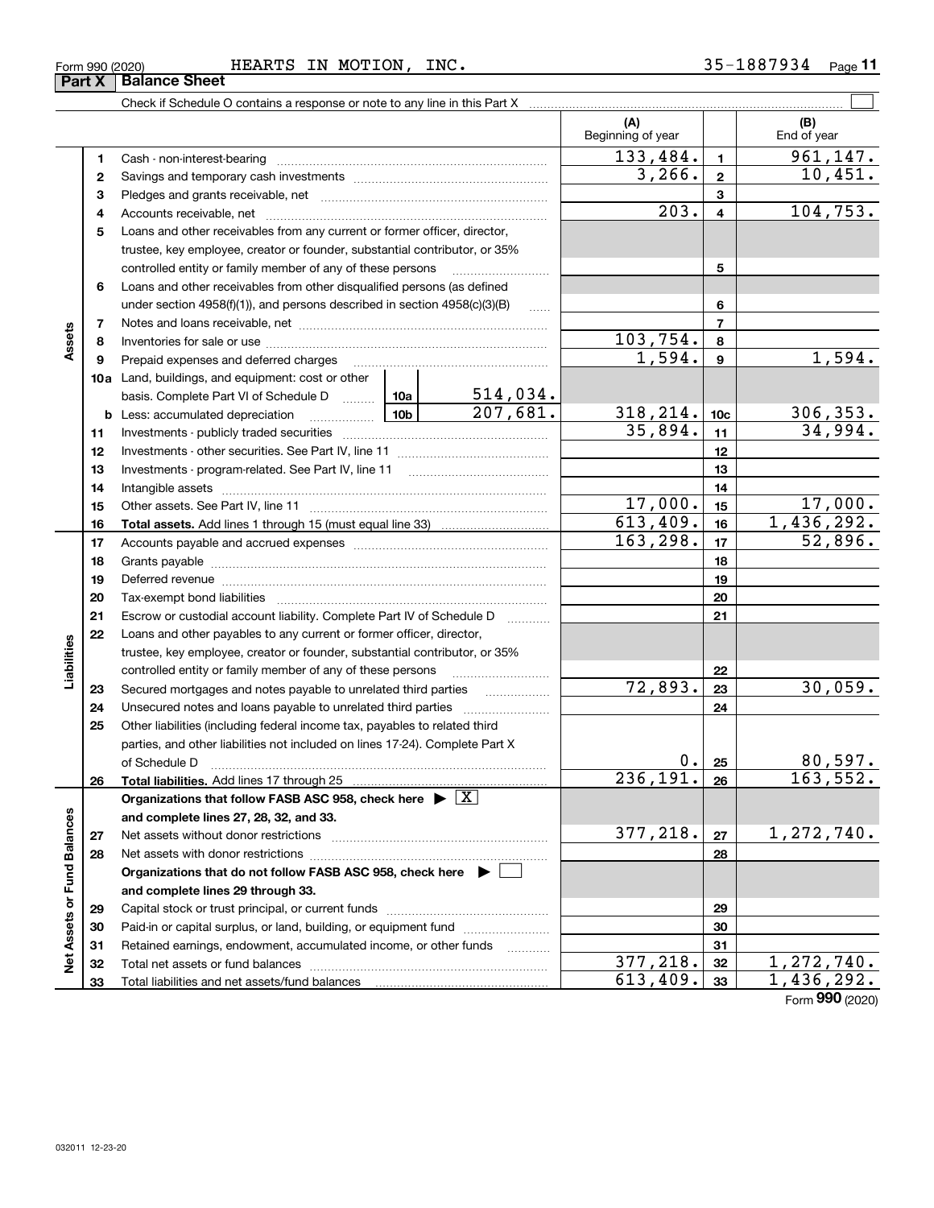Form 990 (2020) HEARTS IN MOTION, INC. 35-1887934

## Part X Balance Sheet

Check if Schedule O contains a response or note to any line in this Part X ☐

| | | | | | (A) Beginning of year | | (B) End of year |
|---|---|---|---|---|---|---|---|
| **Assets** | 1 | Cash - non-interest-bearing | | | 133,484. | 1 | 961,147. |
| | 2 | Savings and temporary cash investments | | | 3,266. | 2 | 10,451. |
| | 3 | Pledges and grants receivable, net | | | | 3 | |
| | 4 | Accounts receivable, net | | | 203. | 4 | 104,753. |
| | 5 | Loans and other receivables from any current or former officer, director, trustee, key employee, creator or founder, substantial contributor, or 35% controlled entity or family member of any of these persons | | | | 5 | |
| | 6 | Loans and other receivables from other disqualified persons (as defined under section 4958(f)(1)), and persons described in section 4958(c)(3)(B) | | | | 6 | |
| | 7 | Notes and loans receivable, net | | | | 7 | |
| | 8 | Inventories for sale or use | | | 103,754. | 8 | |
| | 9 | Prepaid expenses and deferred charges | | | 1,594. | 9 | 1,594. |
| | 10a | Land, buildings, and equipment: cost or other basis. Complete Part VI of Schedule D | 10a | 514,034. | | | |
| | b | Less: accumulated depreciation | 10b | 207,681. | 318,214. | 10c | 306,353. |
| | 11 | Investments - publicly traded securities | | | 35,894. | 11 | 34,994. |
| | 12 | Investments - other securities. See Part IV, line 11 | | | | 12 | |
| | 13 | Investments - program-related. See Part IV, line 11 | | | | 13 | |
| | 14 | Intangible assets | | | | 14 | |
| | 15 | Other assets. See Part IV, line 11 | | | 17,000. | 15 | 17,000. |
| | 16 | **Total assets.** Add lines 1 through 15 (must equal line 33) | | | 613,409. | 16 | 1,436,292. |
| **Liabilities** | 17 | Accounts payable and accrued expenses | | | 163,298. | 17 | 52,896. |
| | 18 | Grants payable | | | | 18 | |
| | 19 | Deferred revenue | | | | 19 | |
| | 20 | Tax-exempt bond liabilities | | | | 20 | |
| | 21 | Escrow or custodial account liability. Complete Part IV of Schedule D | | | | 21 | |
| | 22 | Loans and other payables to any current or former officer, director, trustee, key employee, creator or founder, substantial contributor, or 35% controlled entity or family member of any of these persons | | | | 22 | |
| | 23 | Secured mortgages and notes payable to unrelated third parties | | | 72,893. | 23 | 30,059. |
| | 24 | Unsecured notes and loans payable to unrelated third parties | | | | 24 | |
| | 25 | Other liabilities (including federal income tax, payables to related third parties, and other liabilities not included on lines 17-24). Complete Part X of Schedule D | | | 0. | 25 | 80,597. |
| | 26 | **Total liabilities.** Add lines 17 through 25 | | | 236,191. | 26 | 163,552. |
| **Net Assets or Fund Balances** | | **Organizations that follow FASB ASC 958, check here** ▶ ☒ **and complete lines 27, 28, 32, and 33.** | | | | | |
| | 27 | Net assets without donor restrictions | | | 377,218. | 27 | 1,272,740. |
| | 28 | Net assets with donor restrictions | | | | 28 | |
| | | **Organizations that do not follow FASB ASC 958, check here** ▶ ☐ **and complete lines 29 through 33.** | | | | | |
| | 29 | Capital stock or trust principal, or current funds | | | | 29 | |
| | 30 | Paid-in or capital surplus, or land, building, or equipment fund | | | | 30 | |
| | 31 | Retained earnings, endowment, accumulated income, or other funds | | | | 31 | |
| | 32 | Total net assets or fund balances | | | 377,218. | 32 | 1,272,740. |
| | 33 | Total liabilities and net assets/fund balances | | | 613,409. | 33 | 1,436,292. |

Form **990** (2020)

032011 12-23-20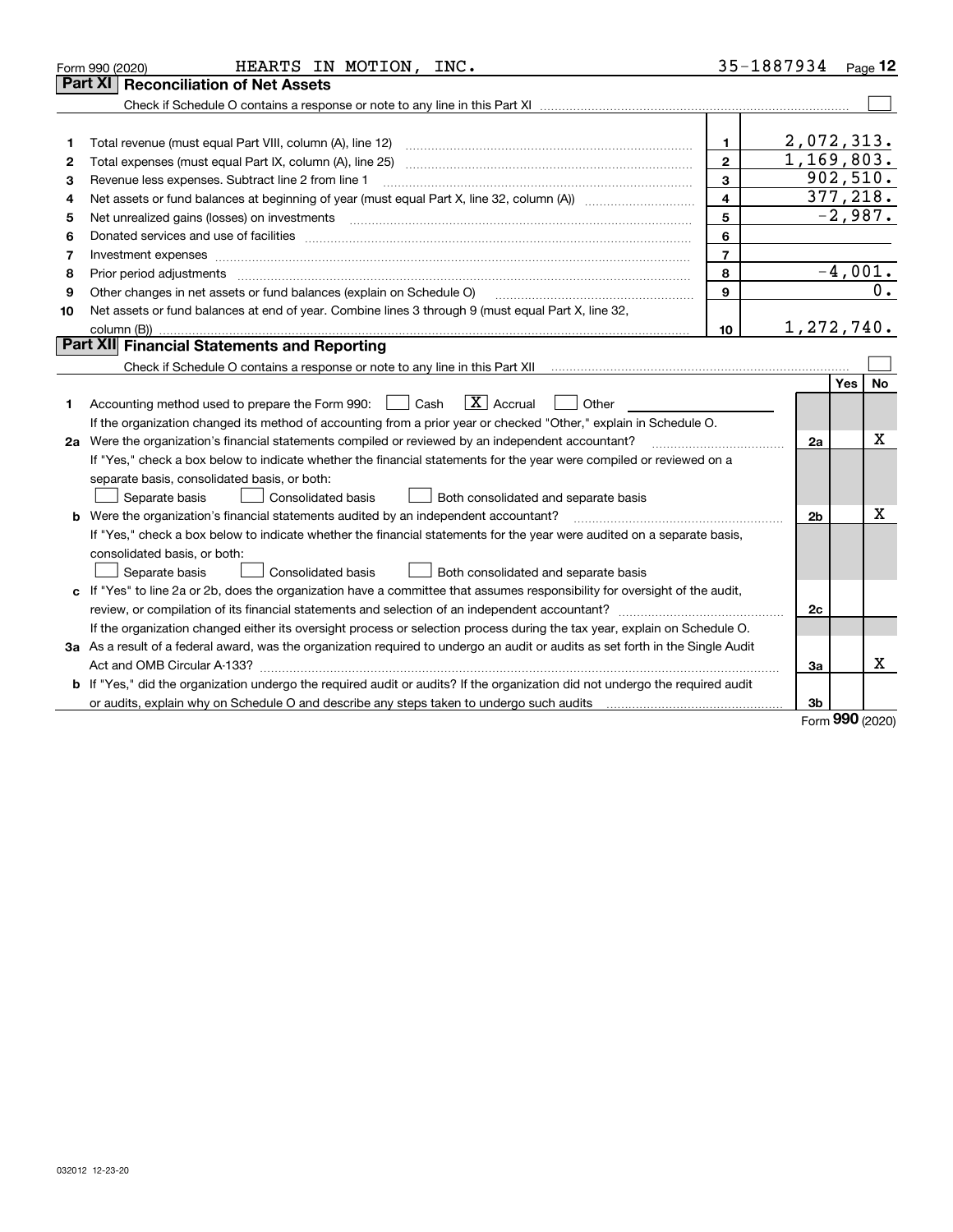Form 990 (2020) HEARTS IN MOTION, INC. 35-1887934 Page 12

## Part XI Reconciliation of Net Assets

Check if Schedule O contains a response or note to any line in this Part XI ☐

| | | | |
|---|---|---|---|
| 1 | Total revenue (must equal Part VIII, column (A), line 12) | 1 | 2,072,313. |
| 2 | Total expenses (must equal Part IX, column (A), line 25) | 2 | 1,169,803. |
| 3 | Revenue less expenses. Subtract line 2 from line 1 | 3 | 902,510. |
| 4 | Net assets or fund balances at beginning of year (must equal Part X, line 32, column (A)) | 4 | 377,218. |
| 5 | Net unrealized gains (losses) on investments | 5 | -2,987. |
| 6 | Donated services and use of facilities | 6 | |
| 7 | Investment expenses | 7 | |
| 8 | Prior period adjustments | 8 | -4,001. |
| 9 | Other changes in net assets or fund balances (explain on Schedule O) | 9 | 0. |
| 10 | Net assets or fund balances at end of year. Combine lines 3 through 9 (must equal Part X, line 32, column (B)) | 10 | 1,272,740. |

## Part XII Financial Statements and Reporting

Check if Schedule O contains a response or note to any line in this Part XII ☐

| | | | Yes | No |
|---|---|---|---|---|
| 1 | Accounting method used to prepare the Form 990: ☐ Cash ☒ Accrual ☐ Other<br>If the organization changed its method of accounting from a prior year or checked "Other," explain in Schedule O. | | | |
| 2a | Were the organization's financial statements compiled or reviewed by an independent accountant?<br>If "Yes," check a box below to indicate whether the financial statements for the year were compiled or reviewed on a separate basis, consolidated basis, or both:<br>☐ Separate basis ☐ Consolidated basis ☐ Both consolidated and separate basis | 2a | | X |
| b | Were the organization's financial statements audited by an independent accountant?<br>If "Yes," check a box below to indicate whether the financial statements for the year were audited on a separate basis, consolidated basis, or both:<br>☐ Separate basis ☐ Consolidated basis ☐ Both consolidated and separate basis | 2b | | X |
| c | If "Yes" to line 2a or 2b, does the organization have a committee that assumes responsibility for oversight of the audit, review, or compilation of its financial statements and selection of an independent accountant?<br>If the organization changed either its oversight process or selection process during the tax year, explain on Schedule O. | 2c | | |
| 3a | As a result of a federal award, was the organization required to undergo an audit or audits as set forth in the Single Audit Act and OMB Circular A-133? | 3a | | X |
| b | If "Yes," did the organization undergo the required audit or audits? If the organization did not undergo the required audit or audits, explain why on Schedule O and describe any steps taken to undergo such audits | 3b | | |

Form 990 (2020)

032012 12-23-20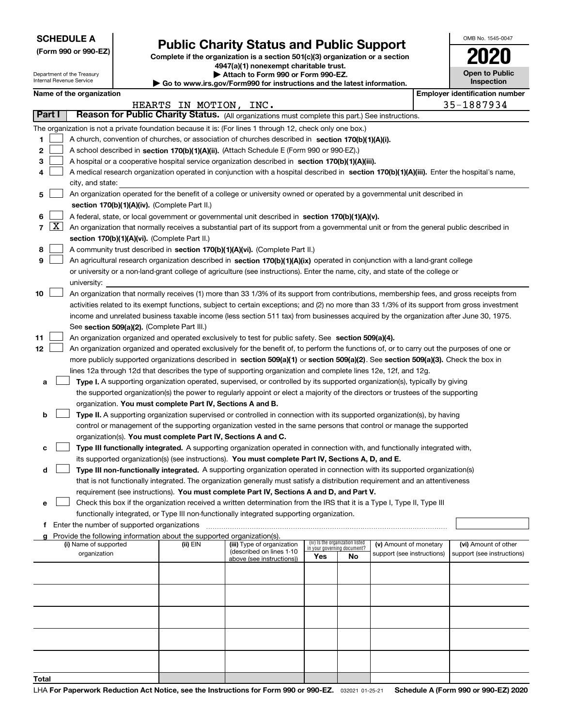**SCHEDULE A**
**(Form 990 or 990-EZ)**

Department of the Treasury
Internal Revenue Service

# Public Charity Status and Public Support

**Complete if the organization is a section 501(c)(3) organization or a section 4947(a)(1) nonexempt charitable trust.**
**▶ Attach to Form 990 or Form 990-EZ.**
**▶ Go to www.irs.gov/Form990 for instructions and the latest information.**

OMB No. 1545-0047
**2020**
**Open to Public Inspection**

**Name of the organization:** HEARTS IN MOTION, INC.
**Employer identification number:** 35-1887934

## Part I — Reason for Public Charity Status. (All organizations must complete this part.) See instructions.

The organization is not a private foundation because it is: (For lines 1 through 12, check only one box.)

1. ☐ A church, convention of churches, or association of churches described in **section 170(b)(1)(A)(i).**
2. ☐ A school described in **section 170(b)(1)(A)(ii).** (Attach Schedule E (Form 990 or 990-EZ).)
3. ☐ A hospital or a cooperative hospital service organization described in **section 170(b)(1)(A)(iii).**
4. ☐ A medical research organization operated in conjunction with a hospital described in **section 170(b)(1)(A)(iii).** Enter the hospital's name, city, and state:
5. ☐ An organization operated for the benefit of a college or university owned or operated by a governmental unit described in **section 170(b)(1)(A)(iv).** (Complete Part II.)
6. ☐ A federal, state, or local government or governmental unit described in **section 170(b)(1)(A)(v).**
7. ☒ An organization that normally receives a substantial part of its support from a governmental unit or from the general public described in **section 170(b)(1)(A)(vi).** (Complete Part II.)
8. ☐ A community trust described in **section 170(b)(1)(A)(vi).** (Complete Part II.)
9. ☐ An agricultural research organization described in **section 170(b)(1)(A)(ix)** operated in conjunction with a land-grant college or university or a non-land-grant college of agriculture (see instructions). Enter the name, city, and state of the college or university:
10. ☐ An organization that normally receives (1) more than 33 1/3% of its support from contributions, membership fees, and gross receipts from activities related to its exempt functions, subject to certain exceptions; and (2) no more than 33 1/3% of its support from gross investment income and unrelated business taxable income (less section 511 tax) from businesses acquired by the organization after June 30, 1975. See **section 509(a)(2).** (Complete Part III.)
11. ☐ An organization organized and operated exclusively to test for public safety. See **section 509(a)(4).**
12. ☐ An organization organized and operated exclusively for the benefit of, to perform the functions of, or to carry out the purposes of one or more publicly supported organizations described in **section 509(a)(1)** or **section 509(a)(2)**. See **section 509(a)(3).** Check the box in lines 12a through 12d that describes the type of supporting organization and complete lines 12e, 12f, and 12g.
   - **a** ☐ **Type I.** A supporting organization operated, supervised, or controlled by its supported organization(s), typically by giving the supported organization(s) the power to regularly appoint or elect a majority of the directors or trustees of the supporting organization. **You must complete Part IV, Sections A and B.**
   - **b** ☐ **Type II.** A supporting organization supervised or controlled in connection with its supported organization(s), by having control or management of the supporting organization vested in the same persons that control or manage the supported organization(s). **You must complete Part IV, Sections A and C.**
   - **c** ☐ **Type III functionally integrated.** A supporting organization operated in connection with, and functionally integrated with, its supported organization(s) (see instructions). **You must complete Part IV, Sections A, D, and E.**
   - **d** ☐ **Type III non-functionally integrated.** A supporting organization operated in connection with its supported organization(s) that is not functionally integrated. The organization generally must satisfy a distribution requirement and an attentiveness requirement (see instructions). **You must complete Part IV, Sections A and D, and Part V.**
   - **e** ☐ Check this box if the organization received a written determination from the IRS that it is a Type I, Type II, Type III functionally integrated, or Type III non-functionally integrated supporting organization.
   - **f** Enter the number of supported organizations
   - **g** Provide the following information about the supported organization(s).

| (i) Name of supported organization | (ii) EIN | (iii) Type of organization (described on lines 1-10 above (see instructions)) | (iv) Is the organization listed in your governing document? Yes | No | (v) Amount of monetary support (see instructions) | (vi) Amount of other support (see instructions) |
|---|---|---|---|---|---|---|
| | | | | | | |
| | | | | | | |
| | | | | | | |
| | | | | | | |
| | | | | | | |
| **Total** | | | | | | |

LHA **For Paperwork Reduction Act Notice, see the Instructions for Form 990 or 990-EZ.** 032021 01-25-21 **Schedule A (Form 990 or 990-EZ) 2020**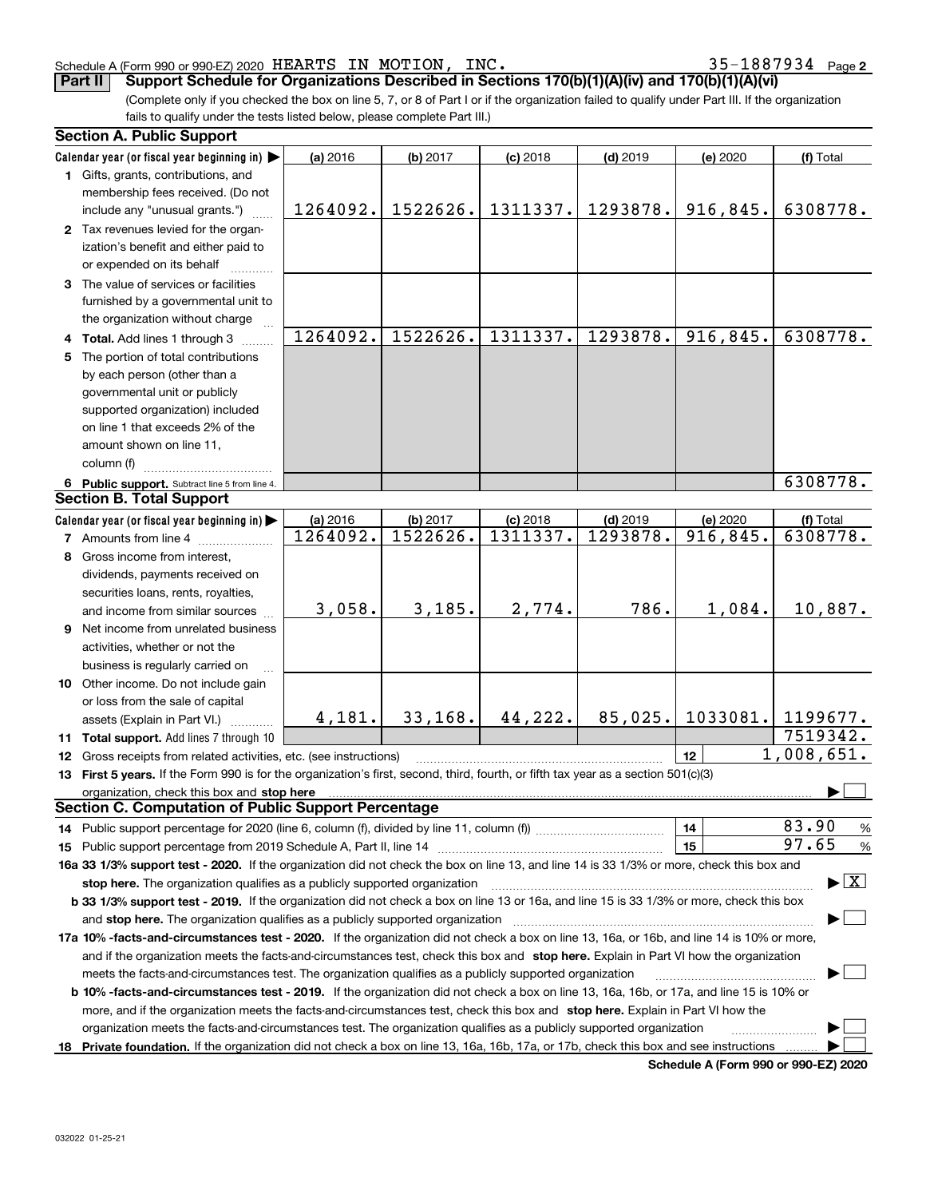Schedule A (Form 990 or 990-EZ) 2020 HEARTS IN MOTION, INC. 35-1887934 Page **2**

**Part II** **Support Schedule for Organizations Described in Sections 170(b)(1)(A)(iv) and 170(b)(1)(A)(vi)**

(Complete only if you checked the box on line 5, 7, or 8 of Part I or if the organization failed to qualify under Part III. If the organization fails to qualify under the tests listed below, please complete Part III.)

## Section A. Public Support

| Calendar year (or fiscal year beginning in) ▶ | (a) 2016 | (b) 2017 | (c) 2018 | (d) 2019 | (e) 2020 | (f) Total |
|---|---|---|---|---|---|---|
| **1** Gifts, grants, contributions, and membership fees received. (Do not include any "unusual grants.") | 1264092. | 1522626. | 1311337. | 1293878. | 916,845. | 6308778. |
| **2** Tax revenues levied for the organization's benefit and either paid to or expended on its behalf | | | | | | |
| **3** The value of services or facilities furnished by a governmental unit to the organization without charge | | | | | | |
| **4 Total.** Add lines 1 through 3 | 1264092. | 1522626. | 1311337. | 1293878. | 916,845. | 6308778. |
| **5** The portion of total contributions by each person (other than a governmental unit or publicly supported organization) included on line 1 that exceeds 2% of the amount shown on line 11, column (f) | | | | | | |
| **6 Public support.** Subtract line 5 from line 4. | | | | | | 6308778. |

## Section B. Total Support

| Calendar year (or fiscal year beginning in) ▶ | (a) 2016 | (b) 2017 | (c) 2018 | (d) 2019 | (e) 2020 | (f) Total |
|---|---|---|---|---|---|---|
| **7** Amounts from line 4 | 1264092. | 1522626. | 1311337. | 1293878. | 916,845. | 6308778. |
| **8** Gross income from interest, dividends, payments received on securities loans, rents, royalties, and income from similar sources | 3,058. | 3,185. | 2,774. | 786. | 1,084. | 10,887. |
| **9** Net income from unrelated business activities, whether or not the business is regularly carried on | | | | | | |
| **10** Other income. Do not include gain or loss from the sale of capital assets (Explain in Part VI.) | 4,181. | 33,168. | 44,222. | 85,025. | 1033081. | 1199677. |
| **11 Total support.** Add lines 7 through 10 | | | | | | 7519342. |

**12** Gross receipts from related activities, etc. (see instructions) | **12** | 1,008,651.

**13 First 5 years.** If the Form 990 is for the organization's first, second, third, fourth, or fifth tax year as a section 501(c)(3) organization, check this box and **stop here** ▶ ☐

## Section C. Computation of Public Support Percentage

**14** Public support percentage for 2020 (line 6, column (f), divided by line 11, column (f)) | **14** | 83.90 %

**15** Public support percentage from 2019 Schedule A, Part II, line 14 | **15** | 97.65 %

**16a 33 1/3% support test - 2020.** If the organization did not check the box on line 13, and line 14 is 33 1/3% or more, check this box and **stop here.** The organization qualifies as a publicly supported organization ▶ ☒

**b 33 1/3% support test - 2019.** If the organization did not check a box on line 13 or 16a, and line 15 is 33 1/3% or more, check this box and **stop here.** The organization qualifies as a publicly supported organization ▶ ☐

**17a 10% -facts-and-circumstances test - 2020.** If the organization did not check a box on line 13, 16a, or 16b, and line 14 is 10% or more, and if the organization meets the facts-and-circumstances test, check this box and **stop here.** Explain in Part VI how the organization meets the facts-and-circumstances test. The organization qualifies as a publicly supported organization ▶ ☐

**b 10% -facts-and-circumstances test - 2019.** If the organization did not check a box on line 13, 16a, 16b, or 17a, and line 15 is 10% or more, and if the organization meets the facts-and-circumstances test, check this box and **stop here.** Explain in Part VI how the organization meets the facts-and-circumstances test. The organization qualifies as a publicly supported organization ▶ ☐

**18 Private foundation.** If the organization did not check a box on line 13, 16a, 16b, 17a, or 17b, check this box and see instructions ▶ ☐

**Schedule A (Form 990 or 990-EZ) 2020**

032022 01-25-21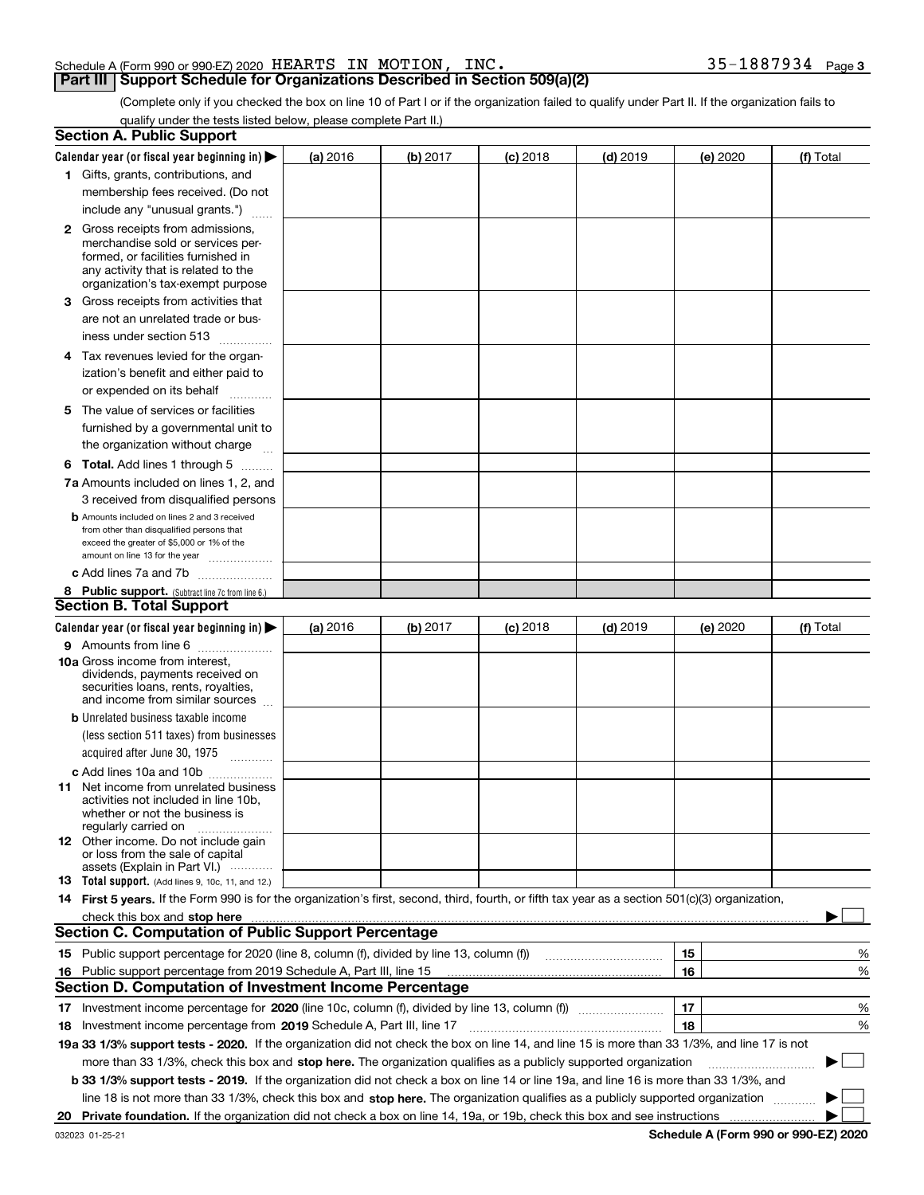Schedule A (Form 990 or 990-EZ) 2020 HEARTS IN MOTION, INC. 35-1887934 Page **3**

## Part III Support Schedule for Organizations Described in Section 509(a)(2)

(Complete only if you checked the box on line 10 of Part I or if the organization failed to qualify under Part II. If the organization fails to qualify under the tests listed below, please complete Part II.)

### Section A. Public Support

| Calendar year (or fiscal year beginning in) ▶ | (a) 2016 | (b) 2017 | (c) 2018 | (d) 2019 | (e) 2020 | (f) Total |
|---|---|---|---|---|---|---|
| **1** Gifts, grants, contributions, and membership fees received. (Do not include any "unusual grants.") | | | | | | |
| **2** Gross receipts from admissions, merchandise sold or services performed, or facilities furnished in any activity that is related to the organization's tax-exempt purpose | | | | | | |
| **3** Gross receipts from activities that are not an unrelated trade or business under section 513 | | | | | | |
| **4** Tax revenues levied for the organization's benefit and either paid to or expended on its behalf | | | | | | |
| **5** The value of services or facilities furnished by a governmental unit to the organization without charge | | | | | | |
| **6 Total.** Add lines 1 through 5 | | | | | | |
| **7a** Amounts included on lines 1, 2, and 3 received from disqualified persons | | | | | | |
| **b** Amounts included on lines 2 and 3 received from other than disqualified persons that exceed the greater of $5,000 or 1% of the amount on line 13 for the year | | | | | | |
| **c** Add lines 7a and 7b | | | | | | |
| **8 Public support.** (Subtract line 7c from line 6.) | | | | | | |

### Section B. Total Support

| Calendar year (or fiscal year beginning in) ▶ | (a) 2016 | (b) 2017 | (c) 2018 | (d) 2019 | (e) 2020 | (f) Total |
|---|---|---|---|---|---|---|
| **9** Amounts from line 6 | | | | | | |
| **10a** Gross income from interest, dividends, payments received on securities loans, rents, royalties, and income from similar sources | | | | | | |
| **b** Unrelated business taxable income (less section 511 taxes) from businesses acquired after June 30, 1975 | | | | | | |
| **c** Add lines 10a and 10b | | | | | | |
| **11** Net income from unrelated business activities not included in line 10b, whether or not the business is regularly carried on | | | | | | |
| **12** Other income. Do not include gain or loss from the sale of capital assets (Explain in Part VI.) | | | | | | |
| **13 Total support.** (Add lines 9, 10c, 11, and 12.) | | | | | | |

**14 First 5 years.** If the Form 990 is for the organization's first, second, third, fourth, or fifth tax year as a section 501(c)(3) organization, check this box and **stop here** ▶ ☐

### Section C. Computation of Public Support Percentage

| | | | |
|---|---|---|---|
| **15** | Public support percentage for 2020 (line 8, column (f), divided by line 13, column (f)) | 15 | % |
| **16** | Public support percentage from 2019 Schedule A, Part III, line 15 | 16 | % |

### Section D. Computation of Investment Income Percentage

| | | | |
|---|---|---|---|
| **17** | Investment income percentage for **2020** (line 10c, column (f), divided by line 13, column (f)) | 17 | % |
| **18** | Investment income percentage from **2019** Schedule A, Part III, line 17 | 18 | % |

**19a 33 1/3% support tests - 2020.** If the organization did not check the box on line 14, and line 15 is more than 33 1/3%, and line 17 is not more than 33 1/3%, check this box and **stop here.** The organization qualifies as a publicly supported organization ▶ ☐

**b 33 1/3% support tests - 2019.** If the organization did not check a box on line 14 or line 19a, and line 16 is more than 33 1/3%, and line 18 is not more than 33 1/3%, check this box and **stop here.** The organization qualifies as a publicly supported organization ▶ ☐

**20 Private foundation.** If the organization did not check a box on line 14, 19a, or 19b, check this box and see instructions ▶ ☐

032023 01-25-21 **Schedule A (Form 990 or 990-EZ) 2020**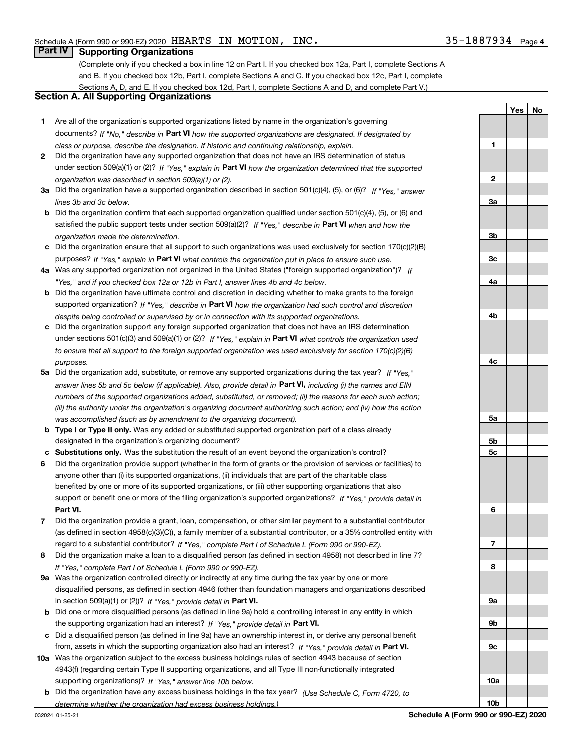Schedule A (Form 990 or 990-EZ) 2020 HEARTS IN MOTION, INC. 35-1887934 Page 4

## Part IV Supporting Organizations

(Complete only if you checked a box in line 12 on Part I. If you checked box 12a, Part I, complete Sections A and B. If you checked box 12b, Part I, complete Sections A and C. If you checked box 12c, Part I, complete Sections A, D, and E. If you checked box 12d, Part I, complete Sections A and D, and complete Part V.)

### Section A. All Supporting Organizations

| | | | Yes | No |
|---|---|---|---|---|
| **1** | Are all of the organization's supported organizations listed by name in the organization's governing documents? *If "No," describe in* **Part VI** *how the supported organizations are designated. If designated by class or purpose, describe the designation. If historic and continuing relationship, explain.* | **1** | | |
| **2** | Did the organization have any supported organization that does not have an IRS determination of status under section 509(a)(1) or (2)? *If "Yes," explain in* **Part VI** *how the organization determined that the supported organization was described in section 509(a)(1) or (2).* | **2** | | |
| **3a** | Did the organization have a supported organization described in section 501(c)(4), (5), or (6)? *If "Yes," answer lines 3b and 3c below.* | **3a** | | |
| **b** | Did the organization confirm that each supported organization qualified under section 501(c)(4), (5), or (6) and satisfied the public support tests under section 509(a)(2)? *If "Yes," describe in* **Part VI** *when and how the organization made the determination.* | **3b** | | |
| **c** | Did the organization ensure that all support to such organizations was used exclusively for section 170(c)(2)(B) purposes? *If "Yes," explain in* **Part VI** *what controls the organization put in place to ensure such use.* | **3c** | | |
| **4a** | Was any supported organization not organized in the United States ("foreign supported organization")? *If "Yes," and if you checked box 12a or 12b in Part I, answer lines 4b and 4c below.* | **4a** | | |
| **b** | Did the organization have ultimate control and discretion in deciding whether to make grants to the foreign supported organization? *If "Yes," describe in* **Part VI** *how the organization had such control and discretion despite being controlled or supervised by or in connection with its supported organizations.* | **4b** | | |
| **c** | Did the organization support any foreign supported organization that does not have an IRS determination under sections 501(c)(3) and 509(a)(1) or (2)? *If "Yes," explain in* **Part VI** *what controls the organization used to ensure that all support to the foreign supported organization was used exclusively for section 170(c)(2)(B) purposes.* | **4c** | | |
| **5a** | Did the organization add, substitute, or remove any supported organizations during the tax year? *If "Yes," answer lines 5b and 5c below (if applicable). Also, provide detail in* **Part VI,** *including (i) the names and EIN numbers of the supported organizations added, substituted, or removed; (ii) the reasons for each such action; (iii) the authority under the organization's organizing document authorizing such action; and (iv) how the action was accomplished (such as by amendment to the organizing document).* | **5a** | | |
| **b** | **Type I or Type II only.** Was any added or substituted supported organization part of a class already designated in the organization's organizing document? | **5b** | | |
| **c** | **Substitutions only.** Was the substitution the result of an event beyond the organization's control? | **5c** | | |
| **6** | Did the organization provide support (whether in the form of grants or the provision of services or facilities) to anyone other than (i) its supported organizations, (ii) individuals that are part of the charitable class benefited by one or more of its supported organizations, or (iii) other supporting organizations that also support or benefit one or more of the filing organization's supported organizations? *If "Yes," provide detail in* **Part VI.** | **6** | | |
| **7** | Did the organization provide a grant, loan, compensation, or other similar payment to a substantial contributor (as defined in section 4958(c)(3)(C)), a family member of a substantial contributor, or a 35% controlled entity with regard to a substantial contributor? *If "Yes," complete Part I of Schedule L (Form 990 or 990-EZ).* | **7** | | |
| **8** | Did the organization make a loan to a disqualified person (as defined in section 4958) not described in line 7? *If "Yes," complete Part I of Schedule L (Form 990 or 990-EZ).* | **8** | | |
| **9a** | Was the organization controlled directly or indirectly at any time during the tax year by one or more disqualified persons, as defined in section 4946 (other than foundation managers and organizations described in section 509(a)(1) or (2))? *If "Yes," provide detail in* **Part VI.** | **9a** | | |
| **b** | Did one or more disqualified persons (as defined in line 9a) hold a controlling interest in any entity in which the supporting organization had an interest? *If "Yes," provide detail in* **Part VI.** | **9b** | | |
| **c** | Did a disqualified person (as defined in line 9a) have an ownership interest in, or derive any personal benefit from, assets in which the supporting organization also had an interest? *If "Yes," provide detail in* **Part VI.** | **9c** | | |
| **10a** | Was the organization subject to the excess business holdings rules of section 4943 because of section 4943(f) (regarding certain Type II supporting organizations, and all Type III non-functionally integrated supporting organizations)? *If "Yes," answer line 10b below.* | **10a** | | |
| **b** | Did the organization have any excess business holdings in the tax year? *(Use Schedule C, Form 4720, to determine whether the organization had excess business holdings.)* | **10b** | | |

032024 01-25-21 **Schedule A (Form 990 or 990-EZ) 2020**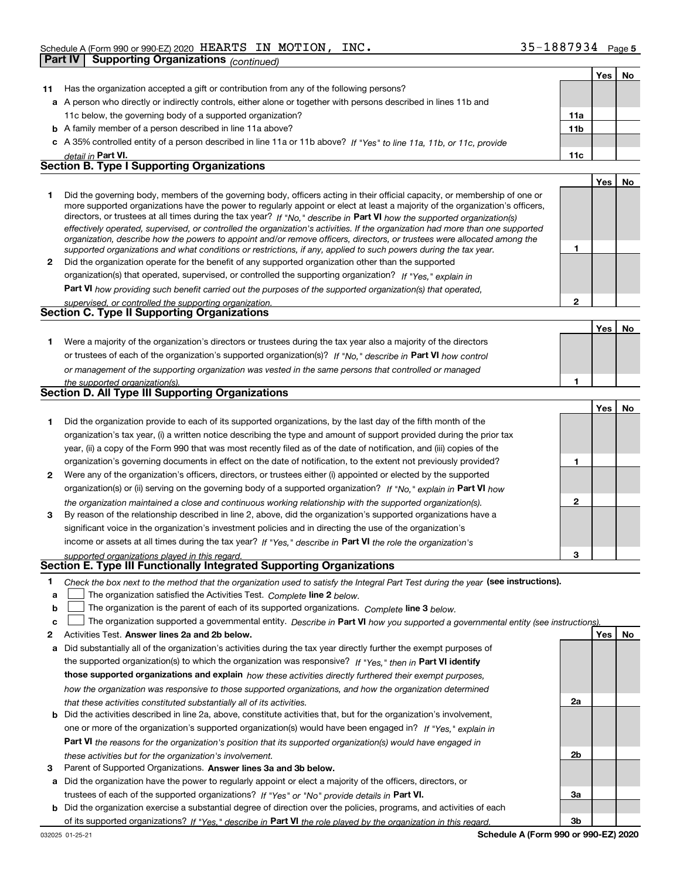Schedule A (Form 990 or 990-EZ) 2020 HEARTS IN MOTION, INC. 35-1887934

## Part IV Supporting Organizations *(continued)*

| | | | Yes | No |
|---|---|---|---|---|
| **11** | Has the organization accepted a gift or contribution from any of the following persons? | | | |
| **a** | A person who directly or indirectly controls, either alone or together with persons described in lines 11b and 11c below, the governing body of a supported organization? | 11a | | |
| **b** | A family member of a person described in line 11a above? | 11b | | |
| **c** | A 35% controlled entity of a person described in line 11a or 11b above? *If "Yes" to line 11a, 11b, or 11c, provide detail in* **Part VI.** | 11c | | |

### Section B. Type I Supporting Organizations

| | | | Yes | No |
|---|---|---|---|---|
| **1** | Did the governing body, members of the governing body, officers acting in their official capacity, or membership of one or more supported organizations have the power to regularly appoint or elect at least a majority of the organization's officers, directors, or trustees at all times during the tax year? *If "No," describe in* **Part VI** *how the supported organization(s) effectively operated, supervised, or controlled the organization's activities. If the organization had more than one supported organization, describe how the powers to appoint and/or remove officers, directors, or trustees were allocated among the supported organizations and what conditions or restrictions, if any, applied to such powers during the tax year.* | 1 | | |
| **2** | Did the organization operate for the benefit of any supported organization other than the supported organization(s) that operated, supervised, or controlled the supporting organization? *If "Yes," explain in* **Part VI** *how providing such benefit carried out the purposes of the supported organization(s) that operated, supervised, or controlled the supporting organization.* | 2 | | |

### Section C. Type II Supporting Organizations

| | | | Yes | No |
|---|---|---|---|---|
| **1** | Were a majority of the organization's directors or trustees during the tax year also a majority of the directors or trustees of each of the organization's supported organization(s)? *If "No," describe in* **Part VI** *how control or management of the supporting organization was vested in the same persons that controlled or managed the supported organization(s).* | 1 | | |

### Section D. All Type III Supporting Organizations

| | | | Yes | No |
|---|---|---|---|---|
| **1** | Did the organization provide to each of its supported organizations, by the last day of the fifth month of the organization's tax year, (i) a written notice describing the type and amount of support provided during the prior tax year, (ii) a copy of the Form 990 that was most recently filed as of the date of notification, and (iii) copies of the organization's governing documents in effect on the date of notification, to the extent not previously provided? | 1 | | |
| **2** | Were any of the organization's officers, directors, or trustees either (i) appointed or elected by the supported organization(s) or (ii) serving on the governing body of a supported organization? *If "No," explain in* **Part VI** *how the organization maintained a close and continuous working relationship with the supported organization(s).* | 2 | | |
| **3** | By reason of the relationship described in line 2, above, did the organization's supported organizations have a significant voice in the organization's investment policies and in directing the use of the organization's income or assets at all times during the tax year? *If "Yes," describe in* **Part VI** *the role the organization's supported organizations played in this regard.* | 3 | | |

### Section E. Type III Functionally Integrated Supporting Organizations

**1** *Check the box next to the method that the organization used to satisfy the Integral Part Test during the year* **(see instructions).**

- **a** ☐ The organization satisfied the Activities Test. *Complete* **line 2** *below.*
- **b** ☐ The organization is the parent of each of its supported organizations. *Complete* **line 3** *below.*
- **c** ☐ The organization supported a governmental entity. *Describe in* **Part VI** *how you supported a governmental entity (see instructions).*

| | | | Yes | No |
|---|---|---|---|---|
| **2** | Activities Test. **Answer lines 2a and 2b below.** | | | |
| **a** | Did substantially all of the organization's activities during the tax year directly further the exempt purposes of the supported organization(s) to which the organization was responsive? *If "Yes," then in* **Part VI identify those supported organizations and explain** *how these activities directly furthered their exempt purposes, how the organization was responsive to those supported organizations, and how the organization determined that these activities constituted substantially all of its activities.* | 2a | | |
| **b** | Did the activities described in line 2a, above, constitute activities that, but for the organization's involvement, one or more of the organization's supported organization(s) would have been engaged in? *If "Yes," explain in* **Part VI** *the reasons for the organization's position that its supported organization(s) would have engaged in these activities but for the organization's involvement.* | 2b | | |
| **3** | Parent of Supported Organizations. **Answer lines 3a and 3b below.** | | | |
| **a** | Did the organization have the power to regularly appoint or elect a majority of the officers, directors, or trustees of each of the supported organizations? *If "Yes" or "No" provide details in* **Part VI.** | 3a | | |
| **b** | Did the organization exercise a substantial degree of direction over the policies, programs, and activities of each of its supported organizations? *If "Yes," describe in* **Part VI** *the role played by the organization in this regard.* | 3b | | |

032025 01-25-21 **Schedule A (Form 990 or 990-EZ) 2020**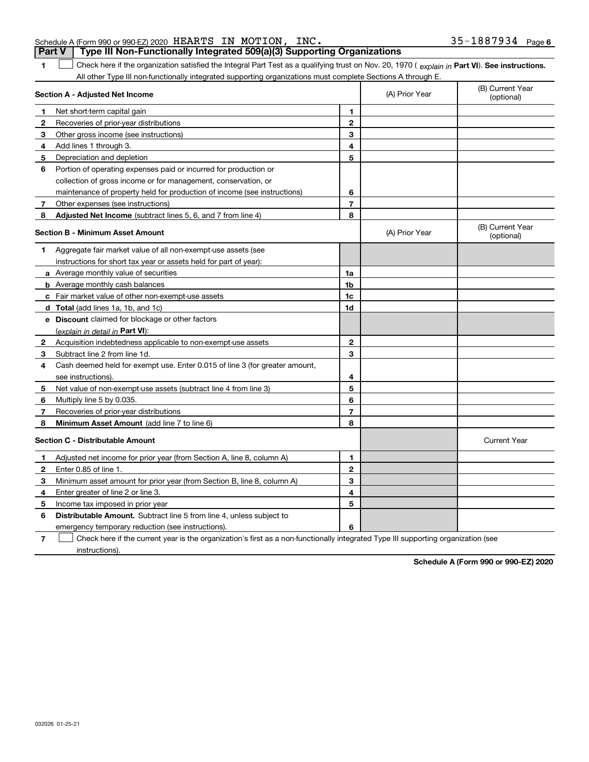Schedule A (Form 990 or 990-EZ) 2020 HEARTS IN MOTION, INC. 35-1887934 Page 6

## Part V Type III Non-Functionally Integrated 509(a)(3) Supporting Organizations

**1** ☐ Check here if the organization satisfied the Integral Part Test as a qualifying trust on Nov. 20, 1970 ( *explain in* **Part VI**). **See instructions.** All other Type III non-functionally integrated supporting organizations must complete Sections A through E.

| **Section A - Adjusted Net Income** | | | (A) Prior Year | (B) Current Year (optional) |
|---|---|---|---|---|
| **1** | Net short-term capital gain | 1 | | |
| **2** | Recoveries of prior-year distributions | 2 | | |
| **3** | Other gross income (see instructions) | 3 | | |
| **4** | Add lines 1 through 3. | 4 | | |
| **5** | Depreciation and depletion | 5 | | |
| **6** | Portion of operating expenses paid or incurred for production or collection of gross income or for management, conservation, or maintenance of property held for production of income (see instructions) | 6 | | |
| **7** | Other expenses (see instructions) | 7 | | |
| **8** | **Adjusted Net Income** (subtract lines 5, 6, and 7 from line 4) | 8 | | |

| **Section B - Minimum Asset Amount** | | | (A) Prior Year | (B) Current Year (optional) |
|---|---|---|---|---|
| **1** | Aggregate fair market value of all non-exempt-use assets (see instructions for short tax year or assets held for part of year): | | | |
| **a** | Average monthly value of securities | 1a | | |
| **b** | Average monthly cash balances | 1b | | |
| **c** | Fair market value of other non-exempt-use assets | 1c | | |
| **d** | **Total** (add lines 1a, 1b, and 1c) | 1d | | |
| **e** | **Discount** claimed for blockage or other factors (*explain in detail in* **Part VI**): | | | |
| **2** | Acquisition indebtedness applicable to non-exempt-use assets | 2 | | |
| **3** | Subtract line 2 from line 1d. | 3 | | |
| **4** | Cash deemed held for exempt use. Enter 0.015 of line 3 (for greater amount, see instructions). | 4 | | |
| **5** | Net value of non-exempt-use assets (subtract line 4 from line 3) | 5 | | |
| **6** | Multiply line 5 by 0.035. | 6 | | |
| **7** | Recoveries of prior-year distributions | 7 | | |
| **8** | **Minimum Asset Amount** (add line 7 to line 6) | 8 | | |

| **Section C - Distributable Amount** | | | | Current Year |
|---|---|---|---|---|
| **1** | Adjusted net income for prior year (from Section A, line 8, column A) | 1 | | |
| **2** | Enter 0.85 of line 1. | 2 | | |
| **3** | Minimum asset amount for prior year (from Section B, line 8, column A) | 3 | | |
| **4** | Enter greater of line 2 or line 3. | 4 | | |
| **5** | Income tax imposed in prior year | 5 | | |
| **6** | **Distributable Amount.** Subtract line 5 from line 4, unless subject to emergency temporary reduction (see instructions). | 6 | | |

**7** ☐ Check here if the current year is the organization's first as a non-functionally integrated Type III supporting organization (see instructions).

**Schedule A (Form 990 or 990-EZ) 2020**

032026 01-25-21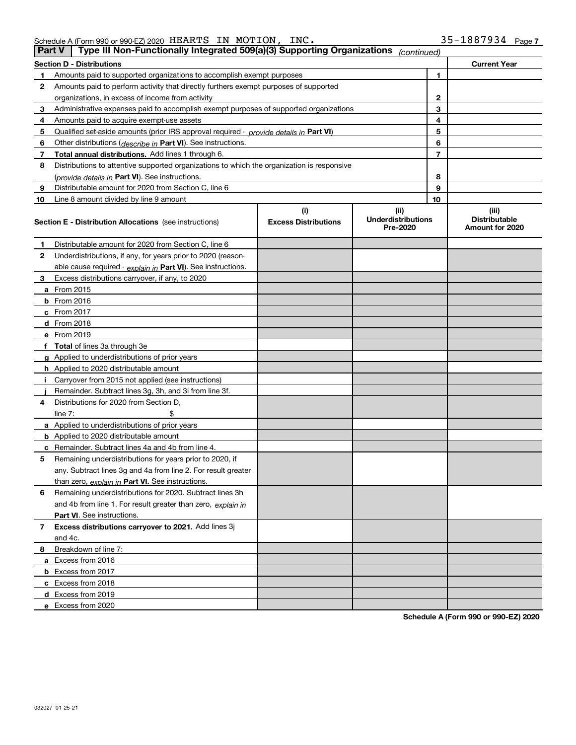Schedule A (Form 990 or 990-EZ) 2020 HEARTS IN MOTION, INC. 35-1887934 Page 7

## Part V Type III Non-Functionally Integrated 509(a)(3) Supporting Organizations *(continued)*

| Section D - Distributions | | | Current Year |
|---|---|---|---|
| 1 | Amounts paid to supported organizations to accomplish exempt purposes | 1 | |
| 2 | Amounts paid to perform activity that directly furthers exempt purposes of supported organizations, in excess of income from activity | 2 | |
| 3 | Administrative expenses paid to accomplish exempt purposes of supported organizations | 3 | |
| 4 | Amounts paid to acquire exempt-use assets | 4 | |
| 5 | Qualified set-aside amounts (prior IRS approval required - *provide details in* **Part VI**) | 5 | |
| 6 | Other distributions (*describe in* **Part VI**). See instructions. | 6 | |
| 7 | **Total annual distributions.** Add lines 1 through 6. | 7 | |
| 8 | Distributions to attentive supported organizations to which the organization is responsive (*provide details in* **Part VI**). See instructions. | 8 | |
| 9 | Distributable amount for 2020 from Section C, line 6 | 9 | |
| 10 | Line 8 amount divided by line 9 amount | 10 | |

| Section E - Distribution Allocations (see instructions) | (i) Excess Distributions | (ii) Underdistributions Pre-2020 | (iii) Distributable Amount for 2020 |
|---|---|---|---|
| **1** Distributable amount for 2020 from Section C, line 6 | | | |
| **2** Underdistributions, if any, for years prior to 2020 (reasonable cause required - *explain in* **Part VI**). See instructions. | | | |
| **3** Excess distributions carryover, if any, to 2020 | | | |
| **a** From 2015 | | | |
| **b** From 2016 | | | |
| **c** From 2017 | | | |
| **d** From 2018 | | | |
| **e** From 2019 | | | |
| **f** **Total** of lines 3a through 3e | | | |
| **g** Applied to underdistributions of prior years | | | |
| **h** Applied to 2020 distributable amount | | | |
| **i** Carryover from 2015 not applied (see instructions) | | | |
| **j** Remainder. Subtract lines 3g, 3h, and 3i from line 3f. | | | |
| **4** Distributions for 2020 from Section D, line 7: $ | | | |
| **a** Applied to underdistributions of prior years | | | |
| **b** Applied to 2020 distributable amount | | | |
| **c** Remainder. Subtract lines 4a and 4b from line 4. | | | |
| **5** Remaining underdistributions for years prior to 2020, if any. Subtract lines 3g and 4a from line 2. For result greater than zero, *explain in* **Part VI.** See instructions. | | | |
| **6** Remaining underdistributions for 2020. Subtract lines 3h and 4b from line 1. For result greater than zero, *explain in* **Part VI**. See instructions. | | | |
| **7** **Excess distributions carryover to 2021.** Add lines 3j and 4c. | | | |
| **8** Breakdown of line 7: | | | |
| **a** Excess from 2016 | | | |
| **b** Excess from 2017 | | | |
| **c** Excess from 2018 | | | |
| **d** Excess from 2019 | | | |
| **e** Excess from 2020 | | | |

**Schedule A (Form 990 or 990-EZ) 2020**

032027 01-25-21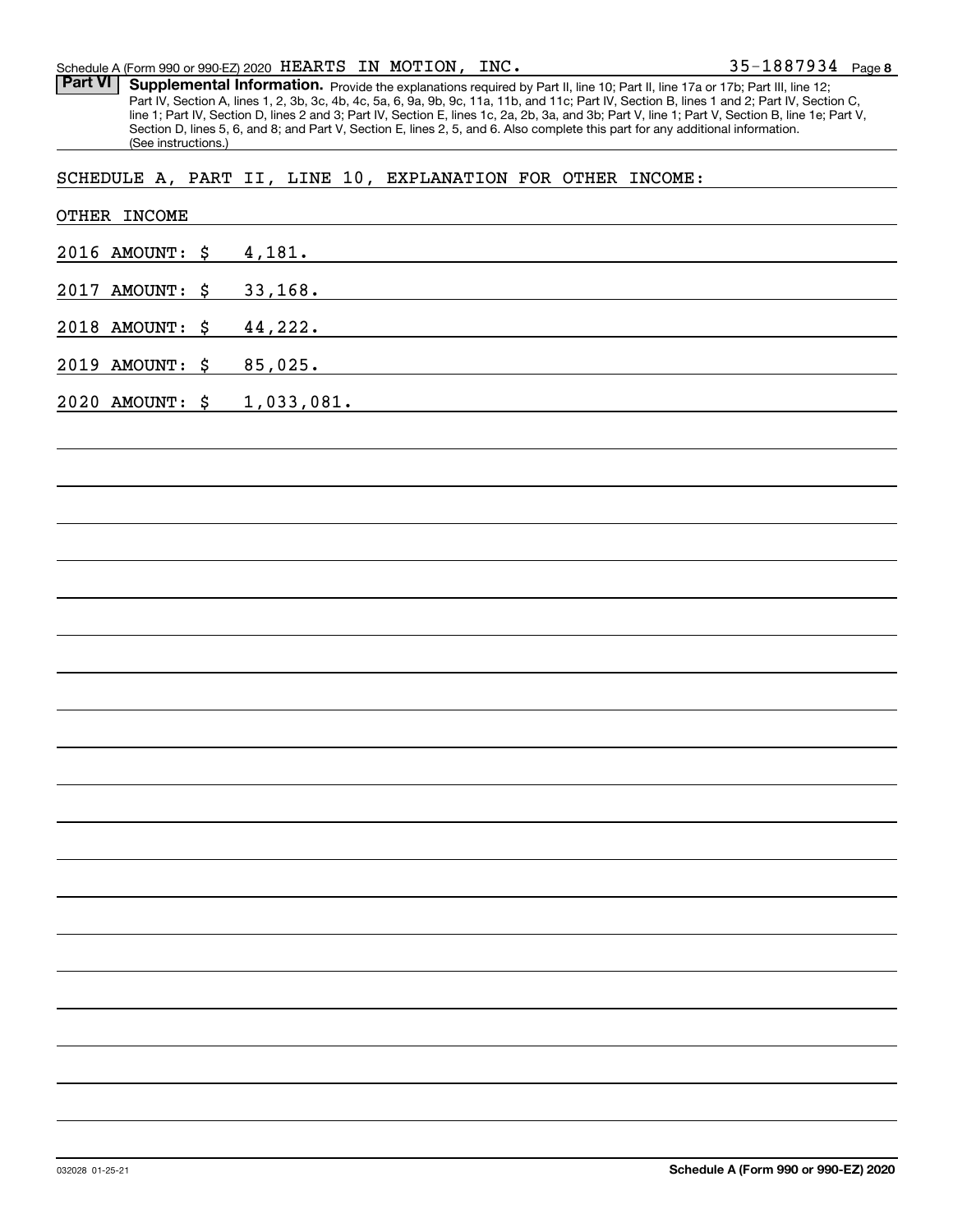Schedule A (Form 990 or 990-EZ) 2020 HEARTS IN MOTION, INC. 35-1887934 Page **8**

**Part VI** **Supplemental Information.** Provide the explanations required by Part II, line 10; Part II, line 17a or 17b; Part III, line 12; Part IV, Section A, lines 1, 2, 3b, 3c, 4b, 4c, 5a, 6, 9a, 9b, 9c, 11a, 11b, and 11c; Part IV, Section B, lines 1 and 2; Part IV, Section C, line 1; Part IV, Section D, lines 2 and 3; Part IV, Section E, lines 1c, 2a, 2b, 3a, and 3b; Part V, line 1; Part V, Section B, line 1e; Part V, Section D, lines 5, 6, and 8; and Part V, Section E, lines 2, 5, and 6. Also complete this part for any additional information. (See instructions.)

SCHEDULE A, PART II, LINE 10, EXPLANATION FOR OTHER INCOME:

OTHER INCOME

2016 AMOUNT: $ 4,181.

2017 AMOUNT: $ 33,168.

2018 AMOUNT: $ 44,222.

2019 AMOUNT: $ 85,025.

2020 AMOUNT: $ 1,033,081.

032028 01-25-21 **Schedule A (Form 990 or 990-EZ) 2020**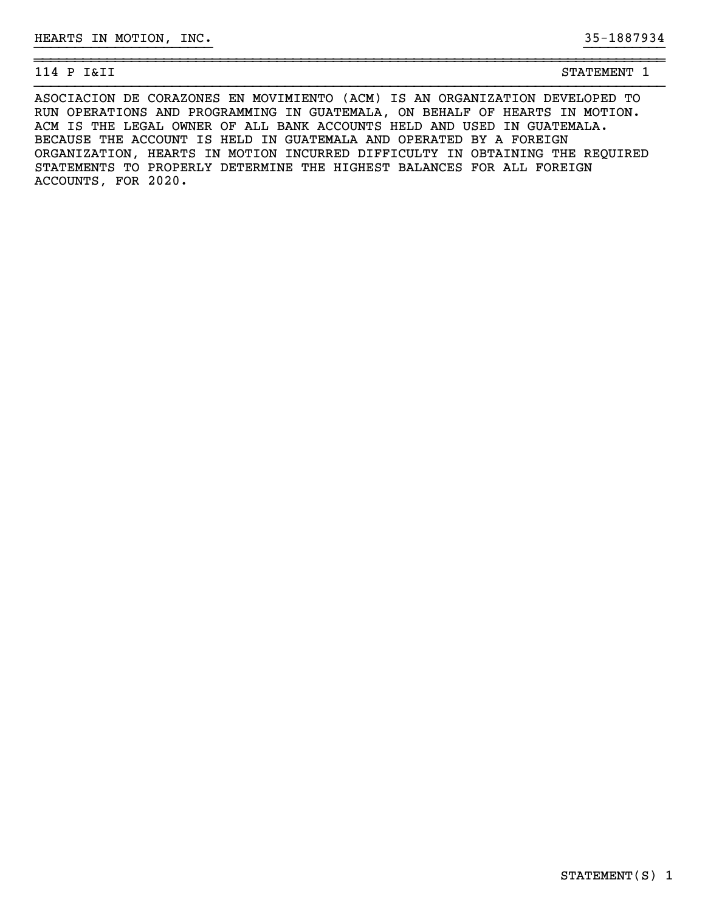HEARTS IN MOTION, INC. 35-1887934

114 P I&II STATEMENT 1

ASOCIACION DE CORAZONES EN MOVIMIENTO (ACM) IS AN ORGANIZATION DEVELOPED TO RUN OPERATIONS AND PROGRAMMING IN GUATEMALA, ON BEHALF OF HEARTS IN MOTION. ACM IS THE LEGAL OWNER OF ALL BANK ACCOUNTS HELD AND USED IN GUATEMALA. BECAUSE THE ACCOUNT IS HELD IN GUATEMALA AND OPERATED BY A FOREIGN ORGANIZATION, HEARTS IN MOTION INCURRED DIFFICULTY IN OBTAINING THE REQUIRED STATEMENTS TO PROPERLY DETERMINE THE HIGHEST BALANCES FOR ALL FOREIGN ACCOUNTS, FOR 2020.

STATEMENT(S) 1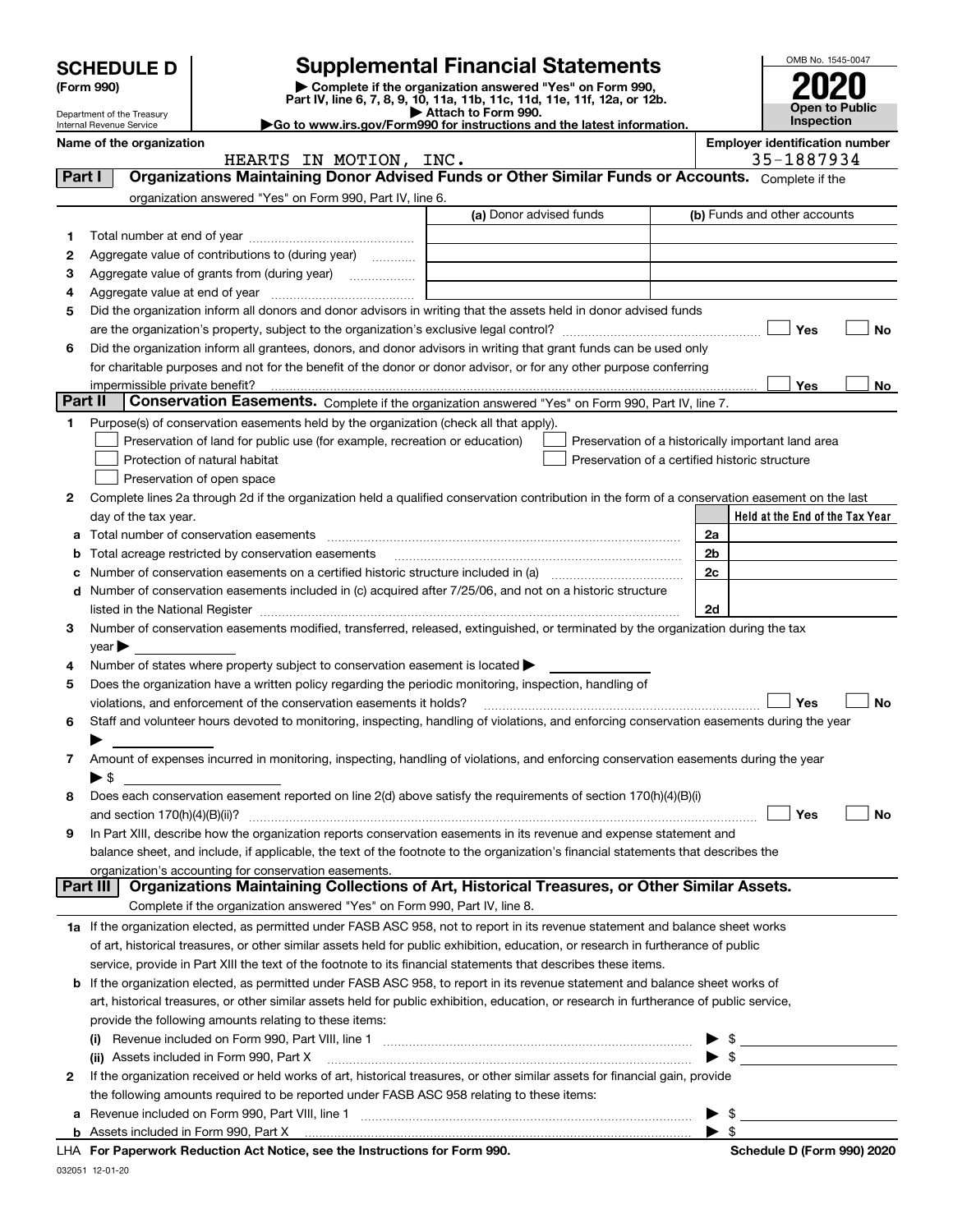# SCHEDULE D (Form 990)

Department of the Treasury
Internal Revenue Service

## Supplemental Financial Statements

▶ Complete if the organization answered "Yes" on Form 990, Part IV, line 6, 7, 8, 9, 10, 11a, 11b, 11c, 11d, 11e, 11f, 12a, or 12b.
▶ Attach to Form 990.
▶Go to www.irs.gov/Form990 for instructions and the latest information.

OMB No. 1545-0047
**2020**
**Open to Public Inspection**

**Name of the organization**
HEARTS IN MOTION, INC.

**Employer identification number**
35-1887934

## Part I Organizations Maintaining Donor Advised Funds or Other Similar Funds or Accounts.

Complete if the organization answered "Yes" on Form 990, Part IV, line 6.

| | | (a) Donor advised funds | (b) Funds and other accounts |
|---|---|---|---|
| 1 | Total number at end of year | | |
| 2 | Aggregate value of contributions to (during year) | | |
| 3 | Aggregate value of grants from (during year) | | |
| 4 | Aggregate value at end of year | | |

5 Did the organization inform all donors and donor advisors in writing that the assets held in donor advised funds are the organization's property, subject to the organization's exclusive legal control? ☐ Yes ☐ No

6 Did the organization inform all grantees, donors, and donor advisors in writing that grant funds can be used only for charitable purposes and not for the benefit of the donor or donor advisor, or for any other purpose conferring impermissible private benefit? ☐ Yes ☐ No

## Part II Conservation Easements.

Complete if the organization answered "Yes" on Form 990, Part IV, line 7.

1 Purpose(s) of conservation easements held by the organization (check all that apply).

☐ Preservation of land for public use (for example, recreation or education)
☐ Protection of natural habitat
☐ Preservation of open space
☐ Preservation of a historically important land area
☐ Preservation of a certified historic structure

2 Complete lines 2a through 2d if the organization held a qualified conservation contribution in the form of a conservation easement on the last day of the tax year.

| | | | Held at the End of the Tax Year |
|---|---|---|---|
| a | Total number of conservation easements | 2a | |
| b | Total acreage restricted by conservation easements | 2b | |
| c | Number of conservation easements on a certified historic structure included in (a) | 2c | |
| d | Number of conservation easements included in (c) acquired after 7/25/06, and not on a historic structure listed in the National Register | 2d | |

3 Number of conservation easements modified, transferred, released, extinguished, or terminated by the organization during the tax year ▶

4 Number of states where property subject to conservation easement is located ▶

5 Does the organization have a written policy regarding the periodic monitoring, inspection, handling of violations, and enforcement of the conservation easements it holds? ☐ Yes ☐ No

6 Staff and volunteer hours devoted to monitoring, inspecting, handling of violations, and enforcing conservation easements during the year ▶

7 Amount of expenses incurred in monitoring, inspecting, handling of violations, and enforcing conservation easements during the year ▶ $

8 Does each conservation easement reported on line 2(d) above satisfy the requirements of section 170(h)(4)(B)(i) and section 170(h)(4)(B)(ii)? ☐ Yes ☐ No

9 In Part XIII, describe how the organization reports conservation easements in its revenue and expense statement and balance sheet, and include, if applicable, the text of the footnote to the organization's financial statements that describes the organization's accounting for conservation easements.

## Part III Organizations Maintaining Collections of Art, Historical Treasures, or Other Similar Assets.

Complete if the organization answered "Yes" on Form 990, Part IV, line 8.

1a If the organization elected, as permitted under FASB ASC 958, not to report in its revenue statement and balance sheet works of art, historical treasures, or other similar assets held for public exhibition, education, or research in furtherance of public service, provide in Part XIII the text of the footnote to its financial statements that describes these items.

b If the organization elected, as permitted under FASB ASC 958, to report in its revenue statement and balance sheet works of art, historical treasures, or other similar assets held for public exhibition, education, or research in furtherance of public service, provide the following amounts relating to these items:

(i) Revenue included on Form 990, Part VIII, line 1 ▶ $

(ii) Assets included in Form 990, Part X ▶ $

2 If the organization received or held works of art, historical treasures, or other similar assets for financial gain, provide the following amounts required to be reported under FASB ASC 958 relating to these items:

a Revenue included on Form 990, Part VIII, line 1 ▶ $

b Assets included in Form 990, Part X ▶ $

LHA For Paperwork Reduction Act Notice, see the Instructions for Form 990.

Schedule D (Form 990) 2020

032051 12-01-20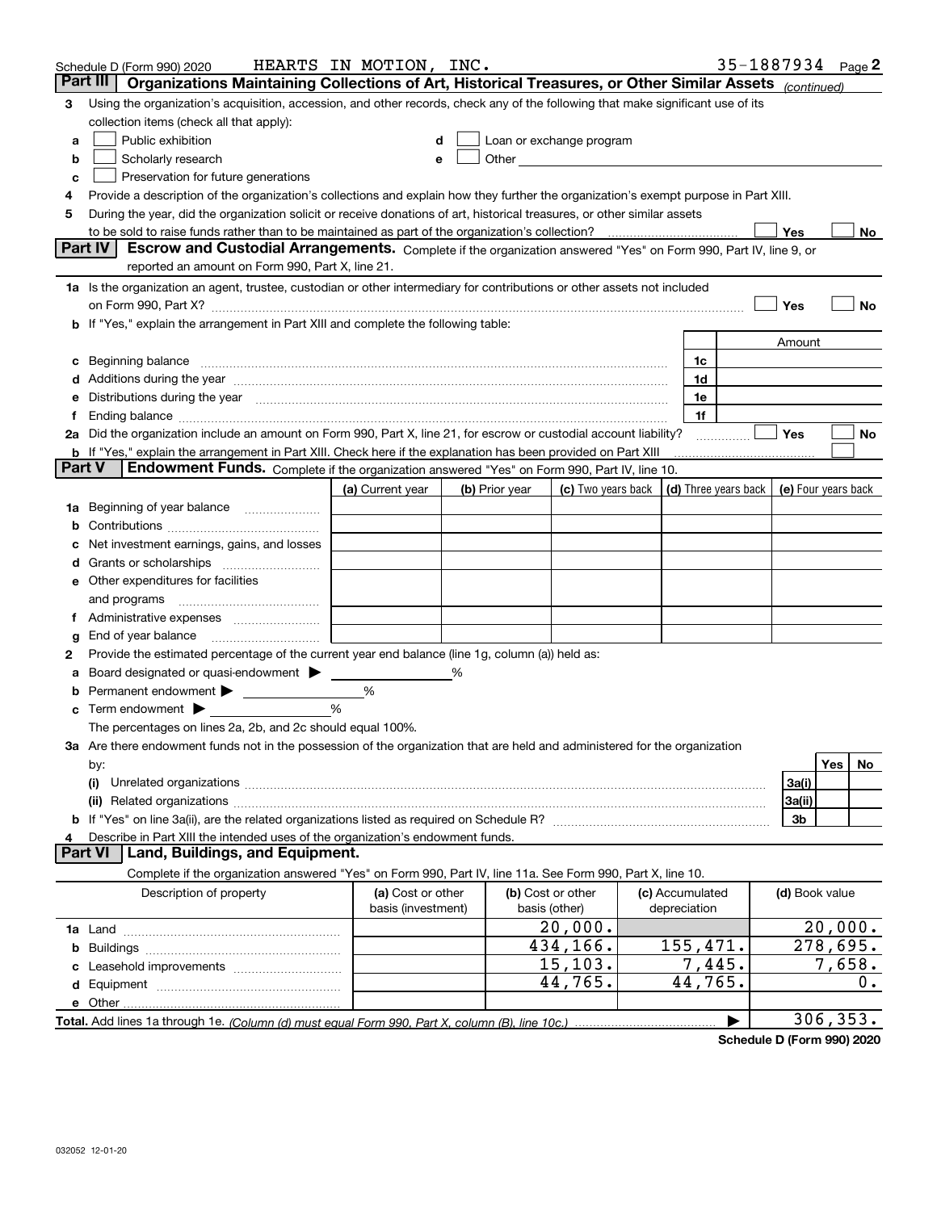Schedule D (Form 990) 2020 HEARTS IN MOTION, INC. 35-1887934 Page 2

## Part III Organizations Maintaining Collections of Art, Historical Treasures, or Other Similar Assets *(continued)*

**3** Using the organization's acquisition, accession, and other records, check any of the following that make significant use of its collection items (check all that apply):

- **a** ☐ Public exhibition
- **b** ☐ Scholarly research
- **c** ☐ Preservation for future generations
- **d** ☐ Loan or exchange program
- **e** ☐ Other

**4** Provide a description of the organization's collections and explain how they further the organization's exempt purpose in Part XIII.

**5** During the year, did the organization solicit or receive donations of art, historical treasures, or other similar assets to be sold to raise funds rather than to be maintained as part of the organization's collection? ☐ Yes ☐ No

## Part IV Escrow and Custodial Arrangements.

Complete if the organization answered "Yes" on Form 990, Part IV, line 9, or reported an amount on Form 990, Part X, line 21.

**1a** Is the organization an agent, trustee, custodian or other intermediary for contributions or other assets not included on Form 990, Part X? ☐ Yes ☐ No

**b** If "Yes," explain the arrangement in Part XIII and complete the following table:

| | | Amount |
|---|---|---|
| **c** Beginning balance | 1c | |
| **d** Additions during the year | 1d | |
| **e** Distributions during the year | 1e | |
| **f** Ending balance | 1f | |

**2a** Did the organization include an amount on Form 990, Part X, line 21, for escrow or custodial account liability? ☐ Yes ☐ No

**b** If "Yes," explain the arrangement in Part XIII. Check here if the explanation has been provided on Part XIII ☐

## Part V Endowment Funds.

Complete if the organization answered "Yes" on Form 990, Part IV, line 10.

| | (a) Current year | (b) Prior year | (c) Two years back | (d) Three years back | (e) Four years back |
|---|---|---|---|---|---|
| **1a** Beginning of year balance | | | | | |
| **b** Contributions | | | | | |
| **c** Net investment earnings, gains, and losses | | | | | |
| **d** Grants or scholarships | | | | | |
| **e** Other expenditures for facilities and programs | | | | | |
| **f** Administrative expenses | | | | | |
| **g** End of year balance | | | | | |

**2** Provide the estimated percentage of the current year end balance (line 1g, column (a)) held as:

- **a** Board designated or quasi-endowment ▶ ______ %
- **b** Permanent endowment ▶ ______ %
- **c** Term endowment ▶ ______ %

The percentages on lines 2a, 2b, and 2c should equal 100%.

**3a** Are there endowment funds not in the possession of the organization that are held and administered for the organization by:

| | | Yes | No |
|---|---|---|---|
| **(i)** Unrelated organizations | 3a(i) | | |
| **(ii)** Related organizations | 3a(ii) | | |
| **b** If "Yes" on line 3a(ii), are the related organizations listed as required on Schedule R? | 3b | | |

**4** Describe in Part XIII the intended uses of the organization's endowment funds.

## Part VI Land, Buildings, and Equipment.

Complete if the organization answered "Yes" on Form 990, Part IV, line 11a. See Form 990, Part X, line 10.

| Description of property | (a) Cost or other basis (investment) | (b) Cost or other basis (other) | (c) Accumulated depreciation | (d) Book value |
|---|---|---|---|---|
| **1a** Land | | 20,000. | | 20,000. |
| **b** Buildings | | 434,166. | 155,471. | 278,695. |
| **c** Leasehold improvements | | 15,103. | 7,445. | 7,658. |
| **d** Equipment | | 44,765. | 44,765. | 0. |
| **e** Other | | | | |
| **Total.** Add lines 1a through 1e. *(Column (d) must equal Form 990, Part X, column (B), line 10c.)* | | | ▶ | 306,353. |

Schedule D (Form 990) 2020

032052 12-01-20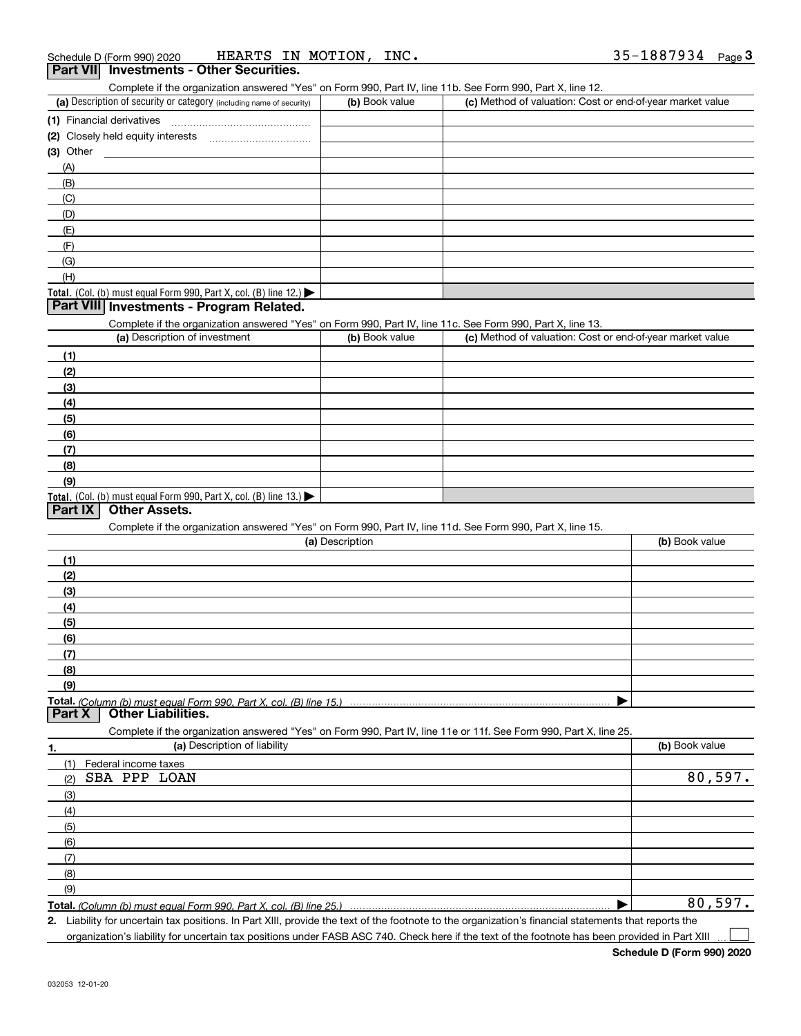Schedule D (Form 990) 2020 HEARTS IN MOTION, INC. 35-1887934 Page 3

## Part VII Investments - Other Securities.

Complete if the organization answered "Yes" on Form 990, Part IV, line 11b. See Form 990, Part X, line 12.

| (a) Description of security or category (including name of security) | (b) Book value | (c) Method of valuation: Cost or end-of-year market value |
|---|---|---|
| (1) Financial derivatives | | |
| (2) Closely held equity interests | | |
| (3) Other | | |
| (A) | | |
| (B) | | |
| (C) | | |
| (D) | | |
| (E) | | |
| (F) | | |
| (G) | | |
| (H) | | |
| **Total.** (Col. (b) must equal Form 990, Part X, col. (B) line 12.) ▶ | | |

## Part VIII Investments - Program Related.

Complete if the organization answered "Yes" on Form 990, Part IV, line 11c. See Form 990, Part X, line 13.

| (a) Description of investment | (b) Book value | (c) Method of valuation: Cost or end-of-year market value |
|---|---|---|
| (1) | | |
| (2) | | |
| (3) | | |
| (4) | | |
| (5) | | |
| (6) | | |
| (7) | | |
| (8) | | |
| (9) | | |
| **Total.** (Col. (b) must equal Form 990, Part X, col. (B) line 13.) ▶ | | |

## Part IX Other Assets.

Complete if the organization answered "Yes" on Form 990, Part IV, line 11d. See Form 990, Part X, line 15.

| (a) Description | (b) Book value |
|---|---|
| (1) | |
| (2) | |
| (3) | |
| (4) | |
| (5) | |
| (6) | |
| (7) | |
| (8) | |
| (9) | |
| **Total.** *(Column (b) must equal Form 990, Part X, col. (B) line 15.)* ▶ | |

## Part X Other Liabilities.

Complete if the organization answered "Yes" on Form 990, Part IV, line 11e or 11f. See Form 990, Part X, line 25.

| 1. (a) Description of liability | (b) Book value |
|---|---|
| (1) Federal income taxes | |
| (2) SBA PPP LOAN | 80,597. |
| (3) | |
| (4) | |
| (5) | |
| (6) | |
| (7) | |
| (8) | |
| (9) | |
| **Total.** *(Column (b) must equal Form 990, Part X, col. (B) line 25.)* ▶ | 80,597. |

2. Liability for uncertain tax positions. In Part XIII, provide the text of the footnote to the organization's financial statements that reports the organization's liability for uncertain tax positions under FASB ASC 740. Check here if the text of the footnote has been provided in Part XIII ☐

**Schedule D (Form 990) 2020**

032053 12-01-20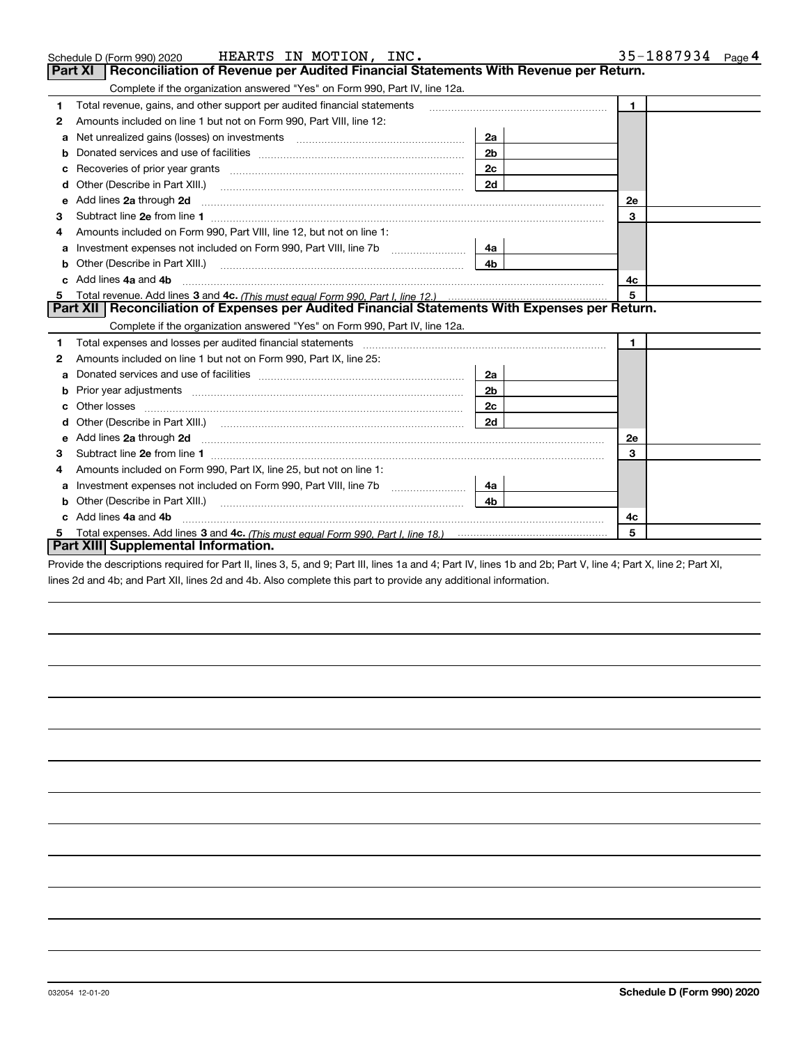Schedule D (Form 990) 2020 HEARTS IN MOTION, INC. 35-1887934 Page 4

## Part XI Reconciliation of Revenue per Audited Financial Statements With Revenue per Return.

Complete if the organization answered "Yes" on Form 990, Part IV, line 12a.

| | | | | | |
|---|---|---|---|---|---|
| 1 | Total revenue, gains, and other support per audited financial statements | | | 1 | |
| 2 | Amounts included on line 1 but not on Form 990, Part VIII, line 12: | | | | |
| a | Net unrealized gains (losses) on investments | 2a | | | |
| b | Donated services and use of facilities | 2b | | | |
| c | Recoveries of prior year grants | 2c | | | |
| d | Other (Describe in Part XIII.) | 2d | | | |
| e | Add lines **2a** through **2d** | | | 2e | |
| 3 | Subtract line **2e** from line **1** | | | 3 | |
| 4 | Amounts included on Form 990, Part VIII, line 12, but not on line 1: | | | | |
| a | Investment expenses not included on Form 990, Part VIII, line 7b | 4a | | | |
| b | Other (Describe in Part XIII.) | 4b | | | |
| c | Add lines **4a** and **4b** | | | 4c | |
| 5 | Total revenue. Add lines **3** and **4c.** *(This must equal Form 990, Part I, line 12.)* | | | 5 | |

## Part XII Reconciliation of Expenses per Audited Financial Statements With Expenses per Return.

Complete if the organization answered "Yes" on Form 990, Part IV, line 12a.

| | | | | | |
|---|---|---|---|---|---|
| 1 | Total expenses and losses per audited financial statements | | | 1 | |
| 2 | Amounts included on line 1 but not on Form 990, Part IX, line 25: | | | | |
| a | Donated services and use of facilities | 2a | | | |
| b | Prior year adjustments | 2b | | | |
| c | Other losses | 2c | | | |
| d | Other (Describe in Part XIII.) | 2d | | | |
| e | Add lines **2a** through **2d** | | | 2e | |
| 3 | Subtract line **2e** from line **1** | | | 3 | |
| 4 | Amounts included on Form 990, Part IX, line 25, but not on line 1: | | | | |
| a | Investment expenses not included on Form 990, Part VIII, line 7b | 4a | | | |
| b | Other (Describe in Part XIII.) | 4b | | | |
| c | Add lines **4a** and **4b** | | | 4c | |
| 5 | Total expenses. Add lines **3** and **4c.** *(This must equal Form 990, Part I, line 18.)* | | | 5 | |

## Part XIII Supplemental Information.

Provide the descriptions required for Part II, lines 3, 5, and 9; Part III, lines 1a and 4; Part IV, lines 1b and 2b; Part V, line 4; Part X, line 2; Part XI, lines 2d and 4b; and Part XII, lines 2d and 4b. Also complete this part to provide any additional information.

032054 12-01-20 **Schedule D (Form 990) 2020**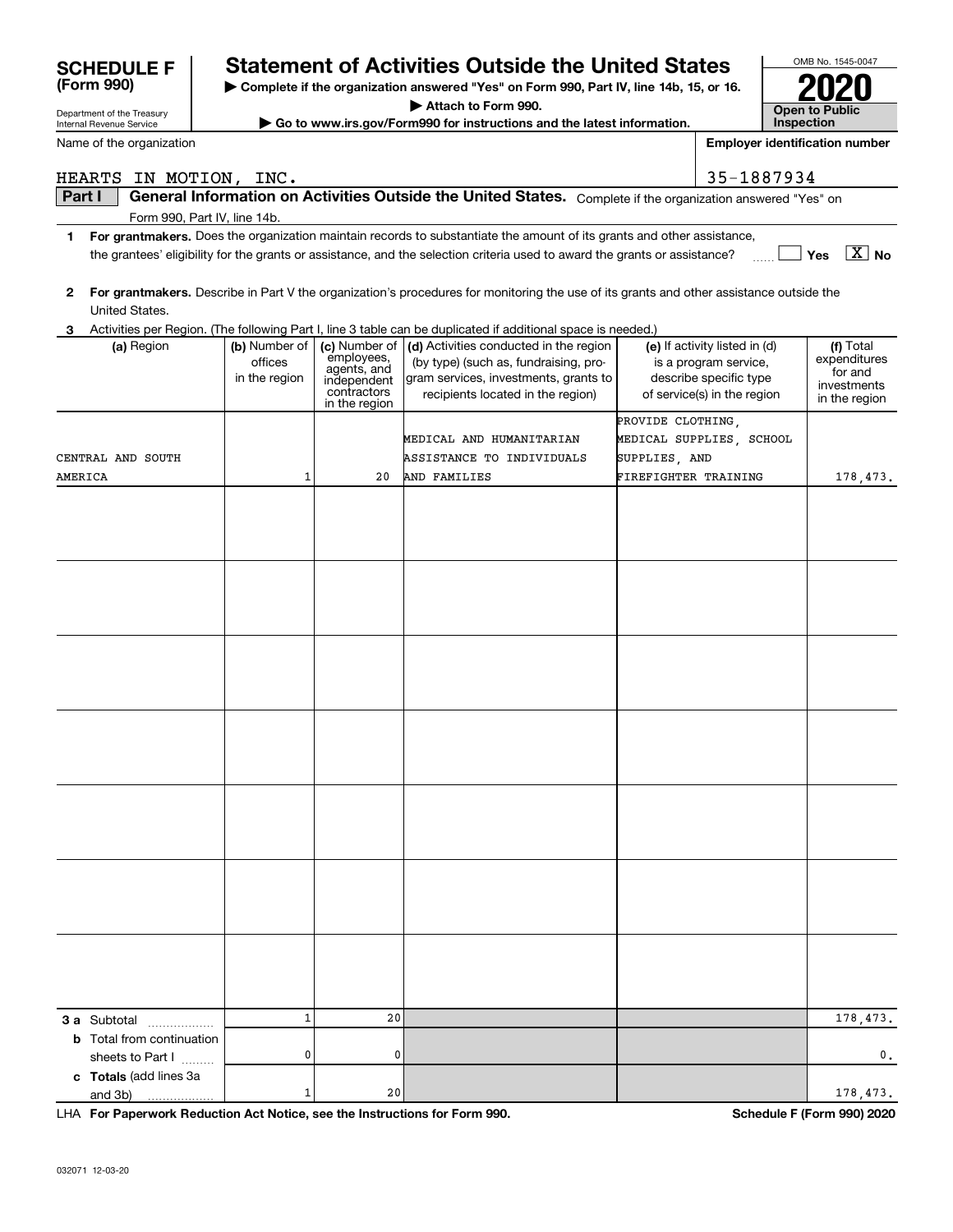# SCHEDULE F (Form 990)

Department of the Treasury
Internal Revenue Service

## Statement of Activities Outside the United States

▶ Complete if the organization answered "Yes" on Form 990, Part IV, line 14b, 15, or 16.
▶ Attach to Form 990.
▶ Go to www.irs.gov/Form990 for instructions and the latest information.

OMB No. 1545-0047

**2020**

**Open to Public Inspection**

Name of the organization: HEARTS IN MOTION, INC.

Employer identification number: 35-1887934

**Part I** **General Information on Activities Outside the United States.** Complete if the organization answered "Yes" on Form 990, Part IV, line 14b.

1 **For grantmakers.** Does the organization maintain records to substantiate the amount of its grants and other assistance, the grantees' eligibility for the grants or assistance, and the selection criteria used to award the grants or assistance? ☐ Yes ☒ No

2 **For grantmakers.** Describe in Part V the organization's procedures for monitoring the use of its grants and other assistance outside the United States.

3 Activities per Region. (The following Part I, line 3 table can be duplicated if additional space is needed.)

| (a) Region | (b) Number of offices in the region | (c) Number of employees, agents, and independent contractors in the region | (d) Activities conducted in the region (by type) (such as, fundraising, program services, investments, grants to recipients located in the region) | (e) If activity listed in (d) is a program service, describe specific type of service(s) in the region | (f) Total expenditures for and investments in the region |
|---|---|---|---|---|---|
| CENTRAL AND SOUTH AMERICA | 1 | 20 | MEDICAL AND HUMANITARIAN ASSISTANCE TO INDIVIDUALS AND FAMILIES | PROVIDE CLOTHING, MEDICAL SUPPLIES, SCHOOL SUPPLIES, AND FIREFIGHTER TRAINING | 178,473. |
| | | | | | |
| | | | | | |
| | | | | | |
| | | | | | |
| | | | | | |
| | | | | | |
| | | | | | |
| **3 a** Subtotal | 1 | 20 | | | 178,473. |
| **b** Total from continuation sheets to Part I | 0 | 0 | | | 0. |
| **c Totals** (add lines 3a and 3b) | 1 | 20 | | | 178,473. |

LHA **For Paperwork Reduction Act Notice, see the Instructions for Form 990.** **Schedule F (Form 990) 2020**

032071 12-03-20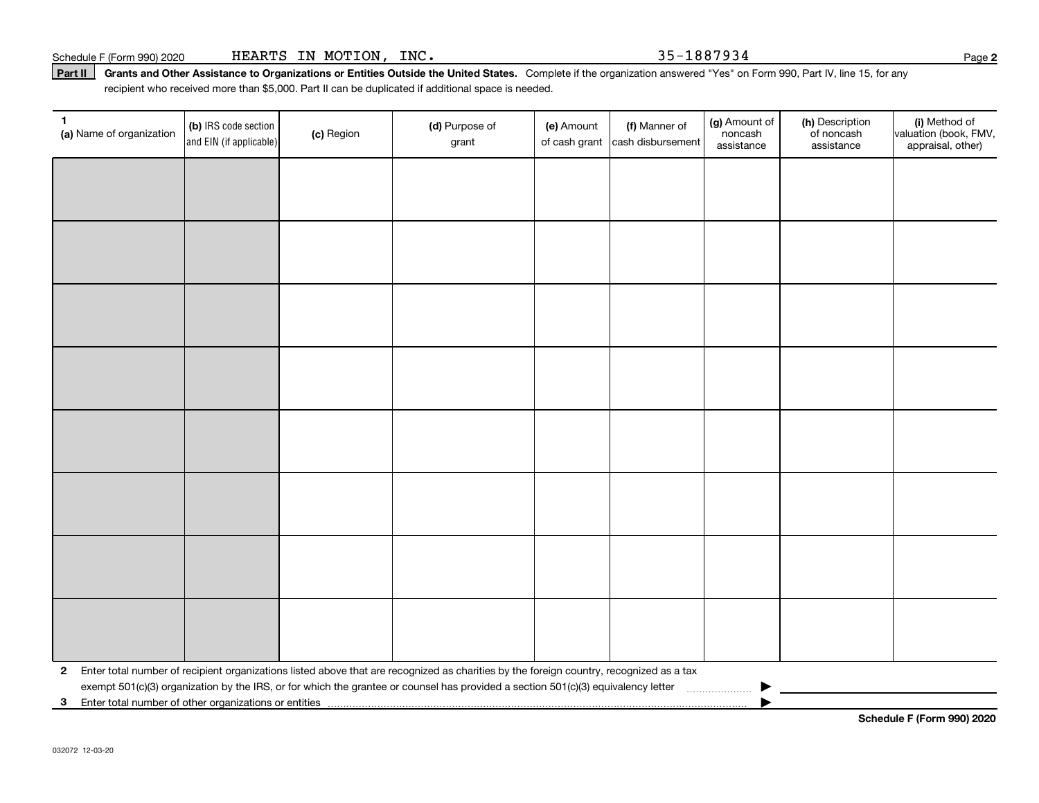Schedule F (Form 990) 2020 HEARTS IN MOTION, INC. 35-1887934

**Part II** **Grants and Other Assistance to Organizations or Entities Outside the United States.** Complete if the organization answered "Yes" on Form 990, Part IV, line 15, for any recipient who received more than $5,000. Part II can be duplicated if additional space is needed.

| 1 (a) Name of organization | (b) IRS code section and EIN (if applicable) | (c) Region | (d) Purpose of grant | (e) Amount of cash grant | (f) Manner of cash disbursement | (g) Amount of noncash assistance | (h) Description of noncash assistance | (i) Method of valuation (book, FMV, appraisal, other) |
|---|---|---|---|---|---|---|---|---|
| | | | | | | | | |
| | | | | | | | | |
| | | | | | | | | |
| | | | | | | | | |
| | | | | | | | | |
| | | | | | | | | |
| | | | | | | | | |
| | | | | | | | | |

**2** Enter total number of recipient organizations listed above that are recognized as charities by the foreign country, recognized as a tax exempt 501(c)(3) organization by the IRS, or for which the grantee or counsel has provided a section 501(c)(3) equivalency letter ▶

**3** Enter total number of other organizations or entities ▶

**Schedule F (Form 990) 2020**

032072 12-03-20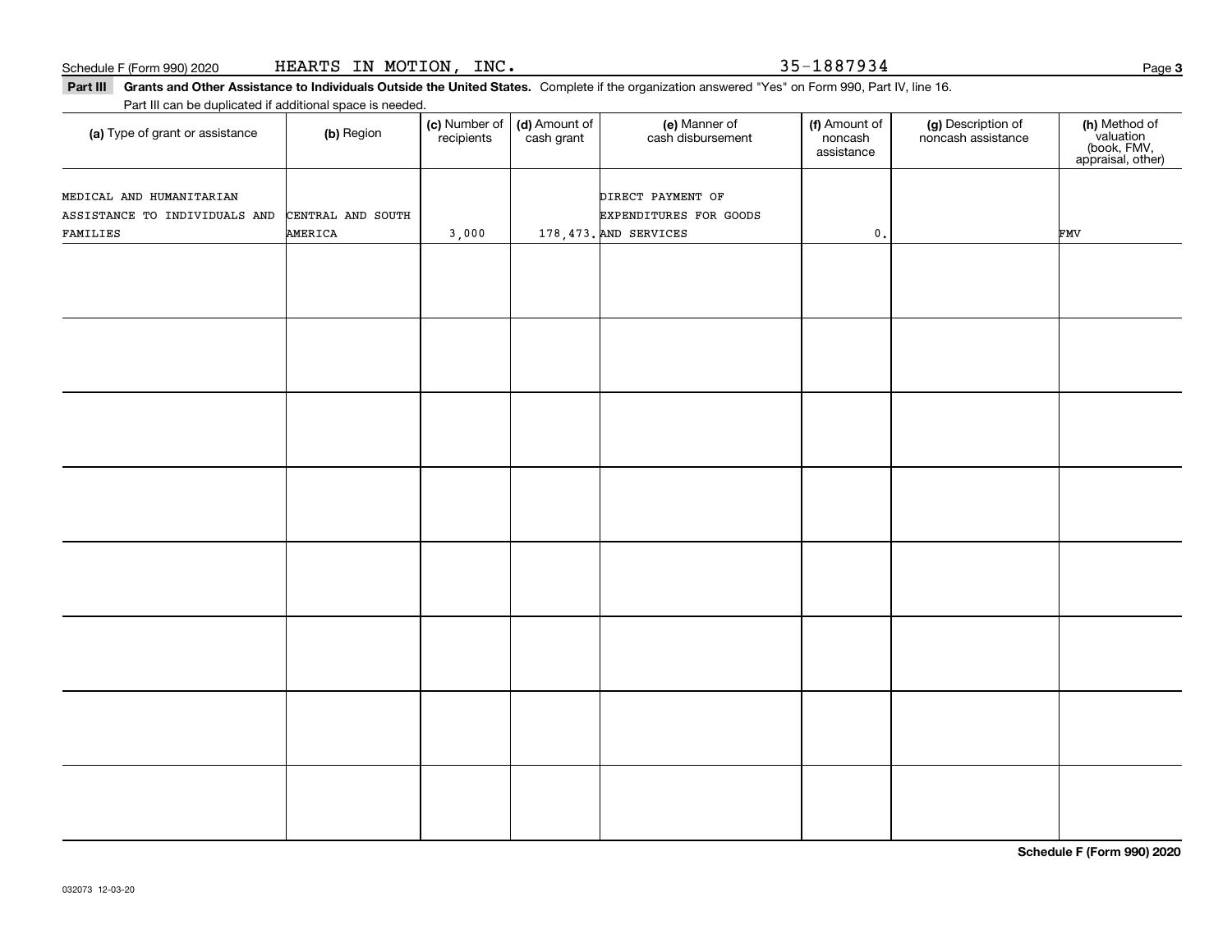Schedule F (Form 990) 2020 HEARTS IN MOTION, INC. 35-1887934

**Part III Grants and Other Assistance to Individuals Outside the United States.** Complete if the organization answered "Yes" on Form 990, Part IV, line 16.

Part III can be duplicated if additional space is needed.

| (a) Type of grant or assistance | (b) Region | (c) Number of recipients | (d) Amount of cash grant | (e) Manner of cash disbursement | (f) Amount of noncash assistance | (g) Description of noncash assistance | (h) Method of valuation (book, FMV, appraisal, other) |
|---|---|---|---|---|---|---|---|
| MEDICAL AND HUMANITARIAN ASSISTANCE TO INDIVIDUALS AND FAMILIES | CENTRAL AND SOUTH AMERICA | 3,000 | 178,473. | DIRECT PAYMENT OF EXPENDITURES FOR GOODS AND SERVICES | 0. | | FMV |
| | | | | | | | |
| | | | | | | | |
| | | | | | | | |
| | | | | | | | |
| | | | | | | | |
| | | | | | | | |
| | | | | | | | |
| | | | | | | | |

**Schedule F (Form 990) 2020**

032073 12-03-20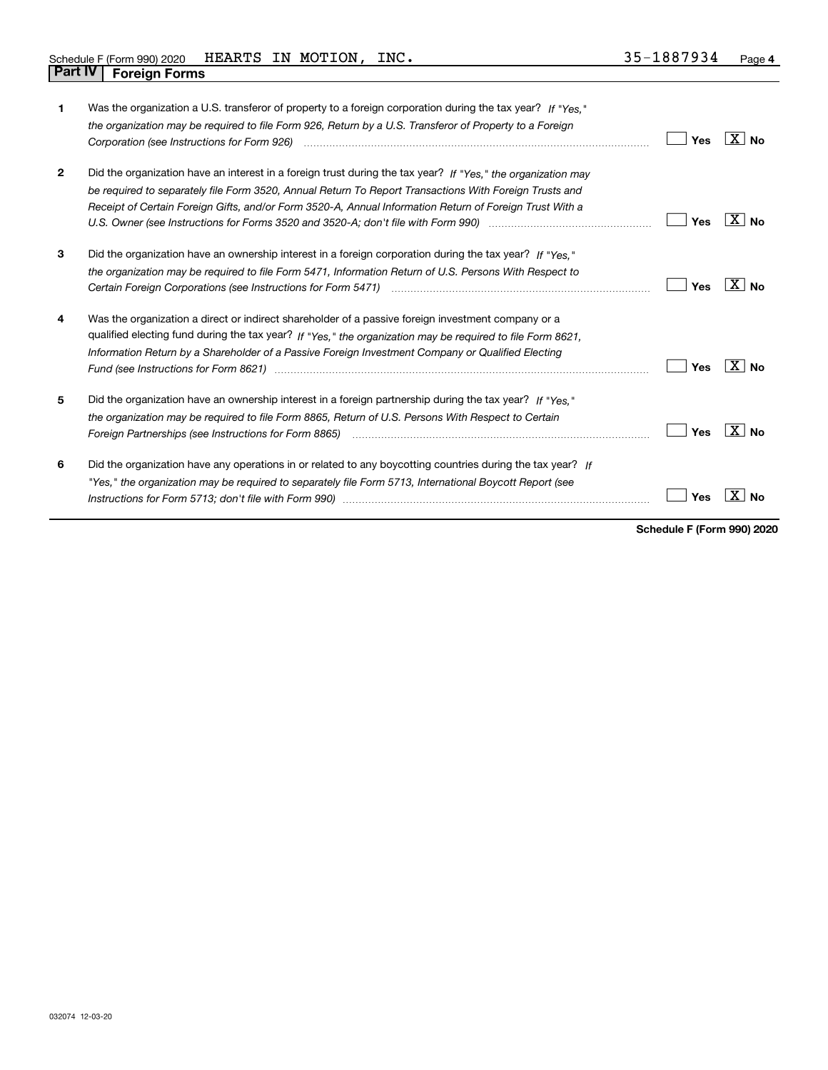Schedule F (Form 990) 2020 HEARTS IN MOTION, INC. 35-1887934

## Part IV Foreign Forms

| | | | |
|---|---|---|---|
| 1 | Was the organization a U.S. transferor of property to a foreign corporation during the tax year? *If "Yes," the organization may be required to file Form 926, Return by a U.S. Transferor of Property to a Foreign Corporation (see Instructions for Form 926)* | Yes | [X] No |
| 2 | Did the organization have an interest in a foreign trust during the tax year? *If "Yes," the organization may be required to separately file Form 3520, Annual Return To Report Transactions With Foreign Trusts and Receipt of Certain Foreign Gifts, and/or Form 3520-A, Annual Information Return of Foreign Trust With a U.S. Owner (see Instructions for Forms 3520 and 3520-A; don't file with Form 990)* | Yes | [X] No |
| 3 | Did the organization have an ownership interest in a foreign corporation during the tax year? *If "Yes," the organization may be required to file Form 5471, Information Return of U.S. Persons With Respect to Certain Foreign Corporations (see Instructions for Form 5471)* | Yes | [X] No |
| 4 | Was the organization a direct or indirect shareholder of a passive foreign investment company or a qualified electing fund during the tax year? *If "Yes," the organization may be required to file Form 8621, Information Return by a Shareholder of a Passive Foreign Investment Company or Qualified Electing Fund (see Instructions for Form 8621)* | Yes | [X] No |
| 5 | Did the organization have an ownership interest in a foreign partnership during the tax year? *If "Yes," the organization may be required to file Form 8865, Return of U.S. Persons With Respect to Certain Foreign Partnerships (see Instructions for Form 8865)* | Yes | [X] No |
| 6 | Did the organization have any operations in or related to any boycotting countries during the tax year? *If "Yes," the organization may be required to separately file Form 5713, International Boycott Report (see Instructions for Form 5713; don't file with Form 990)* | Yes | [X] No |

**Schedule F (Form 990) 2020**

032074 12-03-20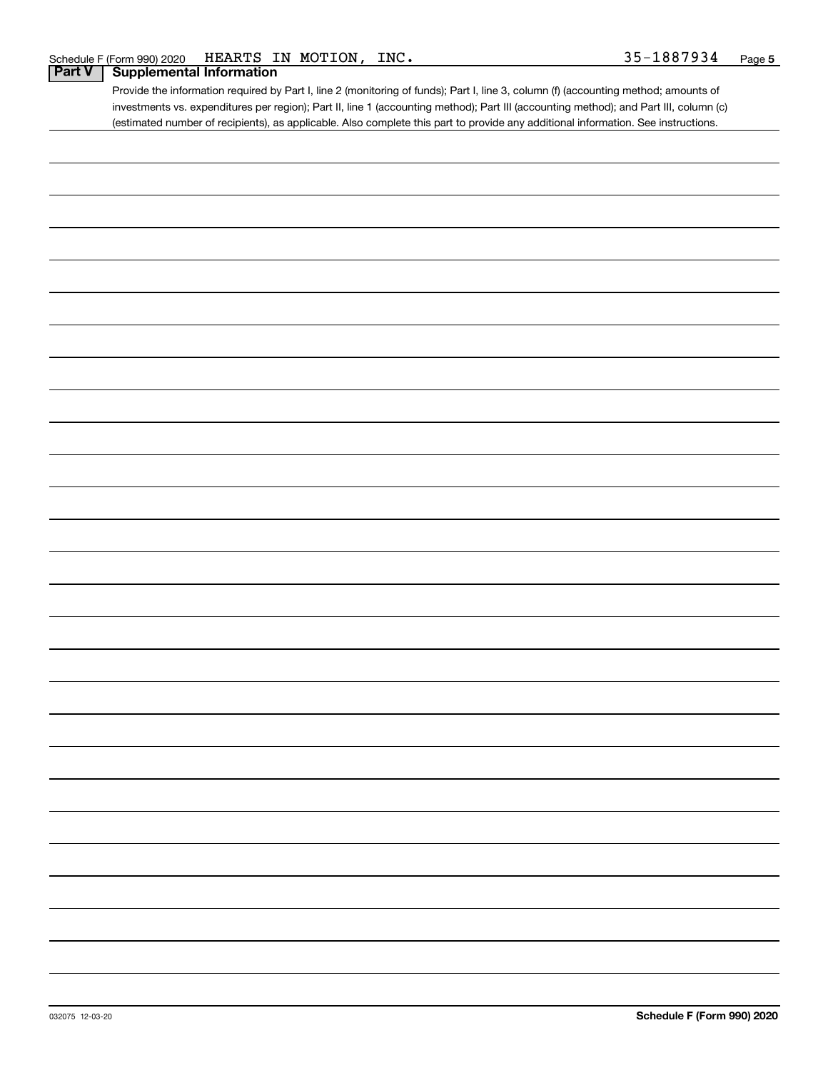Schedule F (Form 990) 2020 HEARTS IN MOTION, INC. 35-1887934

## Part V Supplemental Information

Provide the information required by Part I, line 2 (monitoring of funds); Part I, line 3, column (f) (accounting method; amounts of investments vs. expenditures per region); Part II, line 1 (accounting method); Part III (accounting method); and Part III, column (c) (estimated number of recipients), as applicable. Also complete this part to provide any additional information. See instructions.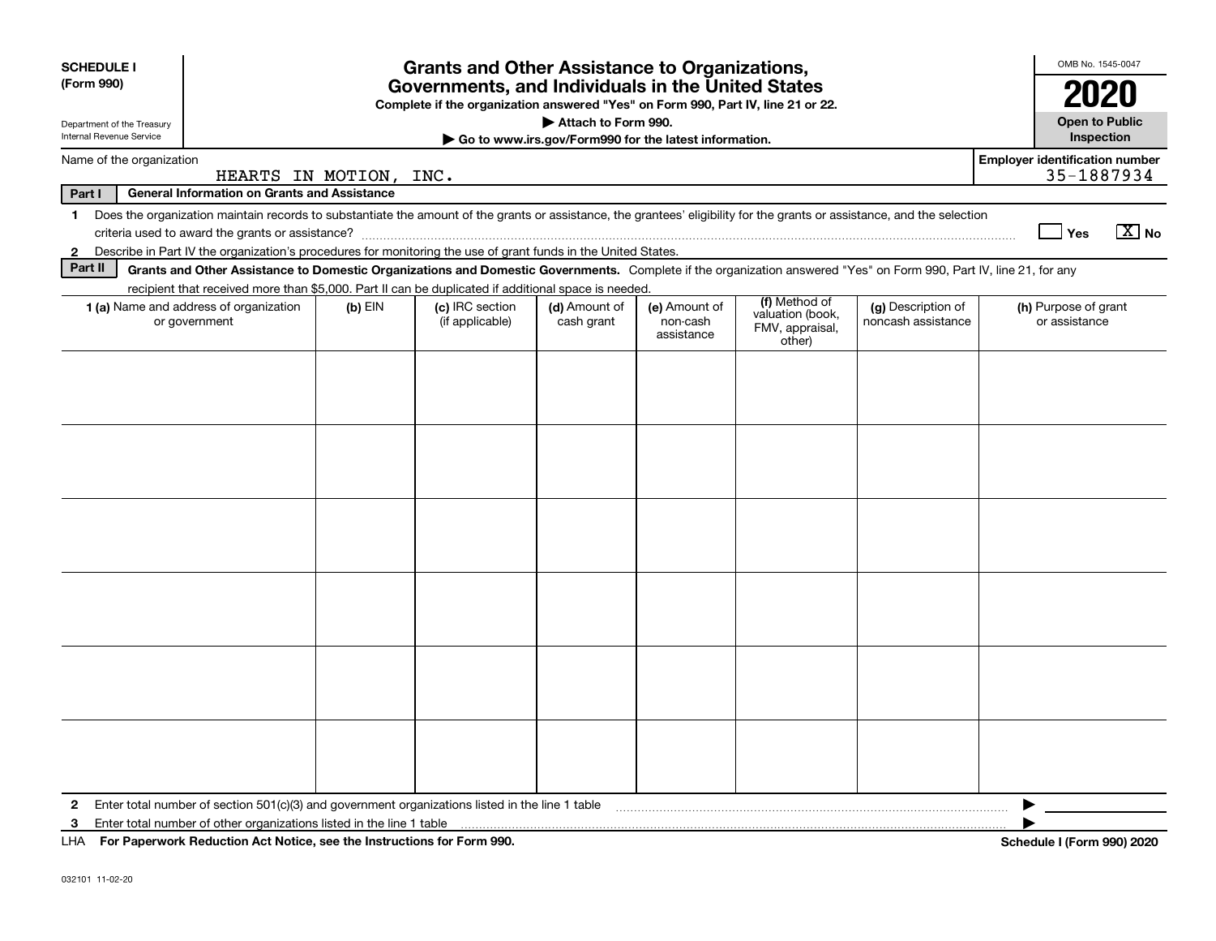**SCHEDULE I**
**(Form 990)**

Department of the Treasury
Internal Revenue Service

# Grants and Other Assistance to Organizations, Governments, and Individuals in the United States

**Complete if the organization answered "Yes" on Form 990, Part IV, line 21 or 22.**
**▶ Attach to Form 990.**
**▶ Go to www.irs.gov/Form990 for the latest information.**

OMB No. 1545-0047
**2020**
**Open to Public Inspection**

Name of the organization: HEARTS IN MOTION, INC.
**Employer identification number:** 35-1887934

## Part I General Information on Grants and Assistance

1 Does the organization maintain records to substantiate the amount of the grants or assistance, the grantees' eligibility for the grants or assistance, and the selection criteria used to award the grants or assistance? ☐ Yes ☒ No

2 Describe in Part IV the organization's procedures for monitoring the use of grant funds in the United States.

## Part II Grants and Other Assistance to Domestic Organizations and Domestic Governments.

Complete if the organization answered "Yes" on Form 990, Part IV, line 21, for any recipient that received more than $5,000. Part II can be duplicated if additional space is needed.

| 1 (a) Name and address of organization or government | (b) EIN | (c) IRC section (if applicable) | (d) Amount of cash grant | (e) Amount of non-cash assistance | (f) Method of valuation (book, FMV, appraisal, other) | (g) Description of noncash assistance | (h) Purpose of grant or assistance |
|---|---|---|---|---|---|---|---|
| | | | | | | | |
| | | | | | | | |
| | | | | | | | |
| | | | | | | | |
| | | | | | | | |
| | | | | | | | |

2 Enter total number of section 501(c)(3) and government organizations listed in the line 1 table ▶

3 Enter total number of other organizations listed in the line 1 table ▶

LHA **For Paperwork Reduction Act Notice, see the Instructions for Form 990.** **Schedule I (Form 990) 2020**

032101 11-02-20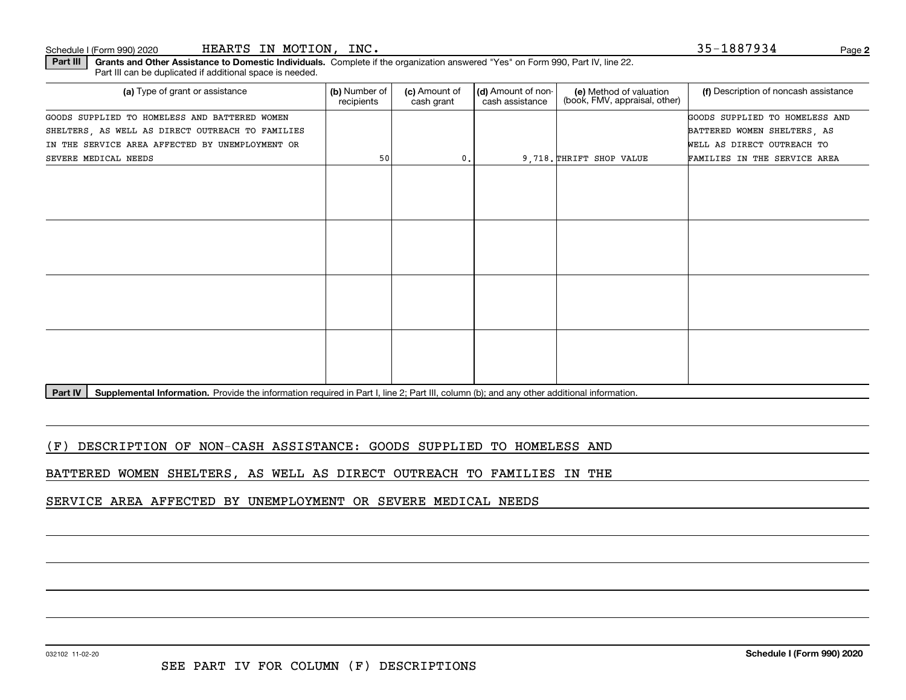Schedule I (Form 990) 2020 HEARTS IN MOTION, INC. 35-1887934

**Part III** **Grants and Other Assistance to Domestic Individuals.** Complete if the organization answered "Yes" on Form 990, Part IV, line 22. Part III can be duplicated if additional space is needed.

| (a) Type of grant or assistance | (b) Number of recipients | (c) Amount of cash grant | (d) Amount of non-cash assistance | (e) Method of valuation (book, FMV, appraisal, other) | (f) Description of noncash assistance |
|---|---|---|---|---|---|
| GOODS SUPPLIED TO HOMELESS AND BATTERED WOMEN SHELTERS, AS WELL AS DIRECT OUTREACH TO FAMILIES IN THE SERVICE AREA AFFECTED BY UNEMPLOYMENT OR SEVERE MEDICAL NEEDS | 50 | 0. | 9,718. | THRIFT SHOP VALUE | GOODS SUPPLIED TO HOMELESS AND BATTERED WOMEN SHELTERS, AS WELL AS DIRECT OUTREACH TO FAMILIES IN THE SERVICE AREA |
| | | | | | |
| | | | | | |
| | | | | | |
| | | | | | |

**Part IV** **Supplemental Information.** Provide the information required in Part I, line 2; Part III, column (b); and any other additional information.

(F) DESCRIPTION OF NON-CASH ASSISTANCE: GOODS SUPPLIED TO HOMELESS AND BATTERED WOMEN SHELTERS, AS WELL AS DIRECT OUTREACH TO FAMILIES IN THE SERVICE AREA AFFECTED BY UNEMPLOYMENT OR SEVERE MEDICAL NEEDS

032102 11-02-20

SEE PART IV FOR COLUMN (F) DESCRIPTIONS

**Schedule I (Form 990) 2020**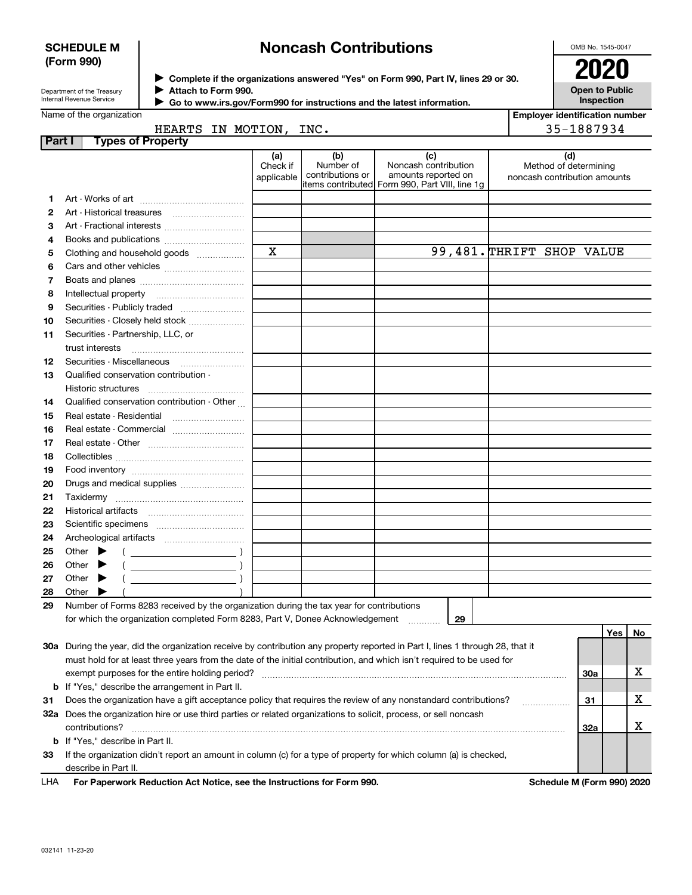**SCHEDULE M (Form 990)**

Department of the Treasury
Internal Revenue Service

# Noncash Contributions

▶ Complete if the organizations answered "Yes" on Form 990, Part IV, lines 29 or 30.
▶ Attach to Form 990.
▶ Go to www.irs.gov/Form990 for instructions and the latest information.

OMB No. 1545-0047

**2020**

**Open to Public Inspection**

Name of the organization: HEARTS IN MOTION, INC.

Employer identification number: 35-1887934

**Part I Types of Property**

| | | (a) Check if applicable | (b) Number of contributions or items contributed | (c) Noncash contribution amounts reported on Form 990, Part VIII, line 1g | (d) Method of determining noncash contribution amounts |
|---|---|---|---|---|---|
| 1 | Art - Works of art | | | | |
| 2 | Art - Historical treasures | | | | |
| 3 | Art - Fractional interests | | | | |
| 4 | Books and publications | | | | |
| 5 | Clothing and household goods | X | | 99,481. | THRIFT SHOP VALUE |
| 6 | Cars and other vehicles | | | | |
| 7 | Boats and planes | | | | |
| 8 | Intellectual property | | | | |
| 9 | Securities - Publicly traded | | | | |
| 10 | Securities - Closely held stock | | | | |
| 11 | Securities - Partnership, LLC, or trust interests | | | | |
| 12 | Securities - Miscellaneous | | | | |
| 13 | Qualified conservation contribution - Historic structures | | | | |
| 14 | Qualified conservation contribution - Other | | | | |
| 15 | Real estate - Residential | | | | |
| 16 | Real estate - Commercial | | | | |
| 17 | Real estate - Other | | | | |
| 18 | Collectibles | | | | |
| 19 | Food inventory | | | | |
| 20 | Drugs and medical supplies | | | | |
| 21 | Taxidermy | | | | |
| 22 | Historical artifacts | | | | |
| 23 | Scientific specimens | | | | |
| 24 | Archeological artifacts | | | | |
| 25 | Other ▶ ( ) | | | | |
| 26 | Other ▶ ( ) | | | | |
| 27 | Other ▶ ( ) | | | | |
| 28 | Other ▶ ( ) | | | | |

29 Number of Forms 8283 received by the organization during the tax year for contributions for which the organization completed Form 8283, Part V, Donee Acknowledgement ..... 29

| | | | Yes | No |
|---|---|---|---|---|
| 30a | During the year, did the organization receive by contribution any property reported in Part I, lines 1 through 28, that it must hold for at least three years from the date of the initial contribution, and which isn't required to be used for exempt purposes for the entire holding period? | 30a | | X |
| b | If "Yes," describe the arrangement in Part II. | | | |
| 31 | Does the organization have a gift acceptance policy that requires the review of any nonstandard contributions? | 31 | | X |
| 32a | Does the organization hire or use third parties or related organizations to solicit, process, or sell noncash contributions? | 32a | | X |
| b | If "Yes," describe in Part II. | | | |
| 33 | If the organization didn't report an amount in column (c) for a type of property for which column (a) is checked, describe in Part II. | | | |

LHA **For Paperwork Reduction Act Notice, see the Instructions for Form 990.** **Schedule M (Form 990) 2020**

032141 11-23-20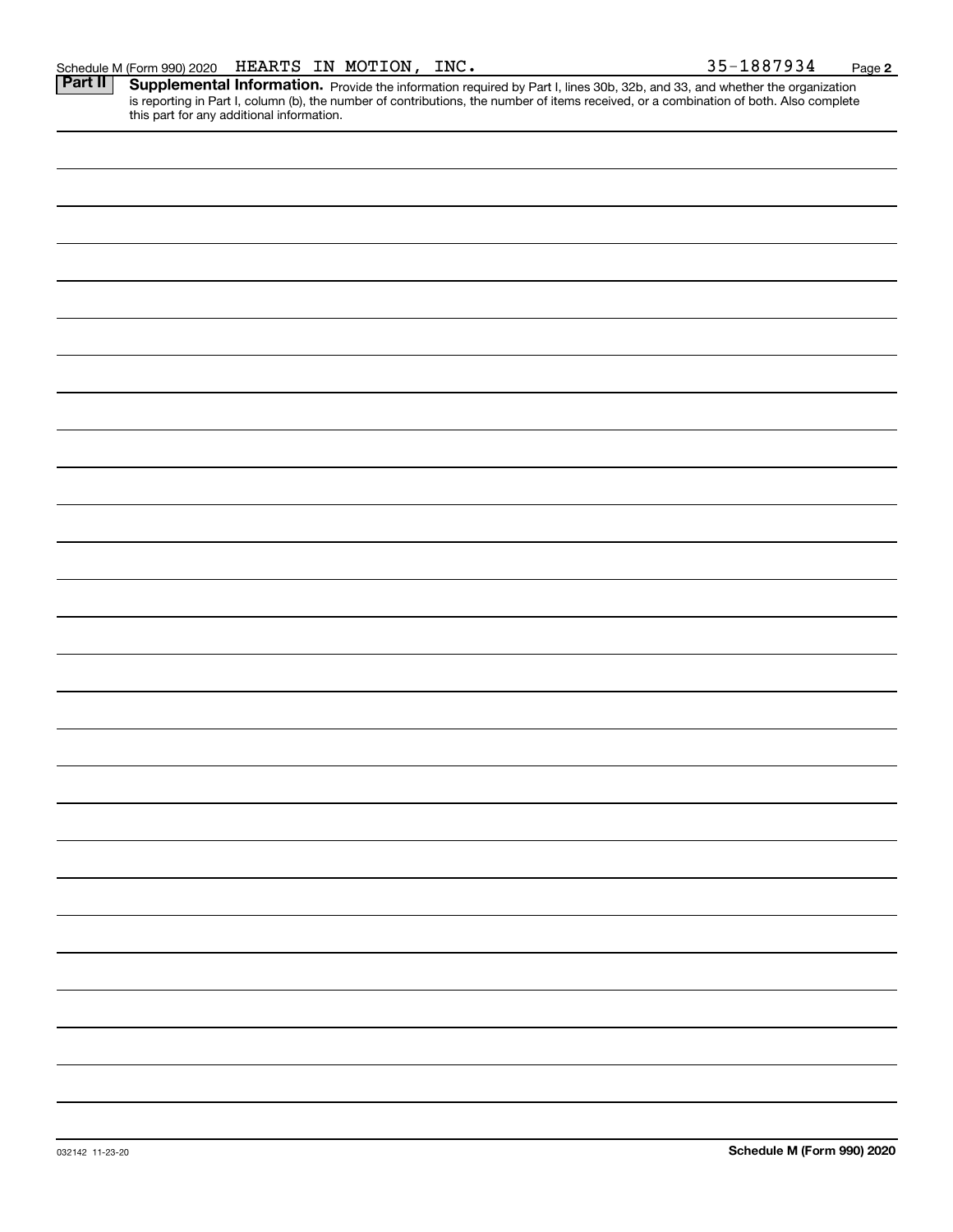Schedule M (Form 990) 2020 HEARTS IN MOTION, INC. 35-1887934

**Part II** **Supplemental Information.** Provide the information required by Part I, lines 30b, 32b, and 33, and whether the organization is reporting in Part I, column (b), the number of contributions, the number of items received, or a combination of both. Also complete this part for any additional information.

032142 11-23-20

**Schedule M (Form 990) 2020**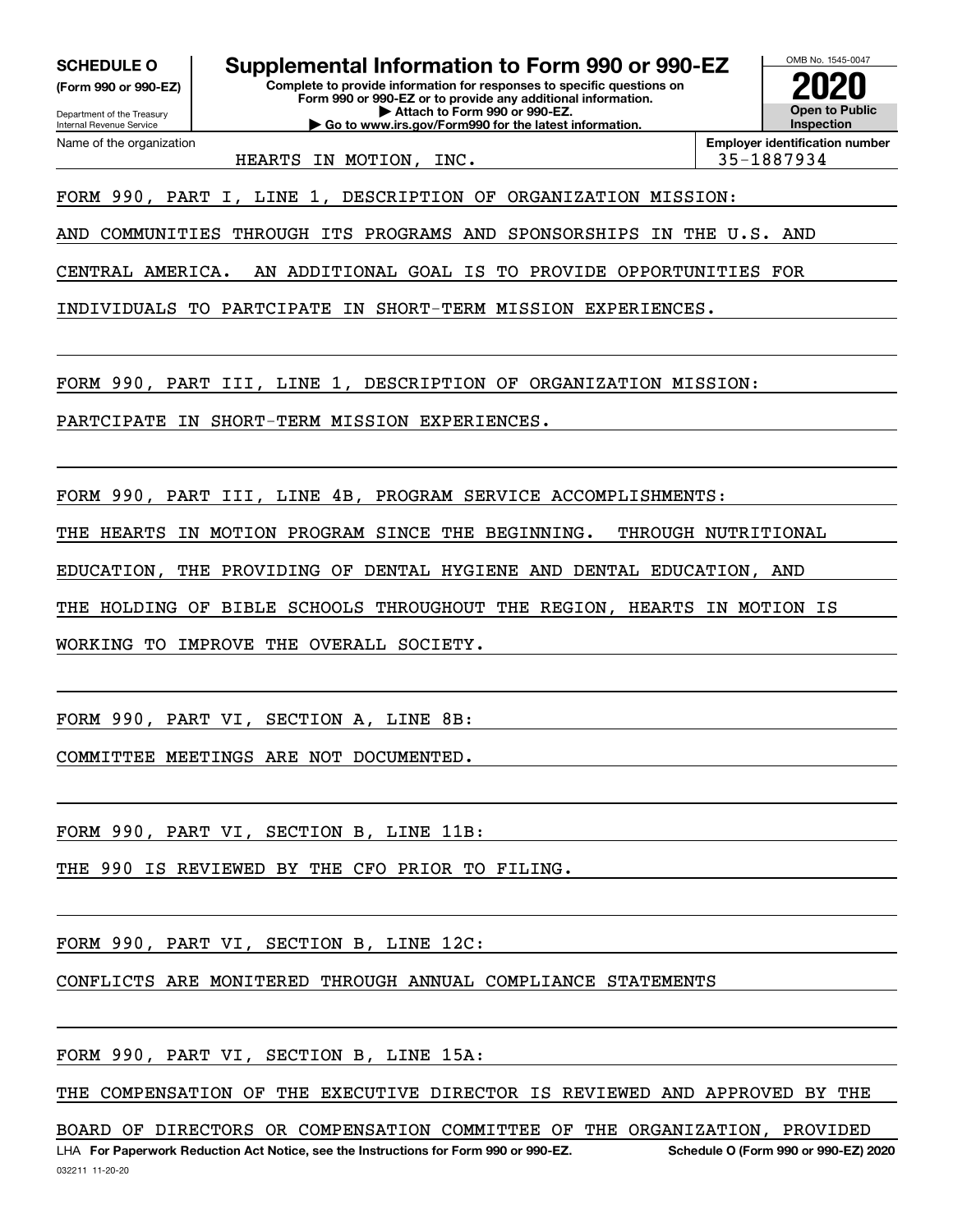**SCHEDULE O** (Form 990 or 990-EZ)

Department of the Treasury
Internal Revenue Service

# Supplemental Information to Form 990 or 990-EZ

**Complete to provide information for responses to specific questions on Form 990 or 990-EZ or to provide any additional information.**
**▶ Attach to Form 990 or 990-EZ.**
**▶ Go to www.irs.gov/Form990 for the latest information.**

OMB No. 1545-0047

**2020**

**Open to Public Inspection**

Name of the organization: HEARTS IN MOTION, INC.

**Employer identification number** 35-1887934

FORM 990, PART I, LINE 1, DESCRIPTION OF ORGANIZATION MISSION:

AND COMMUNITIES THROUGH ITS PROGRAMS AND SPONSORSHIPS IN THE U.S. AND CENTRAL AMERICA. AN ADDITIONAL GOAL IS TO PROVIDE OPPORTUNITIES FOR INDIVIDUALS TO PARTCIPATE IN SHORT-TERM MISSION EXPERIENCES.

FORM 990, PART III, LINE 1, DESCRIPTION OF ORGANIZATION MISSION:

PARTCIPATE IN SHORT-TERM MISSION EXPERIENCES.

FORM 990, PART III, LINE 4B, PROGRAM SERVICE ACCOMPLISHMENTS:

THE HEARTS IN MOTION PROGRAM SINCE THE BEGINNING. THROUGH NUTRITIONAL EDUCATION, THE PROVIDING OF DENTAL HYGIENE AND DENTAL EDUCATION, AND THE HOLDING OF BIBLE SCHOOLS THROUGHOUT THE REGION, HEARTS IN MOTION IS WORKING TO IMPROVE THE OVERALL SOCIETY.

FORM 990, PART VI, SECTION A, LINE 8B:

COMMITTEE MEETINGS ARE NOT DOCUMENTED.

FORM 990, PART VI, SECTION B, LINE 11B:

THE 990 IS REVIEWED BY THE CFO PRIOR TO FILING.

FORM 990, PART VI, SECTION B, LINE 12C:

CONFLICTS ARE MONITERED THROUGH ANNUAL COMPLIANCE STATEMENTS

FORM 990, PART VI, SECTION B, LINE 15A:

THE COMPENSATION OF THE EXECUTIVE DIRECTOR IS REVIEWED AND APPROVED BY THE BOARD OF DIRECTORS OR COMPENSATION COMMITTEE OF THE ORGANIZATION, PROVIDED

LHA **For Paperwork Reduction Act Notice, see the Instructions for Form 990 or 990-EZ.** **Schedule O (Form 990 or 990-EZ) 2020**

032211 11-20-20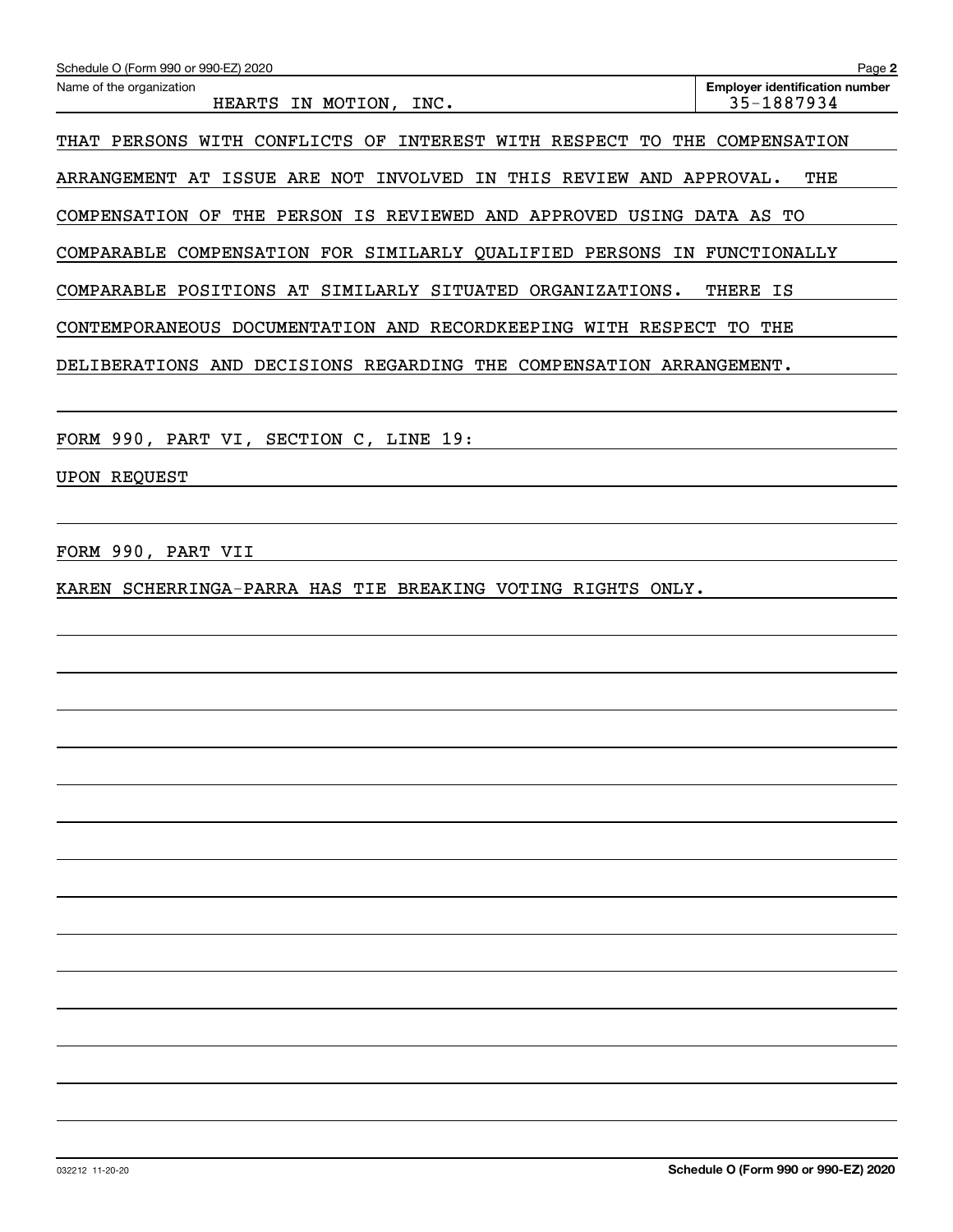Name of the organization: HEARTS IN MOTION, INC.

Employer identification number: 35-1887934

THAT PERSONS WITH CONFLICTS OF INTEREST WITH RESPECT TO THE COMPENSATION ARRANGEMENT AT ISSUE ARE NOT INVOLVED IN THIS REVIEW AND APPROVAL. THE COMPENSATION OF THE PERSON IS REVIEWED AND APPROVED USING DATA AS TO COMPARABLE COMPENSATION FOR SIMILARLY QUALIFIED PERSONS IN FUNCTIONALLY COMPARABLE POSITIONS AT SIMILARLY SITUATED ORGANIZATIONS. THERE IS CONTEMPORANEOUS DOCUMENTATION AND RECORDKEEPING WITH RESPECT TO THE DELIBERATIONS AND DECISIONS REGARDING THE COMPENSATION ARRANGEMENT.

FORM 990, PART VI, SECTION C, LINE 19:

UPON REQUEST

FORM 990, PART VII

KAREN SCHERRINGA-PARRA HAS TIE BREAKING VOTING RIGHTS ONLY.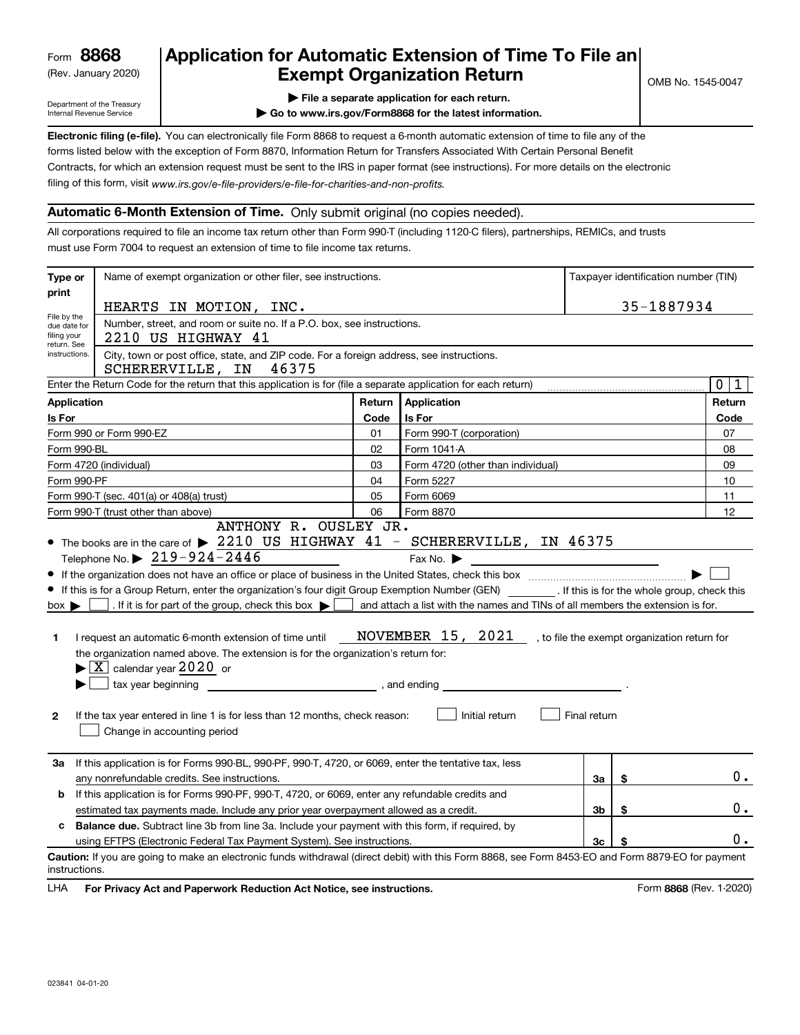Form **8868** (Rev. January 2020)

Department of the Treasury
Internal Revenue Service

# Application for Automatic Extension of Time To File an Exempt Organization Return

OMB No. 1545-0047

▶ File a separate application for each return.

▶ Go to www.irs.gov/Form8868 for the latest information.

**Electronic filing (e-file).** You can electronically file Form 8868 to request a 6-month automatic extension of time to file any of the forms listed below with the exception of Form 8870, Information Return for Transfers Associated With Certain Personal Benefit Contracts, for which an extension request must be sent to the IRS in paper format (see instructions). For more details on the electronic filing of this form, visit *www.irs.gov/e-file-providers/e-file-for-charities-and-non-profits.*

## Automatic 6-Month Extension of Time. Only submit original (no copies needed).

All corporations required to file an income tax return other than Form 990-T (including 1120-C filers), partnerships, REMICs, and trusts must use Form 7004 to request an extension of time to file income tax returns.

| Type or print | Name of exempt organization or other filer, see instructions. | Taxpayer identification number (TIN) |
|---|---|---|
| File by the due date for filing your return. See instructions. | HEARTS IN MOTION, INC. | 35-1887934 |
| | Number, street, and room or suite no. If a P.O. box, see instructions. 2210 US HIGHWAY 41 | |
| | City, town or post office, state, and ZIP code. For a foreign address, see instructions. SCHERERVILLE, IN 46375 | |

Enter the Return Code for the return that this application is for (file a separate application for each return) .......... 0 1

| Application Is For | Return Code | Application Is For | Return Code |
|---|---|---|---|
| Form 990 or Form 990-EZ | 01 | Form 990-T (corporation) | 07 |
| Form 990-BL | 02 | Form 1041-A | 08 |
| Form 4720 (individual) | 03 | Form 4720 (other than individual) | 09 |
| Form 990-PF | 04 | Form 5227 | 10 |
| Form 990-T (sec. 401(a) or 408(a) trust) | 05 | Form 6069 | 11 |
| Form 990-T (trust other than above) | 06 | Form 8870 | 12 |

- The books are in the care of ▶ ANTHONY R. OUSLEY JR. 2210 US HIGHWAY 41 - SCHERERVILLE, IN 46375
  Telephone No. ▶ 219-924-2446     Fax No. ▶
- If the organization does not have an office or place of business in the United States, check this box .......... ▶ ☐
- If this is for a Group Return, enter the organization's four digit Group Exemption Number (GEN) ________ . If this is for the whole group, check this box ▶ ☐ . If it is for part of the group, check this box ▶ ☐ and attach a list with the names and TINs of all members the extension is for.

**1** I request an automatic 6-month extension of time until NOVEMBER 15, 2021 , to file the exempt organization return for the organization named above. The extension is for the organization's return for:
▶ ☒ calendar year 2020 or
▶ ☐ tax year beginning ____________ , and ending ____________ .

**2** If the tax year entered in line 1 is for less than 12 months, check reason: ☐ Initial return ☐ Final return ☐ Change in accounting period

| | | | |
|---|---|---|---|
| **3a** | If this application is for Forms 990-BL, 990-PF, 990-T, 4720, or 6069, enter the tentative tax, less any nonrefundable credits. See instructions. | 3a | $ 0. |
| **b** | If this application is for Forms 990-PF, 990-T, 4720, or 6069, enter any refundable credits and estimated tax payments made. Include any prior year overpayment allowed as a credit. | 3b | $ 0. |
| **c** | **Balance due.** Subtract line 3b from line 3a. Include your payment with this form, if required, by using EFTPS (Electronic Federal Tax Payment System). See instructions. | 3c | $ 0. |

**Caution:** If you are going to make an electronic funds withdrawal (direct debit) with this Form 8868, see Form 8453-EO and Form 8879-EO for payment instructions.

LHA **For Privacy Act and Paperwork Reduction Act Notice, see instructions.** Form **8868** (Rev. 1-2020)

023841 04-01-20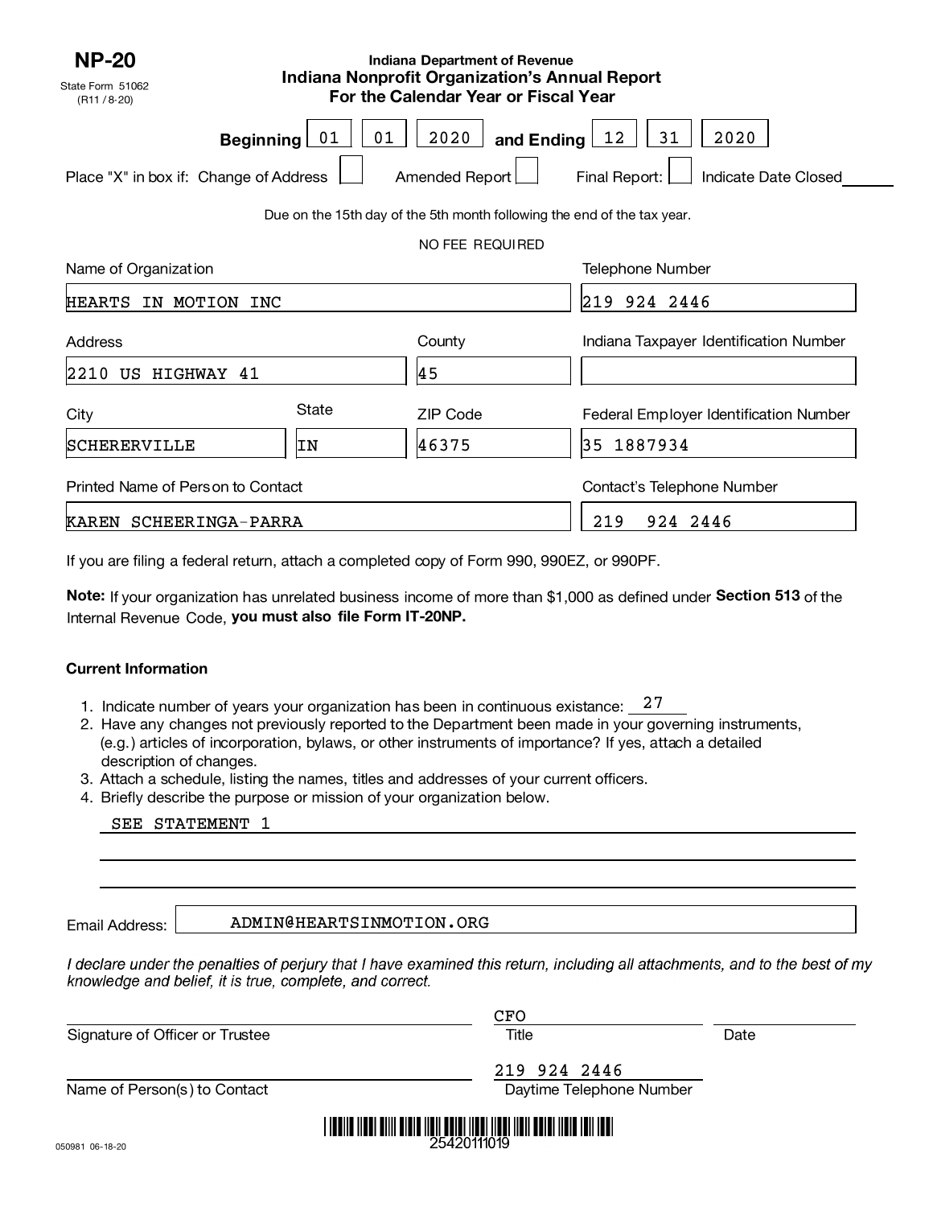**NP-20**

State Form 51062
(R11 / 8-20)

**Indiana Department of Revenue**
**Indiana Nonprofit Organization's Annual Report**
**For the Calendar Year or Fiscal Year**

**Beginning** 01 01 2020 **and Ending** 12 31 2020

Place "X" in box if: Change of Address ☐ Amended Report ☐ Final Report: ☐ Indicate Date Closed ______

Due on the 15th day of the 5th month following the end of the tax year.

NO FEE REQUIRED

| Name of Organization | | | Telephone Number |
|---|---|---|---|
| HEARTS IN MOTION INC | | | 219 924 2446 |
| **Address** | | **County** | **Indiana Taxpayer Identification Number** |
| 2210 US HIGHWAY 41 | | 45 | |
| **City** | **State** | **ZIP Code** | **Federal Employer Identification Number** |
| SCHERERVILLE | IN | 46375 | 35 1887934 |
| **Printed Name of Person to Contact** | | | **Contact's Telephone Number** |
| KAREN SCHEERINGA-PARRA | | | 219 924 2446 |

If you are filing a federal return, attach a completed copy of Form 990, 990EZ, or 990PF.

**Note:** If your organization has unrelated business income of more than $1,000 as defined under **Section 513** of the Internal Revenue Code, **you must also file Form IT-20NP.**

**Current Information**

1. Indicate number of years your organization has been in continuous existance: 27
2. Have any changes not previously reported to the Department been made in your governing instruments, (e.g.) articles of incorporation, bylaws, or other instruments of importance? If yes, attach a detailed description of changes.
3. Attach a schedule, listing the names, titles and addresses of your current officers.
4. Briefly describe the purpose or mission of your organization below.

SEE STATEMENT 1

Email Address: ADMIN@HEARTSINMOTION.ORG

*I declare under the penalties of perjury that I have examined this return, including all attachments, and to the best of my knowledge and belief, it is true, complete, and correct.*

| Signature of Officer or Trustee | Title: CFO | Date |
|---|---|---|
| Name of Person(s) to Contact | Daytime Telephone Number: 219 924 2446 | |

25420111019

050981 06-18-20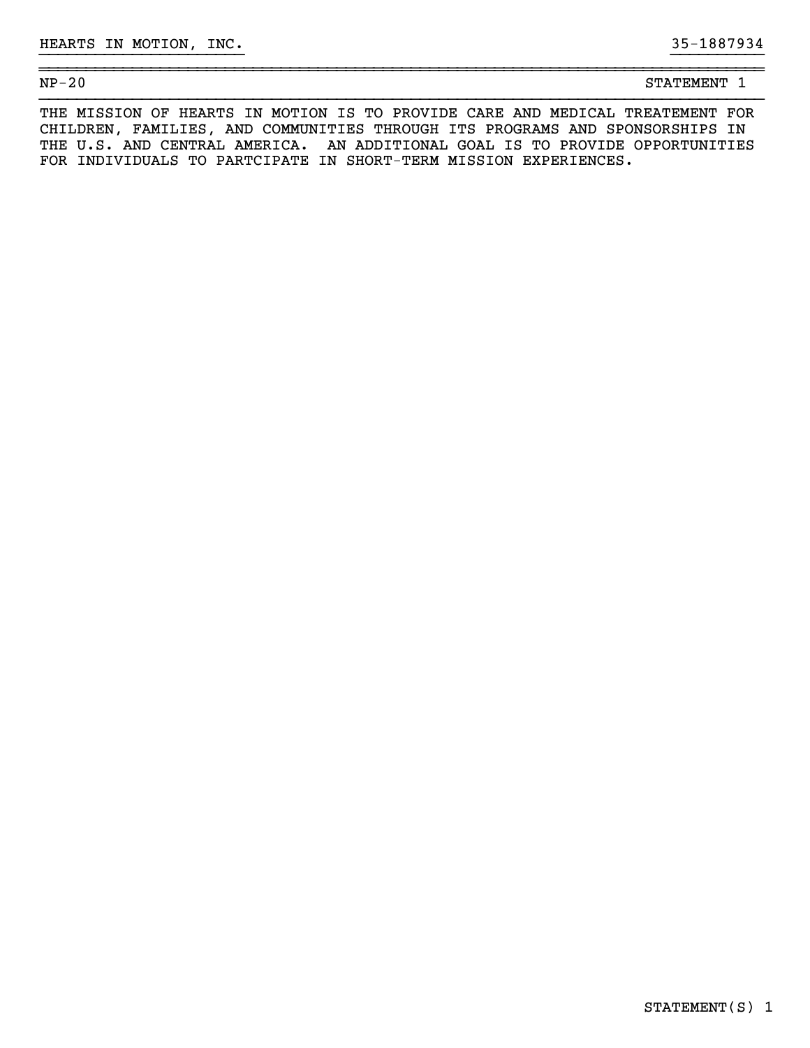HEARTS IN MOTION, INC. 35-1887934

NP-20 STATEMENT 1

THE MISSION OF HEARTS IN MOTION IS TO PROVIDE CARE AND MEDICAL TREATEMENT FOR CHILDREN, FAMILIES, AND COMMUNITIES THROUGH ITS PROGRAMS AND SPONSORSHIPS IN THE U.S. AND CENTRAL AMERICA. AN ADDITIONAL GOAL IS TO PROVIDE OPPORTUNITIES FOR INDIVIDUALS TO PARTCIPATE IN SHORT-TERM MISSION EXPERIENCES.

STATEMENT(S) 1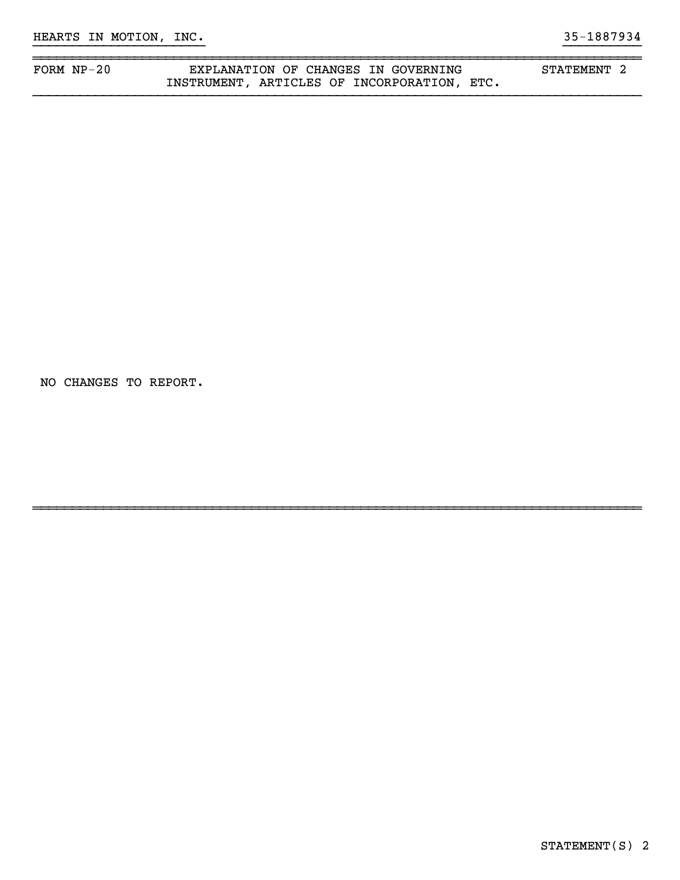HEARTS IN MOTION, INC. 35-1887934

| FORM NP-20 | EXPLANATION OF CHANGES IN GOVERNING INSTRUMENT, ARTICLES OF INCORPORATION, ETC. | STATEMENT 2 |
| --- | --- | --- |

NO CHANGES TO REPORT.

STATEMENT(S) 2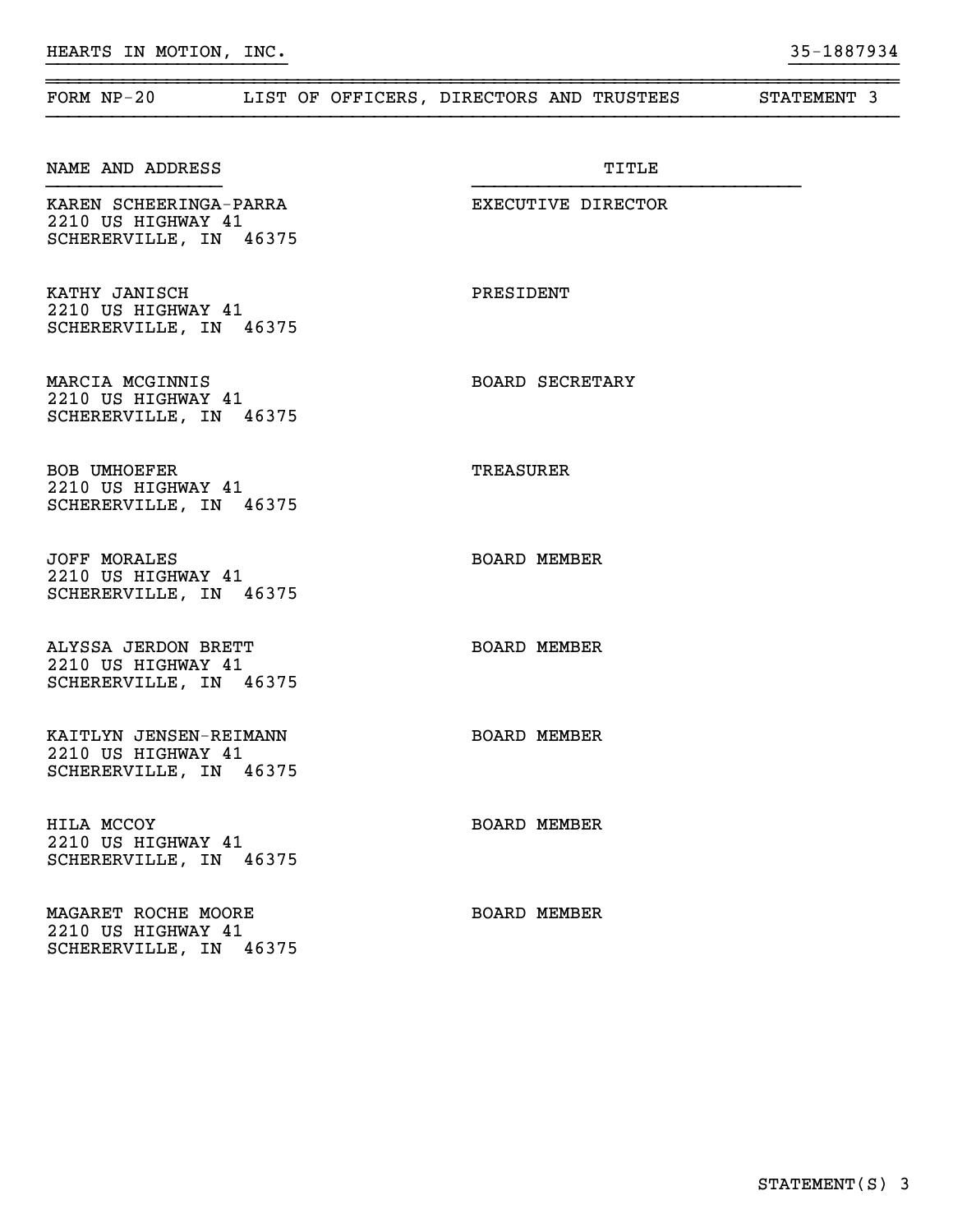HEARTS IN MOTION, INC. 35-1887934

## FORM NP-20 LIST OF OFFICERS, DIRECTORS AND TRUSTEES STATEMENT 3

| NAME AND ADDRESS | TITLE |
|---|---|
| KAREN SCHEERINGA-PARRA<br>2210 US HIGHWAY 41<br>SCHERERVILLE, IN 46375 | EXECUTIVE DIRECTOR |
| KATHY JANISCH<br>2210 US HIGHWAY 41<br>SCHERERVILLE, IN 46375 | PRESIDENT |
| MARCIA MCGINNIS<br>2210 US HIGHWAY 41<br>SCHERERVILLE, IN 46375 | BOARD SECRETARY |
| BOB UMHOEFER<br>2210 US HIGHWAY 41<br>SCHERERVILLE, IN 46375 | TREASURER |
| JOFF MORALES<br>2210 US HIGHWAY 41<br>SCHERERVILLE, IN 46375 | BOARD MEMBER |
| ALYSSA JERDON BRETT<br>2210 US HIGHWAY 41<br>SCHERERVILLE, IN 46375 | BOARD MEMBER |
| KAITLYN JENSEN-REIMANN<br>2210 US HIGHWAY 41<br>SCHERERVILLE, IN 46375 | BOARD MEMBER |
| HILA MCCOY<br>2210 US HIGHWAY 41<br>SCHERERVILLE, IN 46375 | BOARD MEMBER |
| MAGARET ROCHE MOORE<br>2210 US HIGHWAY 41<br>SCHERERVILLE, IN 46375 | BOARD MEMBER |

STATEMENT(S) 3